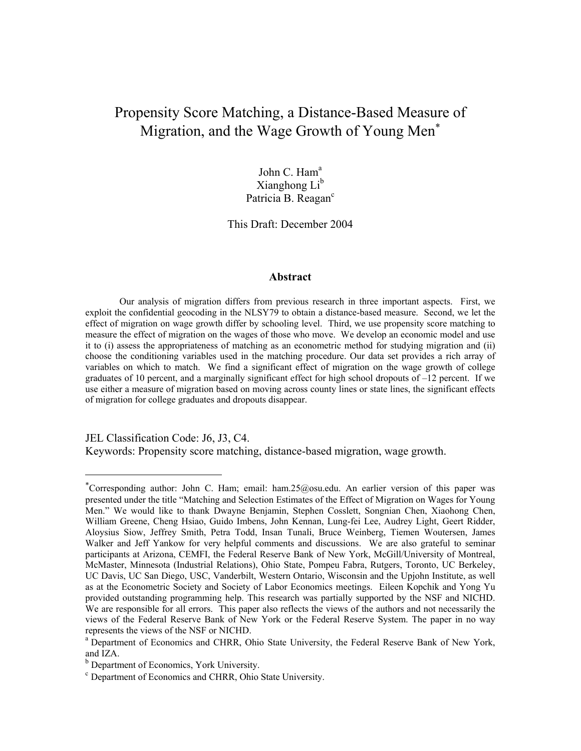# Propensity Score Matching, a Distance-Based Measure of Migration, and the Wage Growth of Young Men[*]

John C. Ham[a]  
Xianghong Li[b]  
Patricia B. Reagan[c]

This Draft: December 2004

## Abstract

Our analysis of migration differs from previous research in three important aspects. First, we exploit the confidential geocoding in the NLSY79 to obtain a distance-based measure. Second, we let the effect of migration on wage growth differ by schooling level. Third, we use propensity score matching to measure the effect of migration on the wages of those who move. We develop an economic model and use it to (i) assess the appropriateness of matching as an econometric method for studying migration and (ii) choose the conditioning variables used in the matching procedure. Our data set provides a rich array of variables on which to match. We find a significant effect of migration on the wage growth of college graduates of 10 percent, and a marginally significant effect for high school dropouts of –12 percent. If we use either a measure of migration based on moving across county lines or state lines, the significant effects of migration for college graduates and dropouts disappear.

JEL Classification Code: J6, J3, C4.  
Keywords: Propensity score matching, distance-based migration, wage growth.

---

[*] Corresponding author: John C. Ham; email: ham.25@osu.edu. An earlier version of this paper was presented under the title "Matching and Selection Estimates of the Effect of Migration on Wages for Young Men." We would like to thank Dwayne Benjamin, Stephen Cosslett, Songnian Chen, Xiaohong Chen, William Greene, Cheng Hsiao, Guido Imbens, John Kennan, Lung-fei Lee, Audrey Light, Geert Ridder, Aloysius Siow, Jeffrey Smith, Petra Todd, Insan Tunali, Bruce Weinberg, Tiemen Woutersen, James Walker and Jeff Yankow for very helpful comments and discussions. We are also grateful to seminar participants at Arizona, CEMFI, the Federal Reserve Bank of New York, McGill/University of Montreal, McMaster, Minnesota (Industrial Relations), Ohio State, Pompeu Fabra, Rutgers, Toronto, UC Berkeley, UC Davis, UC San Diego, USC, Vanderbilt, Western Ontario, Wisconsin and the Upjohn Institute, as well as at the Econometric Society and Society of Labor Economics meetings. Eileen Kopchik and Yong Yu provided outstanding programming help. This research was partially supported by the NSF and NICHD. We are responsible for all errors. This paper also reflects the views of the authors and not necessarily the views of the Federal Reserve Bank of New York or the Federal Reserve System. The paper in no way represents the views of the NSF or NICHD.

[a] Department of Economics and CHRR, Ohio State University, the Federal Reserve Bank of New York, and IZA.

[b] Department of Economics, York University.

[c] Department of Economics and CHRR, Ohio State University.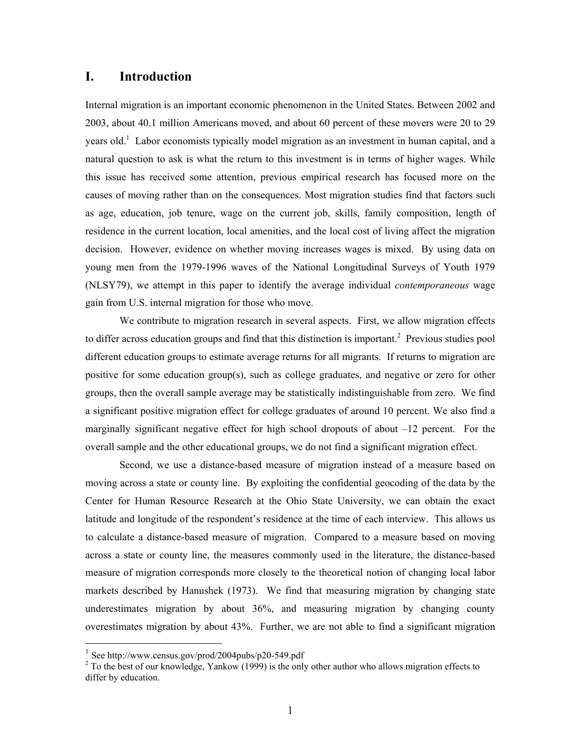# I. Introduction

Internal migration is an important economic phenomenon in the United States. Between 2002 and 2003, about 40.1 million Americans moved, and about 60 percent of these movers were 20 to 29 years old.[1] Labor economists typically model migration as an investment in human capital, and a natural question to ask is what the return to this investment is in terms of higher wages. While this issue has received some attention, previous empirical research has focused more on the causes of moving rather than on the consequences. Most migration studies find that factors such as age, education, job tenure, wage on the current job, skills, family composition, length of residence in the current location, local amenities, and the local cost of living affect the migration decision. However, evidence on whether moving increases wages is mixed. By using data on young men from the 1979-1996 waves of the National Longitudinal Surveys of Youth 1979 (NLSY79), we attempt in this paper to identify the average individual *contemporaneous* wage gain from U.S. internal migration for those who move.

We contribute to migration research in several aspects. First, we allow migration effects to differ across education groups and find that this distinction is important.[2] Previous studies pool different education groups to estimate average returns for all migrants. If returns to migration are positive for some education group(s), such as college graduates, and negative or zero for other groups, then the overall sample average may be statistically indistinguishable from zero. We find a significant positive migration effect for college graduates of around 10 percent. We also find a marginally significant negative effect for high school dropouts of about –12 percent. For the overall sample and the other educational groups, we do not find a significant migration effect.

Second, we use a distance-based measure of migration instead of a measure based on moving across a state or county line. By exploiting the confidential geocoding of the data by the Center for Human Resource Research at the Ohio State University, we can obtain the exact latitude and longitude of the respondent's residence at the time of each interview. This allows us to calculate a distance-based measure of migration. Compared to a measure based on moving across a state or county line, the measures commonly used in the literature, the distance-based measure of migration corresponds more closely to the theoretical notion of changing local labor markets described by Hanushek (1973). We find that measuring migration by changing state underestimates migration by about 36%, and measuring migration by changing county overestimates migration by about 43%. Further, we are not able to find a significant migration

[1] See http://www.census.gov/prod/2004pubs/p20-549.pdf

[2] To the best of our knowledge, Yankow (1999) is the only other author who allows migration effects to differ by education.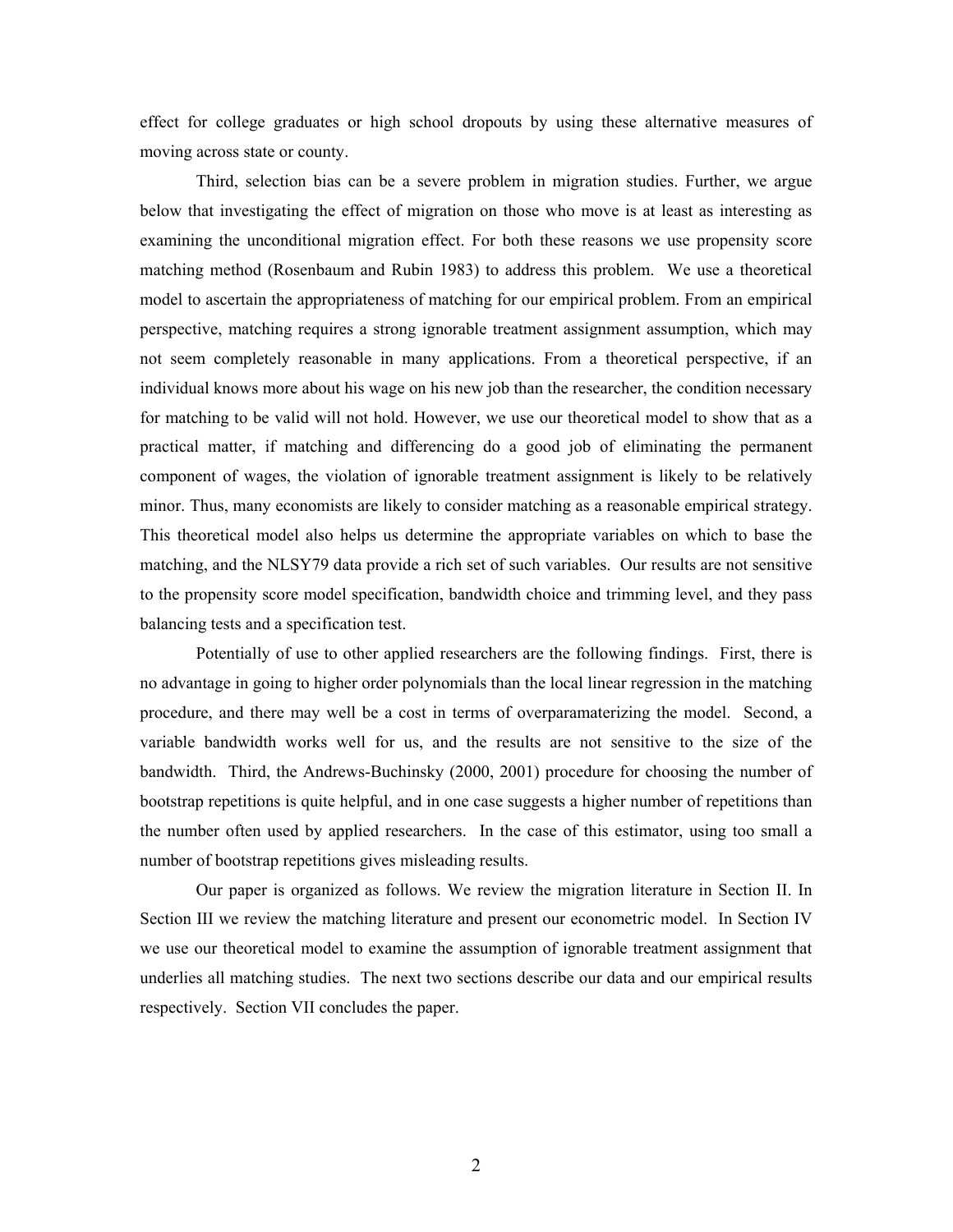effect for college graduates or high school dropouts by using these alternative measures of moving across state or county.

Third, selection bias can be a severe problem in migration studies. Further, we argue below that investigating the effect of migration on those who move is at least as interesting as examining the unconditional migration effect. For both these reasons we use propensity score matching method (Rosenbaum and Rubin 1983) to address this problem. We use a theoretical model to ascertain the appropriateness of matching for our empirical problem. From an empirical perspective, matching requires a strong ignorable treatment assignment assumption, which may not seem completely reasonable in many applications. From a theoretical perspective, if an individual knows more about his wage on his new job than the researcher, the condition necessary for matching to be valid will not hold. However, we use our theoretical model to show that as a practical matter, if matching and differencing do a good job of eliminating the permanent component of wages, the violation of ignorable treatment assignment is likely to be relatively minor. Thus, many economists are likely to consider matching as a reasonable empirical strategy. This theoretical model also helps us determine the appropriate variables on which to base the matching, and the NLSY79 data provide a rich set of such variables. Our results are not sensitive to the propensity score model specification, bandwidth choice and trimming level, and they pass balancing tests and a specification test.

Potentially of use to other applied researchers are the following findings. First, there is no advantage in going to higher order polynomials than the local linear regression in the matching procedure, and there may well be a cost in terms of overparamaterizing the model. Second, a variable bandwidth works well for us, and the results are not sensitive to the size of the bandwidth. Third, the Andrews-Buchinsky (2000, 2001) procedure for choosing the number of bootstrap repetitions is quite helpful, and in one case suggests a higher number of repetitions than the number often used by applied researchers. In the case of this estimator, using too small a number of bootstrap repetitions gives misleading results.

Our paper is organized as follows. We review the migration literature in Section II. In Section III we review the matching literature and present our econometric model. In Section IV we use our theoretical model to examine the assumption of ignorable treatment assignment that underlies all matching studies. The next two sections describe our data and our empirical results respectively. Section VII concludes the paper.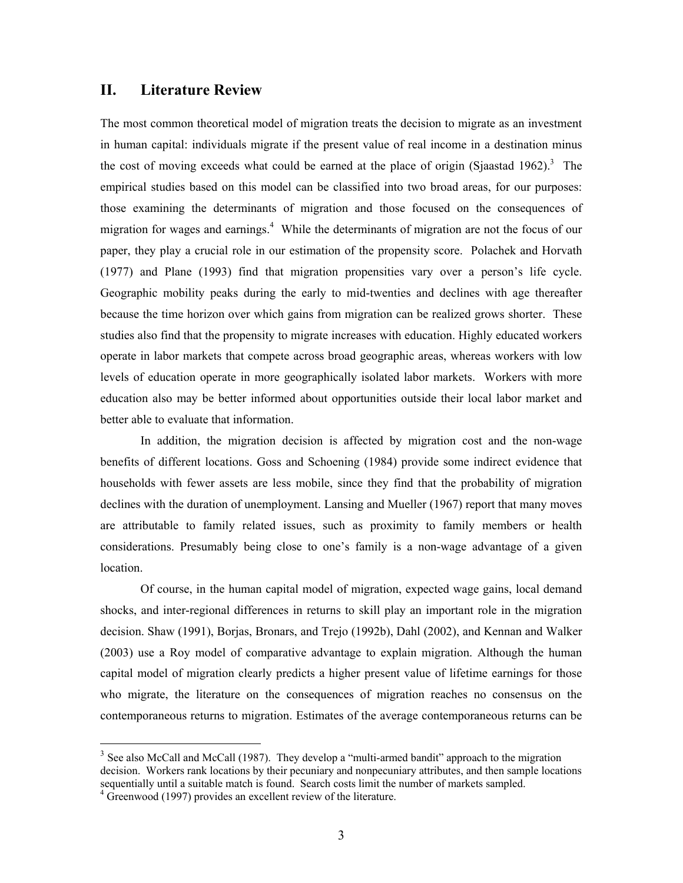## II. Literature Review

The most common theoretical model of migration treats the decision to migrate as an investment in human capital: individuals migrate if the present value of real income in a destination minus the cost of moving exceeds what could be earned at the place of origin (Sjaastad 1962).[3] The empirical studies based on this model can be classified into two broad areas, for our purposes: those examining the determinants of migration and those focused on the consequences of migration for wages and earnings.[4] While the determinants of migration are not the focus of our paper, they play a crucial role in our estimation of the propensity score. Polachek and Horvath (1977) and Plane (1993) find that migration propensities vary over a person's life cycle. Geographic mobility peaks during the early to mid-twenties and declines with age thereafter because the time horizon over which gains from migration can be realized grows shorter. These studies also find that the propensity to migrate increases with education. Highly educated workers operate in labor markets that compete across broad geographic areas, whereas workers with low levels of education operate in more geographically isolated labor markets. Workers with more education also may be better informed about opportunities outside their local labor market and better able to evaluate that information.

In addition, the migration decision is affected by migration cost and the non-wage benefits of different locations. Goss and Schoening (1984) provide some indirect evidence that households with fewer assets are less mobile, since they find that the probability of migration declines with the duration of unemployment. Lansing and Mueller (1967) report that many moves are attributable to family related issues, such as proximity to family members or health considerations. Presumably being close to one's family is a non-wage advantage of a given location.

Of course, in the human capital model of migration, expected wage gains, local demand shocks, and inter-regional differences in returns to skill play an important role in the migration decision. Shaw (1991), Borjas, Bronars, and Trejo (1992b), Dahl (2002), and Kennan and Walker (2003) use a Roy model of comparative advantage to explain migration. Although the human capital model of migration clearly predicts a higher present value of lifetime earnings for those who migrate, the literature on the consequences of migration reaches no consensus on the contemporaneous returns to migration. Estimates of the average contemporaneous returns can be

[3] See also McCall and McCall (1987). They develop a "multi-armed bandit" approach to the migration decision. Workers rank locations by their pecuniary and nonpecuniary attributes, and then sample locations sequentially until a suitable match is found. Search costs limit the number of markets sampled.

[4] Greenwood (1997) provides an excellent review of the literature.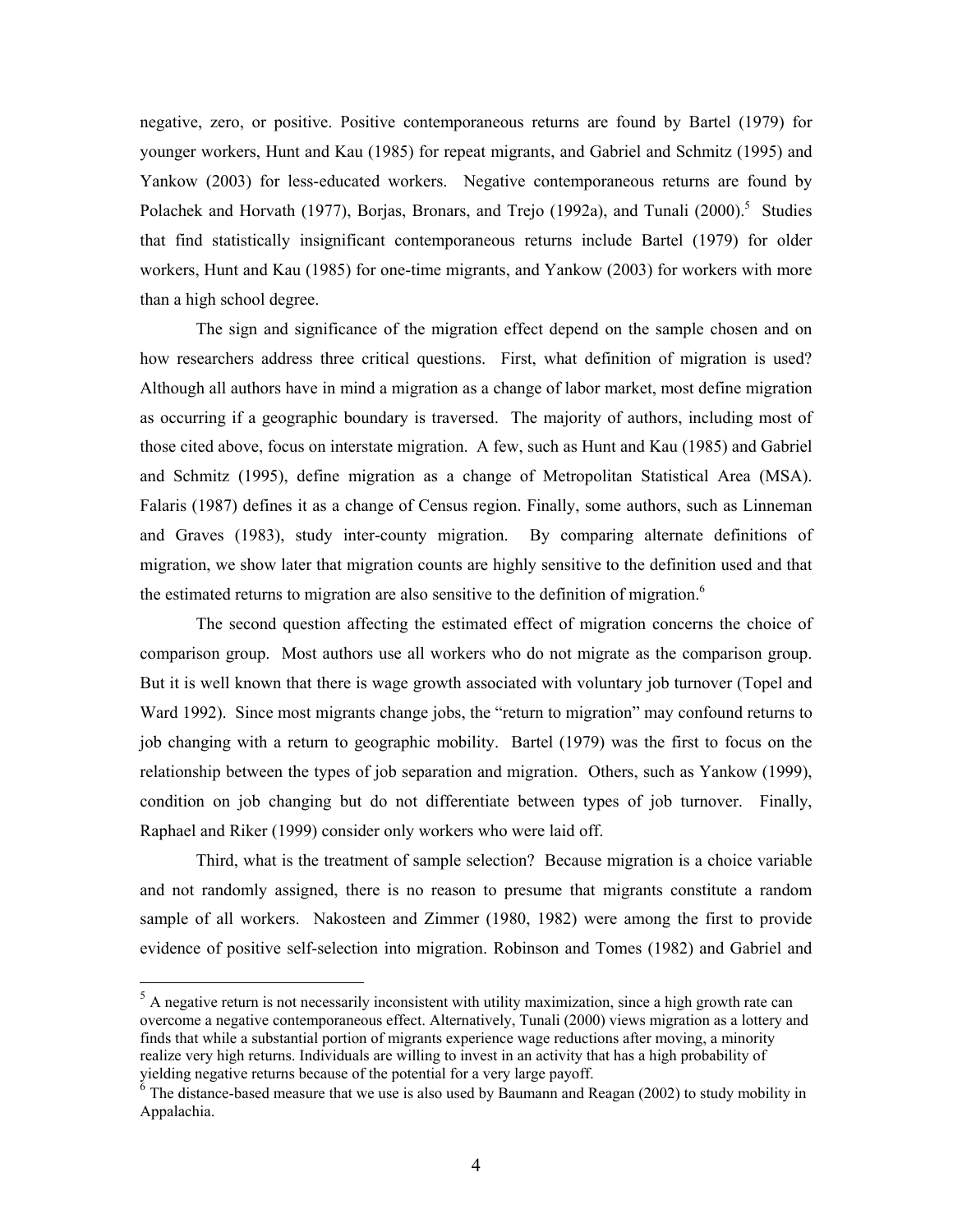negative, zero, or positive. Positive contemporaneous returns are found by Bartel (1979) for younger workers, Hunt and Kau (1985) for repeat migrants, and Gabriel and Schmitz (1995) and Yankow (2003) for less-educated workers. Negative contemporaneous returns are found by Polachek and Horvath (1977), Borjas, Bronars, and Trejo (1992a), and Tunali (2000).[5] Studies that find statistically insignificant contemporaneous returns include Bartel (1979) for older workers, Hunt and Kau (1985) for one-time migrants, and Yankow (2003) for workers with more than a high school degree.

The sign and significance of the migration effect depend on the sample chosen and on how researchers address three critical questions. First, what definition of migration is used? Although all authors have in mind a migration as a change of labor market, most define migration as occurring if a geographic boundary is traversed. The majority of authors, including most of those cited above, focus on interstate migration. A few, such as Hunt and Kau (1985) and Gabriel and Schmitz (1995), define migration as a change of Metropolitan Statistical Area (MSA). Falaris (1987) defines it as a change of Census region. Finally, some authors, such as Linneman and Graves (1983), study inter-county migration. By comparing alternate definitions of migration, we show later that migration counts are highly sensitive to the definition used and that the estimated returns to migration are also sensitive to the definition of migration.[6]

The second question affecting the estimated effect of migration concerns the choice of comparison group. Most authors use all workers who do not migrate as the comparison group. But it is well known that there is wage growth associated with voluntary job turnover (Topel and Ward 1992). Since most migrants change jobs, the "return to migration" may confound returns to job changing with a return to geographic mobility. Bartel (1979) was the first to focus on the relationship between the types of job separation and migration. Others, such as Yankow (1999), condition on job changing but do not differentiate between types of job turnover. Finally, Raphael and Riker (1999) consider only workers who were laid off.

Third, what is the treatment of sample selection? Because migration is a choice variable and not randomly assigned, there is no reason to presume that migrants constitute a random sample of all workers. Nakosteen and Zimmer (1980, 1982) were among the first to provide evidence of positive self-selection into migration. Robinson and Tomes (1982) and Gabriel and

---

[5] A negative return is not necessarily inconsistent with utility maximization, since a high growth rate can overcome a negative contemporaneous effect. Alternatively, Tunali (2000) views migration as a lottery and finds that while a substantial portion of migrants experience wage reductions after moving, a minority realize very high returns. Individuals are willing to invest in an activity that has a high probability of yielding negative returns because of the potential for a very large payoff.

[6] The distance-based measure that we use is also used by Baumann and Reagan (2002) to study mobility in Appalachia.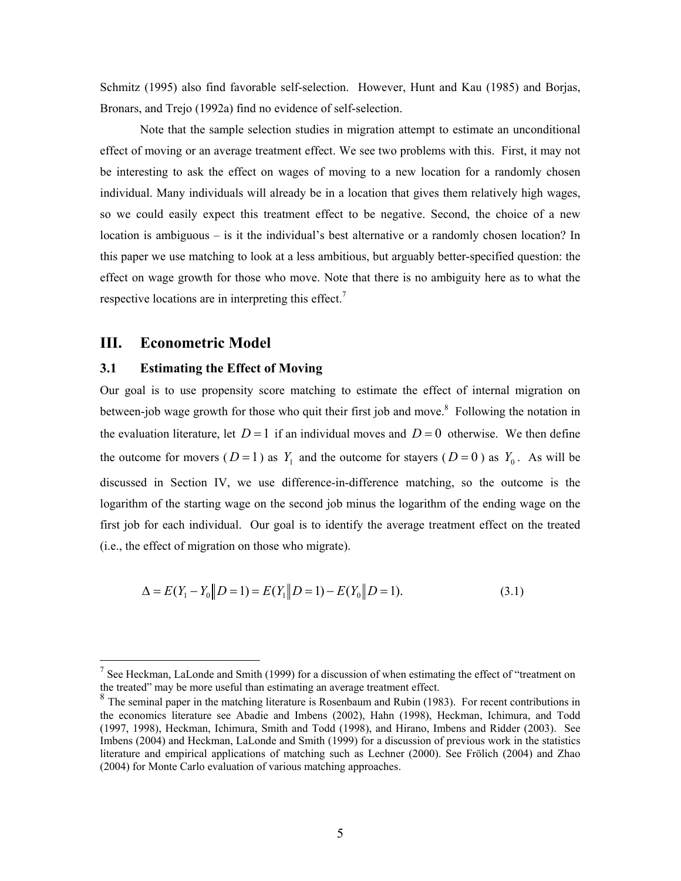Schmitz (1995) also find favorable self-selection. However, Hunt and Kau (1985) and Borjas, Bronars, and Trejo (1992a) find no evidence of self-selection.

Note that the sample selection studies in migration attempt to estimate an unconditional effect of moving or an average treatment effect. We see two problems with this. First, it may not be interesting to ask the effect on wages of moving to a new location for a randomly chosen individual. Many individuals will already be in a location that gives them relatively high wages, so we could easily expect this treatment effect to be negative. Second, the choice of a new location is ambiguous – is it the individual's best alternative or a randomly chosen location? In this paper we use matching to look at a less ambitious, but arguably better-specified question: the effect on wage growth for those who move. Note that there is no ambiguity here as to what the respective locations are in interpreting this effect.[7]

## III. Econometric Model

### 3.1 Estimating the Effect of Moving

Our goal is to use propensity score matching to estimate the effect of internal migration on between-job wage growth for those who quit their first job and move.[8] Following the notation in the evaluation literature, let $D=1$ if an individual moves and $D=0$ otherwise. We then define the outcome for movers ($D=1$) as $Y_1$ and the outcome for stayers ($D=0$) as $Y_0$. As will be discussed in Section IV, we use difference-in-difference matching, so the outcome is the logarithm of the starting wage on the second job minus the logarithm of the ending wage on the first job for each individual. Our goal is to identify the average treatment effect on the treated (i.e., the effect of migration on those who migrate).

$$\Delta = E(Y_1 - Y_0 \| D=1) = E(Y_1 \| D=1) - E(Y_0 \| D=1). \tag{3.1}$$

---

[7] See Heckman, LaLonde and Smith (1999) for a discussion of when estimating the effect of "treatment on the treated" may be more useful than estimating an average treatment effect.

[8] The seminal paper in the matching literature is Rosenbaum and Rubin (1983). For recent contributions in the economics literature see Abadie and Imbens (2002), Hahn (1998), Heckman, Ichimura, and Todd (1997, 1998), Heckman, Ichimura, Smith and Todd (1998), and Hirano, Imbens and Ridder (2003). See Imbens (2004) and Heckman, LaLonde and Smith (1999) for a discussion of previous work in the statistics literature and empirical applications of matching such as Lechner (2000). See Frölich (2004) and Zhao (2004) for Monte Carlo evaluation of various matching approaches.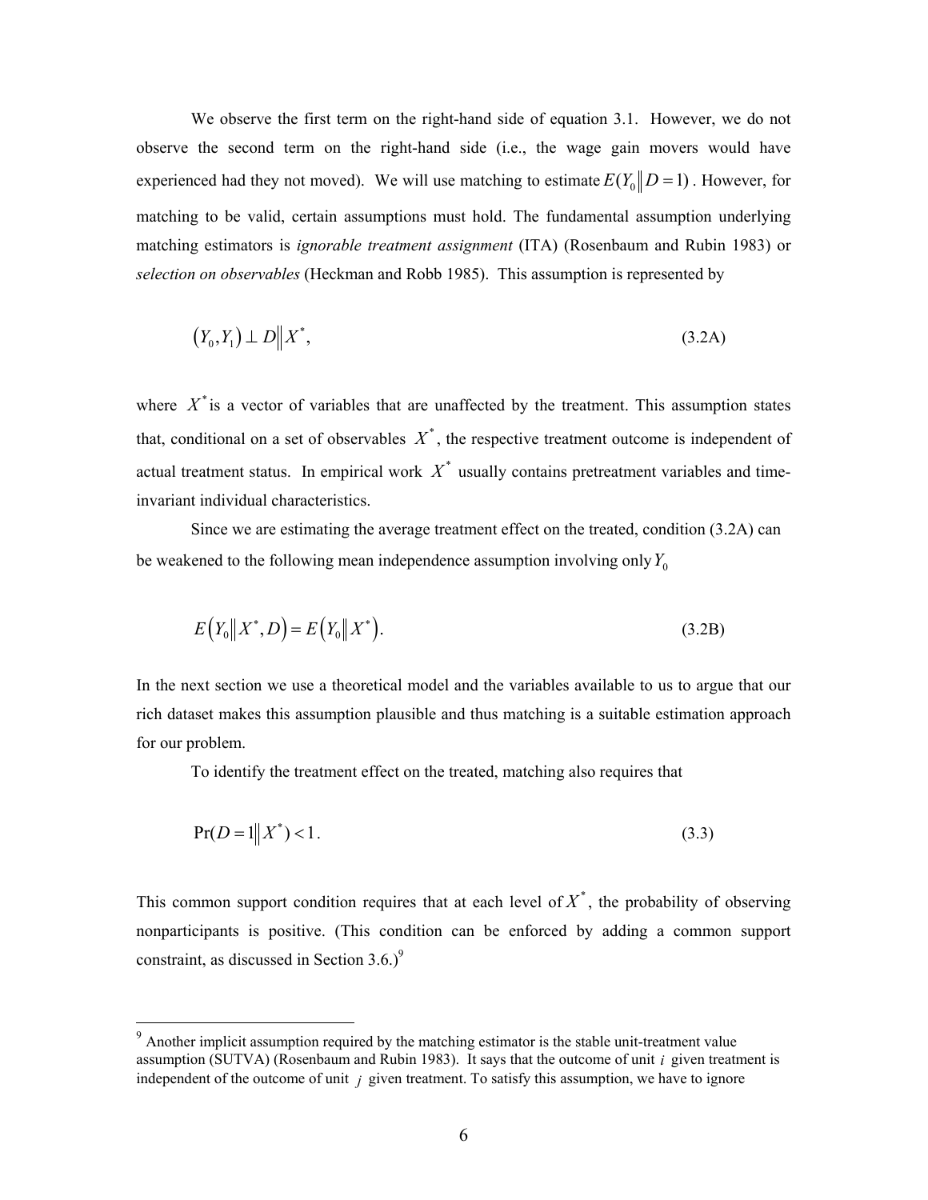We observe the first term on the right-hand side of equation 3.1. However, we do not observe the second term on the right-hand side (i.e., the wage gain movers would have experienced had they not moved). We will use matching to estimate $E(Y_0 \| D=1)$. However, for matching to be valid, certain assumptions must hold. The fundamental assumption underlying matching estimators is *ignorable treatment assignment* (ITA) (Rosenbaum and Rubin 1983) or *selection on observables* (Heckman and Robb 1985). This assumption is represented by

$$(Y_0, Y_1) \perp D \| X^*, \tag{3.2A}$$

where $X^*$ is a vector of variables that are unaffected by the treatment. This assumption states that, conditional on a set of observables $X^*$, the respective treatment outcome is independent of actual treatment status. In empirical work $X^*$ usually contains pretreatment variables and time-invariant individual characteristics.

Since we are estimating the average treatment effect on the treated, condition (3.2A) can be weakened to the following mean independence assumption involving only $Y_0$

$$E\left(Y_0 \| X^*, D\right) = E\left(Y_0 \| X^*\right). \tag{3.2B}$$

In the next section we use a theoretical model and the variables available to us to argue that our rich dataset makes this assumption plausible and thus matching is a suitable estimation approach for our problem.

To identify the treatment effect on the treated, matching also requires that

$$\Pr(D=1 \| X^*) < 1. \tag{3.3}$$

This common support condition requires that at each level of $X^*$, the probability of observing nonparticipants is positive. (This condition can be enforced by adding a common support constraint, as discussed in Section 3.6.)[9]

[9] Another implicit assumption required by the matching estimator is the stable unit-treatment value assumption (SUTVA) (Rosenbaum and Rubin 1983). It says that the outcome of unit $i$ given treatment is independent of the outcome of unit $j$ given treatment. To satisfy this assumption, we have to ignore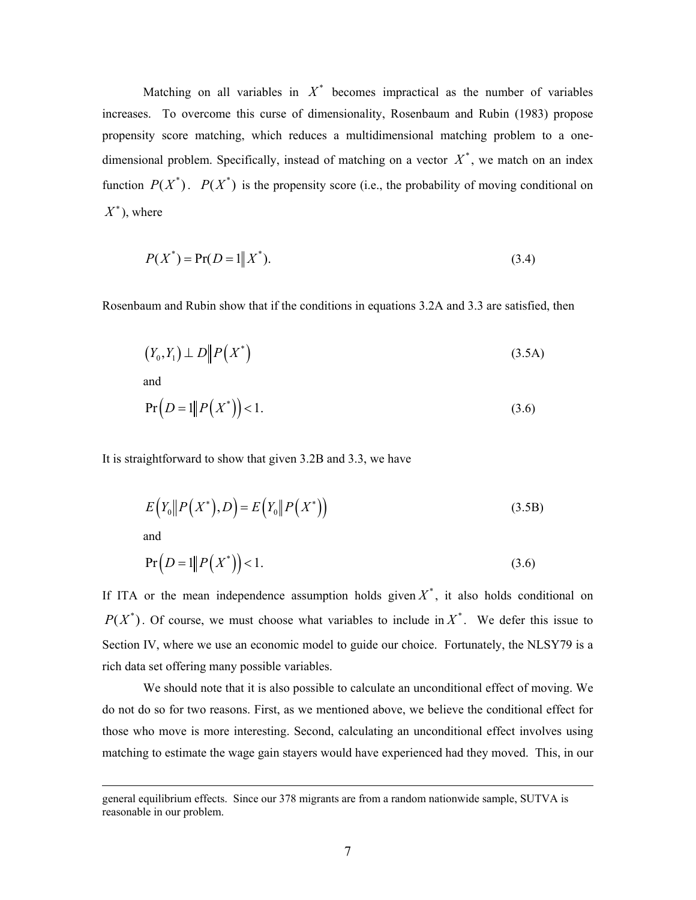Matching on all variables in $X^*$ becomes impractical as the number of variables increases. To overcome this curse of dimensionality, Rosenbaum and Rubin (1983) propose propensity score matching, which reduces a multidimensional matching problem to a one-dimensional problem. Specifically, instead of matching on a vector $X^*$, we match on an index function $P(X^*)$. $P(X^*)$ is the propensity score (i.e., the probability of moving conditional on $X^*$), where

$$P(X^*) = \Pr(D = 1 \| X^*). \tag{3.4}$$

Rosenbaum and Rubin show that if the conditions in equations 3.2A and 3.3 are satisfied, then

$$\left(Y_0, Y_1\right) \perp D \left\| P\left(X^*\right)\right. \tag{3.5A}$$

and

$$\Pr\left(D = 1 \left\| P\left(X^*\right)\right.\right) < 1. \tag{3.6}$$

It is straightforward to show that given 3.2B and 3.3, we have

$$E\left(Y_0 \left\| P\left(X^*\right), D\right.\right) = E\left(Y_0 \left\| P\left(X^*\right)\right.\right) \tag{3.5B}$$

and

$$\Pr\left(D = 1 \left\| P\left(X^*\right)\right.\right) < 1. \tag{3.6}$$

If ITA or the mean independence assumption holds given $X^*$, it also holds conditional on $P(X^*)$. Of course, we must choose what variables to include in $X^*$. We defer this issue to Section IV, where we use an economic model to guide our choice. Fortunately, the NLSY79 is a rich data set offering many possible variables.

We should note that it is also possible to calculate an unconditional effect of moving. We do not do so for two reasons. First, as we mentioned above, we believe the conditional effect for those who move is more interesting. Second, calculating an unconditional effect involves using matching to estimate the wage gain stayers would have experienced had they moved. This, in our

general equilibrium effects. Since our 378 migrants are from a random nationwide sample, SUTVA is reasonable in our problem.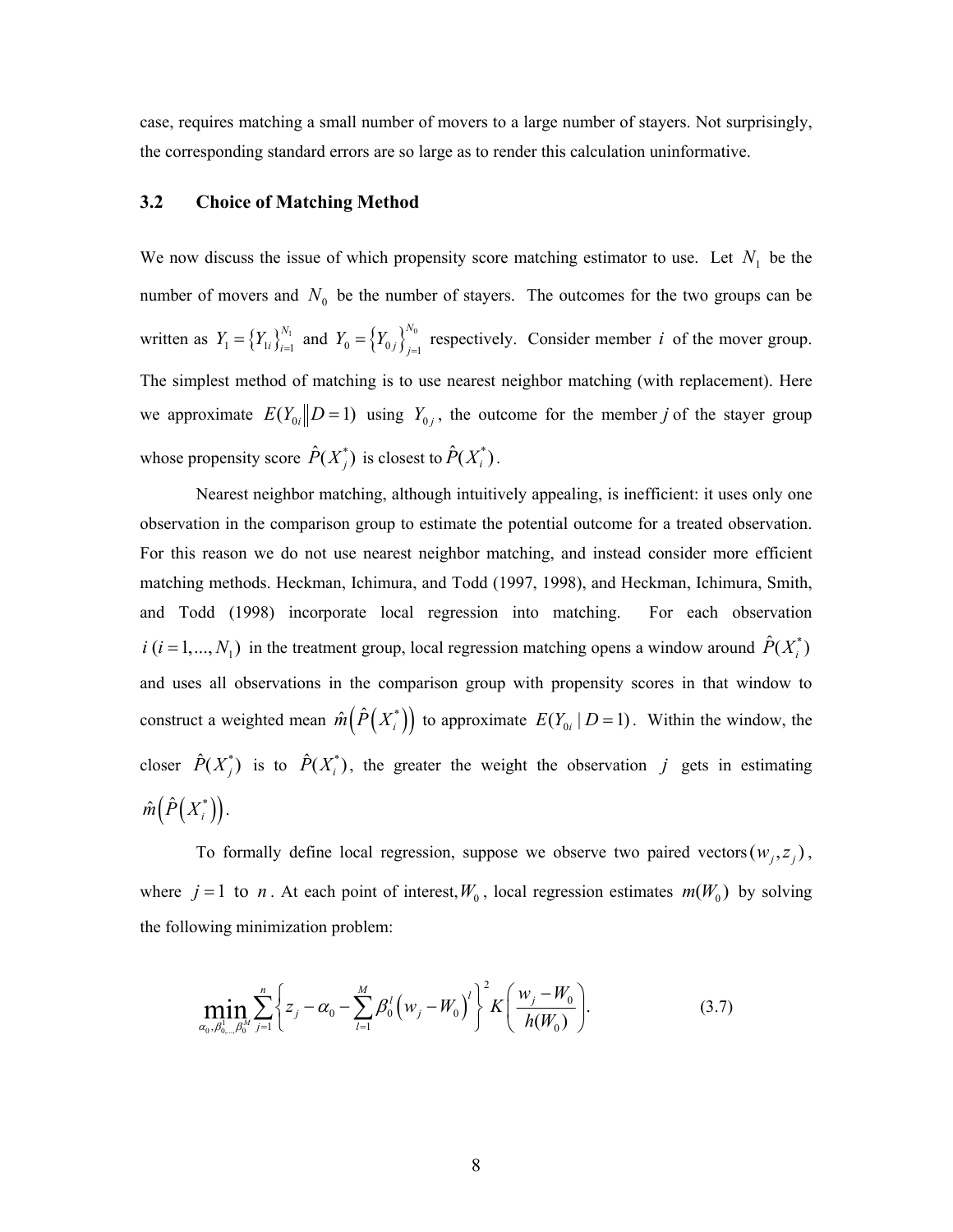case, requires matching a small number of movers to a large number of stayers. Not surprisingly, the corresponding standard errors are so large as to render this calculation uninformative.

### 3.2 Choice of Matching Method

We now discuss the issue of which propensity score matching estimator to use. Let $N_1$ be the number of movers and $N_0$ be the number of stayers. The outcomes for the two groups can be written as $Y_1 = \{Y_{1i}\}_{i=1}^{N_1}$ and $Y_0 = \{Y_{0j}\}_{j=1}^{N_0}$ respectively. Consider member $i$ of the mover group. The simplest method of matching is to use nearest neighbor matching (with replacement). Here we approximate $E(Y_{0i} \| D=1)$ using $Y_{0j}$, the outcome for the member $j$ of the stayer group whose propensity score $\hat{P}(X_j^*)$ is closest to $\hat{P}(X_i^*)$.

Nearest neighbor matching, although intuitively appealing, is inefficient: it uses only one observation in the comparison group to estimate the potential outcome for a treated observation. For this reason we do not use nearest neighbor matching, and instead consider more efficient matching methods. Heckman, Ichimura, and Todd (1997, 1998), and Heckman, Ichimura, Smith, and Todd (1998) incorporate local regression into matching. For each observation $i\ (i = 1,..., N_1)$ in the treatment group, local regression matching opens a window around $\hat{P}(X_i^*)$ and uses all observations in the comparison group with propensity scores in that window to construct a weighted mean $\hat{m}\left(\hat{P}\left(X_i^*\right)\right)$ to approximate $E(Y_{0i} \mid D=1)$. Within the window, the closer $\hat{P}(X_j^*)$ is to $\hat{P}(X_i^*)$, the greater the weight the observation $j$ gets in estimating $\hat{m}\left(\hat{P}\left(X_i^*\right)\right)$.

To formally define local regression, suppose we observe two paired vectors $(w_j, z_j)$, where $j = 1$ to $n$. At each point of interest, $W_0$, local regression estimates $m(W_0)$ by solving the following minimization problem:

$$\min_{\alpha_0, \beta_0^1, ..., \beta_0^M} \sum_{j=1}^{n} \left\{ z_j - \alpha_0 - \sum_{l=1}^{M} \beta_0^l \left(w_j - W_0\right)^l \right\}^2 K\left(\frac{w_j - W_0}{h(W_0)}\right). \tag{3.7}$$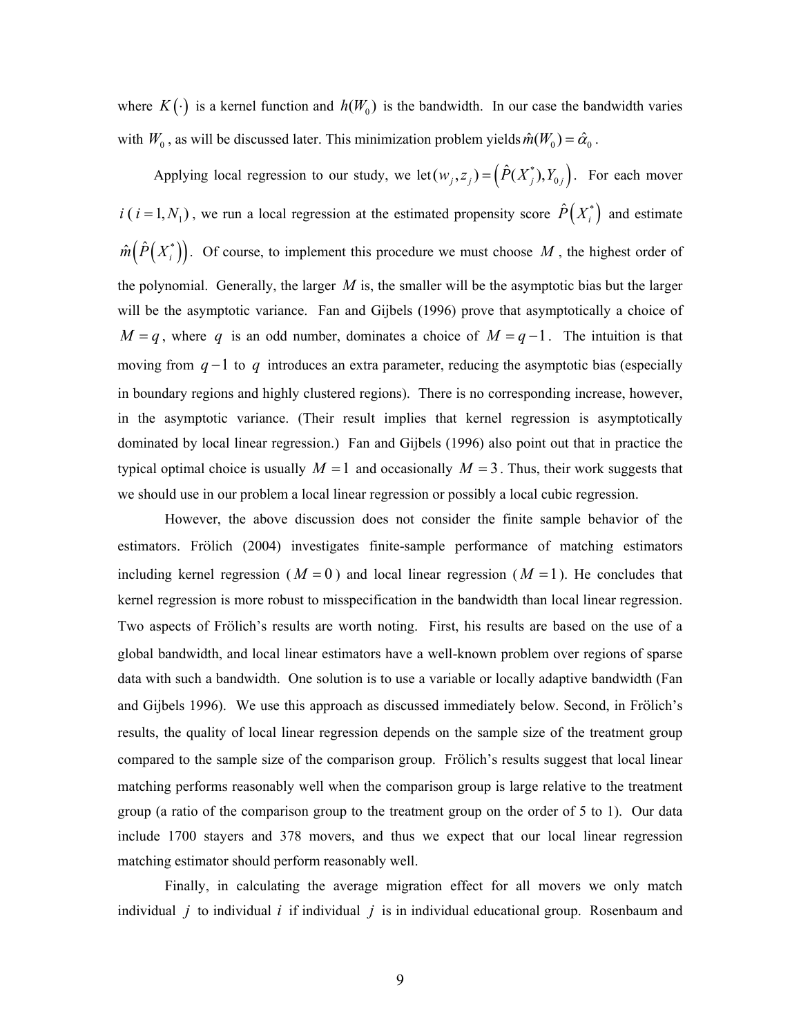where $K(\cdot)$ is a kernel function and $h(W_0)$ is the bandwidth. In our case the bandwidth varies with $W_0$, as will be discussed later. This minimization problem yields $\hat{m}(W_0) = \hat{\alpha}_0$.

Applying local regression to our study, we let $(w_j, z_j) = \left(\hat{P}(X_j^*), Y_{0j}\right)$. For each mover $i$ ($i = 1, N_1$), we run a local regression at the estimated propensity score $\hat{P}\left(X_i^*\right)$ and estimate $\hat{m}\left(\hat{P}\left(X_i^*\right)\right)$. Of course, to implement this procedure we must choose $M$, the highest order of the polynomial. Generally, the larger $M$ is, the smaller will be the asymptotic bias but the larger will be the asymptotic variance. Fan and Gijbels (1996) prove that asymptotically a choice of $M = q$, where $q$ is an odd number, dominates a choice of $M = q-1$. The intuition is that moving from $q-1$ to $q$ introduces an extra parameter, reducing the asymptotic bias (especially in boundary regions and highly clustered regions). There is no corresponding increase, however, in the asymptotic variance. (Their result implies that kernel regression is asymptotically dominated by local linear regression.) Fan and Gijbels (1996) also point out that in practice the typical optimal choice is usually $M = 1$ and occasionally $M = 3$. Thus, their work suggests that we should use in our problem a local linear regression or possibly a local cubic regression.

However, the above discussion does not consider the finite sample behavior of the estimators. Frölich (2004) investigates finite-sample performance of matching estimators including kernel regression ($M = 0$) and local linear regression ($M = 1$). He concludes that kernel regression is more robust to misspecification in the bandwidth than local linear regression. Two aspects of Frölich's results are worth noting. First, his results are based on the use of a global bandwidth, and local linear estimators have a well-known problem over regions of sparse data with such a bandwidth. One solution is to use a variable or locally adaptive bandwidth (Fan and Gijbels 1996). We use this approach as discussed immediately below. Second, in Frölich's results, the quality of local linear regression depends on the sample size of the treatment group compared to the sample size of the comparison group. Frölich's results suggest that local linear matching performs reasonably well when the comparison group is large relative to the treatment group (a ratio of the comparison group to the treatment group on the order of 5 to 1). Our data include 1700 stayers and 378 movers, and thus we expect that our local linear regression matching estimator should perform reasonably well.

Finally, in calculating the average migration effect for all movers we only match individual $j$ to individual $i$ if individual $j$ is in individual educational group. Rosenbaum and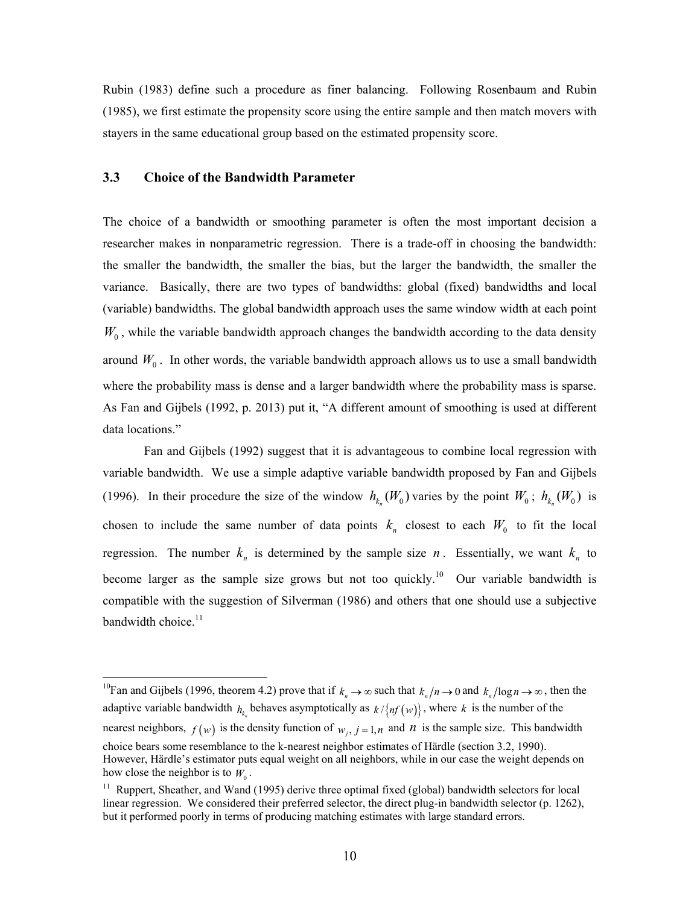Rubin (1983) define such a procedure as finer balancing. Following Rosenbaum and Rubin (1985), we first estimate the propensity score using the entire sample and then match movers with stayers in the same educational group based on the estimated propensity score.

### 3.3 Choice of the Bandwidth Parameter

The choice of a bandwidth or smoothing parameter is often the most important decision a researcher makes in nonparametric regression. There is a trade-off in choosing the bandwidth: the smaller the bandwidth, the smaller the bias, but the larger the bandwidth, the smaller the variance. Basically, there are two types of bandwidths: global (fixed) bandwidths and local (variable) bandwidths. The global bandwidth approach uses the same window width at each point $W_0$, while the variable bandwidth approach changes the bandwidth according to the data density around $W_0$. In other words, the variable bandwidth approach allows us to use a small bandwidth where the probability mass is dense and a larger bandwidth where the probability mass is sparse. As Fan and Gijbels (1992, p. 2013) put it, "A different amount of smoothing is used at different data locations."

Fan and Gijbels (1992) suggest that it is advantageous to combine local regression with variable bandwidth. We use a simple adaptive variable bandwidth proposed by Fan and Gijbels (1996). In their procedure the size of the window $h_{k_n}(W_0)$ varies by the point $W_0$; $h_{k_n}(W_0)$ is chosen to include the same number of data points $k_n$ closest to each $W_0$ to fit the local regression. The number $k_n$ is determined by the sample size $n$. Essentially, we want $k_n$ to become larger as the sample size grows but not too quickly.[10] Our variable bandwidth is compatible with the suggestion of Silverman (1986) and others that one should use a subjective bandwidth choice.[11]

---

[10] Fan and Gijbels (1996, theorem 4.2) prove that if $k_n \to \infty$ such that $k_n/n \to 0$ and $k_n/\log n \to \infty$, then the adaptive variable bandwidth $h_{k_n}$ behaves asymptotically as $k/\{nf(w)\}$, where $k$ is the number of the nearest neighbors, $f(w)$ is the density function of $w_j, j=1,n$ and $n$ is the sample size. This bandwidth choice bears some resemblance to the k-nearest neighbor estimates of Härdle (section 3.2, 1990). However, Härdle's estimator puts equal weight on all neighbors, while in our case the weight depends on how close the neighbor is to $W_0$.

[11] Ruppert, Sheather, and Wand (1995) derive three optimal fixed (global) bandwidth selectors for local linear regression. We considered their preferred selector, the direct plug-in bandwidth selector (p. 1262), but it performed poorly in terms of producing matching estimates with large standard errors.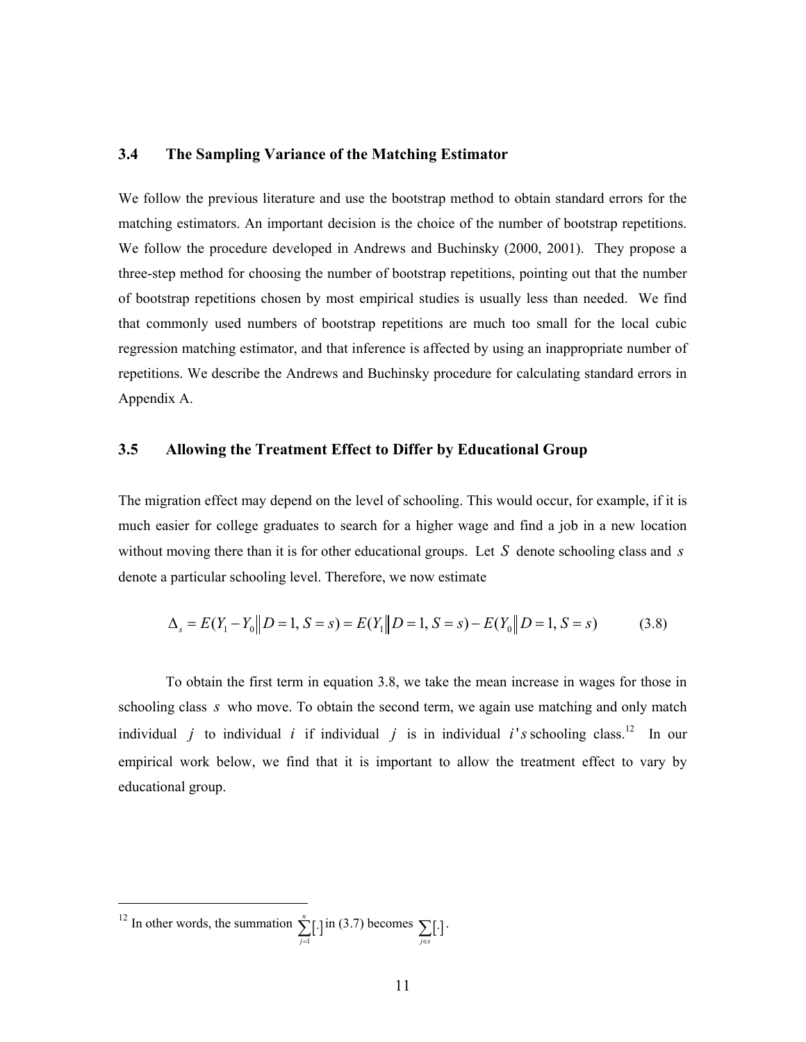### 3.4 The Sampling Variance of the Matching Estimator

We follow the previous literature and use the bootstrap method to obtain standard errors for the matching estimators. An important decision is the choice of the number of bootstrap repetitions. We follow the procedure developed in Andrews and Buchinsky (2000, 2001). They propose a three-step method for choosing the number of bootstrap repetitions, pointing out that the number of bootstrap repetitions chosen by most empirical studies is usually less than needed. We find that commonly used numbers of bootstrap repetitions are much too small for the local cubic regression matching estimator, and that inference is affected by using an inappropriate number of repetitions. We describe the Andrews and Buchinsky procedure for calculating standard errors in Appendix A.

### 3.5 Allowing the Treatment Effect to Differ by Educational Group

The migration effect may depend on the level of schooling. This would occur, for example, if it is much easier for college graduates to search for a higher wage and find a job in a new location without moving there than it is for other educational groups. Let $S$ denote schooling class and $s$ denote a particular schooling level. Therefore, we now estimate

$$\Delta_s = E(Y_1 - Y_0 \| D = 1, S = s) = E(Y_1 \| D = 1, S = s) - E(Y_0 \| D = 1, S = s) \qquad (3.8)$$

To obtain the first term in equation 3.8, we take the mean increase in wages for those in schooling class $s$ who move. To obtain the second term, we again use matching and only match individual $j$ to individual $i$ if individual $j$ is in individual $i's$ schooling class.[12] In our empirical work below, we find that it is important to allow the treatment effect to vary by educational group.

[12] In other words, the summation $\sum_{j=1}^{n}[.]$ in (3.7) becomes $\sum_{j \in s}[\cdot]$.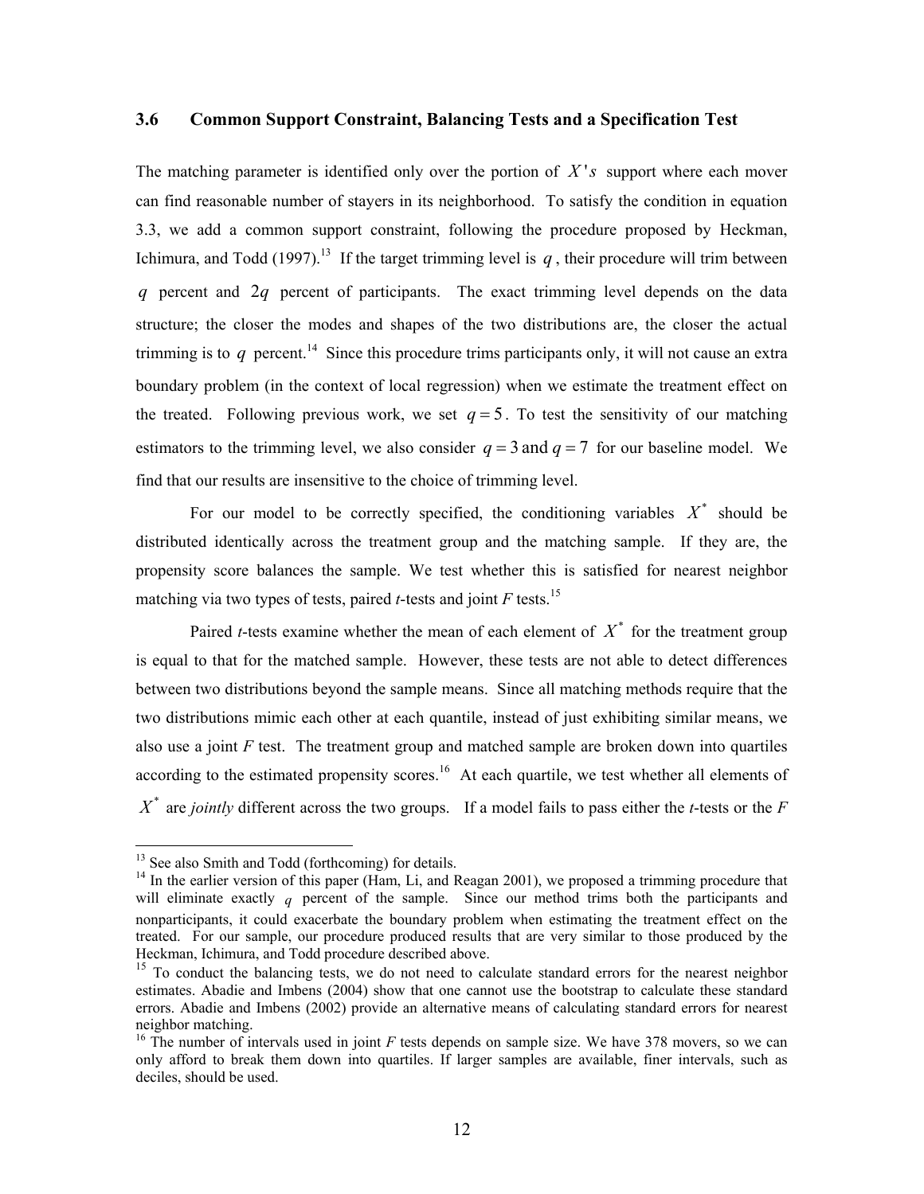### 3.6 Common Support Constraint, Balancing Tests and a Specification Test

The matching parameter is identified only over the portion of $X's$ support where each mover can find reasonable number of stayers in its neighborhood. To satisfy the condition in equation 3.3, we add a common support constraint, following the procedure proposed by Heckman, Ichimura, and Todd (1997).[13] If the target trimming level is $q$, their procedure will trim between $q$ percent and $2q$ percent of participants. The exact trimming level depends on the data structure; the closer the modes and shapes of the two distributions are, the closer the actual trimming is to $q$ percent.[14] Since this procedure trims participants only, it will not cause an extra boundary problem (in the context of local regression) when we estimate the treatment effect on the treated. Following previous work, we set $q = 5$. To test the sensitivity of our matching estimators to the trimming level, we also consider $q = 3$ and $q = 7$ for our baseline model. We find that our results are insensitive to the choice of trimming level.

For our model to be correctly specified, the conditioning variables $X^*$ should be distributed identically across the treatment group and the matching sample. If they are, the propensity score balances the sample. We test whether this is satisfied for nearest neighbor matching via two types of tests, paired *t*-tests and joint *F* tests.[15]

Paired *t*-tests examine whether the mean of each element of $X^*$ for the treatment group is equal to that for the matched sample. However, these tests are not able to detect differences between two distributions beyond the sample means. Since all matching methods require that the two distributions mimic each other at each quantile, instead of just exhibiting similar means, we also use a joint *F* test. The treatment group and matched sample are broken down into quartiles according to the estimated propensity scores.[16] At each quartile, we test whether all elements of $X^*$ are *jointly* different across the two groups. If a model fails to pass either the *t*-tests or the *F*

---

[13] See also Smith and Todd (forthcoming) for details.

[14] In the earlier version of this paper (Ham, Li, and Reagan 2001), we proposed a trimming procedure that will eliminate exactly $q$ percent of the sample. Since our method trims both the participants and nonparticipants, it could exacerbate the boundary problem when estimating the treatment effect on the treated. For our sample, our procedure produced results that are very similar to those produced by the Heckman, Ichimura, and Todd procedure described above.

[15] To conduct the balancing tests, we do not need to calculate standard errors for the nearest neighbor estimates. Abadie and Imbens (2004) show that one cannot use the bootstrap to calculate these standard errors. Abadie and Imbens (2002) provide an alternative means of calculating standard errors for nearest neighbor matching.

[16] The number of intervals used in joint *F* tests depends on sample size. We have 378 movers, so we can only afford to break them down into quartiles. If larger samples are available, finer intervals, such as deciles, should be used.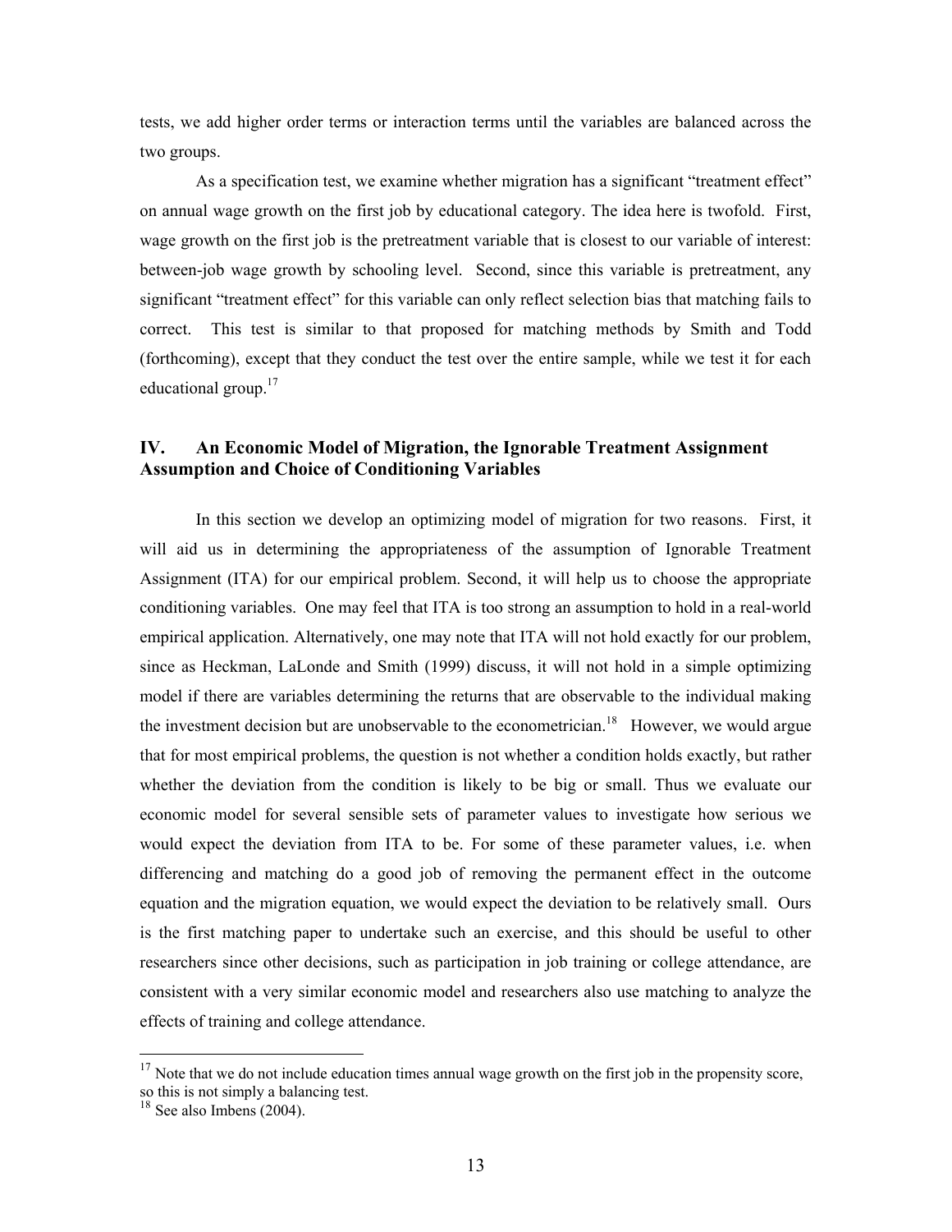tests, we add higher order terms or interaction terms until the variables are balanced across the two groups.

As a specification test, we examine whether migration has a significant "treatment effect" on annual wage growth on the first job by educational category. The idea here is twofold. First, wage growth on the first job is the pretreatment variable that is closest to our variable of interest: between-job wage growth by schooling level. Second, since this variable is pretreatment, any significant "treatment effect" for this variable can only reflect selection bias that matching fails to correct. This test is similar to that proposed for matching methods by Smith and Todd (forthcoming), except that they conduct the test over the entire sample, while we test it for each educational group.[17]

## IV. An Economic Model of Migration, the Ignorable Treatment Assignment Assumption and Choice of Conditioning Variables

In this section we develop an optimizing model of migration for two reasons. First, it will aid us in determining the appropriateness of the assumption of Ignorable Treatment Assignment (ITA) for our empirical problem. Second, it will help us to choose the appropriate conditioning variables. One may feel that ITA is too strong an assumption to hold in a real-world empirical application. Alternatively, one may note that ITA will not hold exactly for our problem, since as Heckman, LaLonde and Smith (1999) discuss, it will not hold in a simple optimizing model if there are variables determining the returns that are observable to the individual making the investment decision but are unobservable to the econometrician.[18] However, we would argue that for most empirical problems, the question is not whether a condition holds exactly, but rather whether the deviation from the condition is likely to be big or small. Thus we evaluate our economic model for several sensible sets of parameter values to investigate how serious we would expect the deviation from ITA to be. For some of these parameter values, i.e. when differencing and matching do a good job of removing the permanent effect in the outcome equation and the migration equation, we would expect the deviation to be relatively small. Ours is the first matching paper to undertake such an exercise, and this should be useful to other researchers since other decisions, such as participation in job training or college attendance, are consistent with a very similar economic model and researchers also use matching to analyze the effects of training and college attendance.

---

[17] Note that we do not include education times annual wage growth on the first job in the propensity score, so this is not simply a balancing test.

[18] See also Imbens (2004).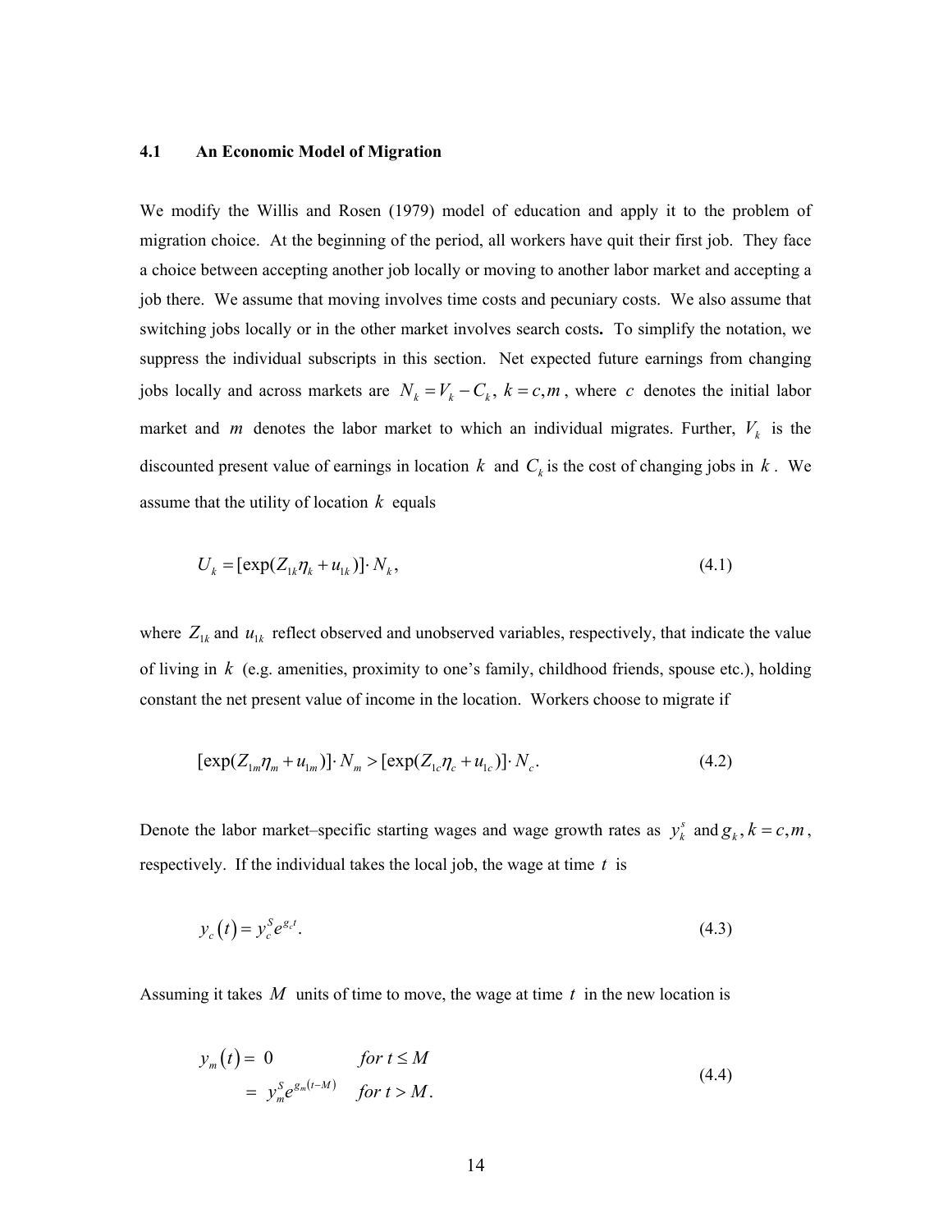### 4.1 An Economic Model of Migration

We modify the Willis and Rosen (1979) model of education and apply it to the problem of migration choice. At the beginning of the period, all workers have quit their first job. They face a choice between accepting another job locally or moving to another labor market and accepting a job there. We assume that moving involves time costs and pecuniary costs. We also assume that switching jobs locally or in the other market involves search costs**.** To simplify the notation, we suppress the individual subscripts in this section. Net expected future earnings from changing jobs locally and across markets are $N_k = V_k - C_k,\ k = c, m$, where $c$ denotes the initial labor market and $m$ denotes the labor market to which an individual migrates. Further, $V_k$ is the discounted present value of earnings in location $k$ and $C_k$ is the cost of changing jobs in $k$. We assume that the utility of location $k$ equals

$$U_k = [\exp(Z_{1k}\eta_k + u_{1k})] \cdot N_k, \tag{4.1}$$

where $Z_{1k}$ and $u_{1k}$ reflect observed and unobserved variables, respectively, that indicate the value of living in $k$ (e.g. amenities, proximity to one's family, childhood friends, spouse etc.), holding constant the net present value of income in the location. Workers choose to migrate if

$$[\exp(Z_{1m}\eta_m + u_{1m})] \cdot N_m > [\exp(Z_{1c}\eta_c + u_{1c})] \cdot N_c. \tag{4.2}$$

Denote the labor market–specific starting wages and wage growth rates as $y_k^s$ and $g_k, k = c, m$, respectively. If the individual takes the local job, the wage at time $t$ is

$$y_c(t) = y_c^S e^{g_c t}. \tag{4.3}$$

Assuming it takes $M$ units of time to move, the wage at time $t$ in the new location is

$$\begin{aligned} y_m(t) &= 0 && for\ t \le M \\ &= y_m^S e^{g_m(t-M)} && for\ t > M. \end{aligned} \tag{4.4}$$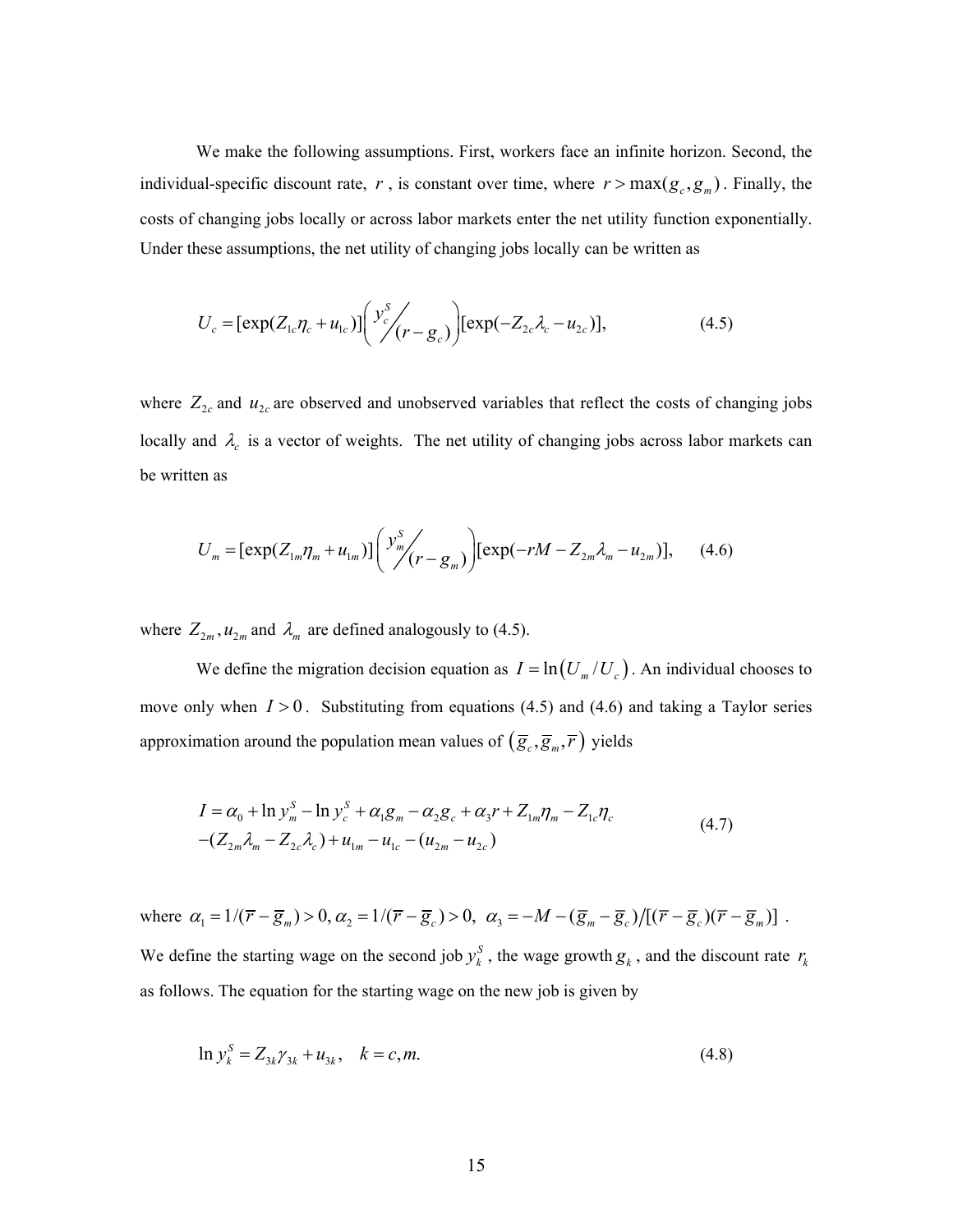We make the following assumptions. First, workers face an infinite horizon. Second, the individual-specific discount rate, $r$, is constant over time, where $r > \max(g_c, g_m)$. Finally, the costs of changing jobs locally or across labor markets enter the net utility function exponentially. Under these assumptions, the net utility of changing jobs locally can be written as

$$U_c = [\exp(Z_{1c}\eta_c + u_{1c})]\left( y_c^S \big/ (r - g_c) \right)[\exp(-Z_{2c}\lambda_c - u_{2c})], \tag{4.5}$$

where $Z_{2c}$ and $u_{2c}$ are observed and unobserved variables that reflect the costs of changing jobs locally and $\lambda_c$ is a vector of weights. The net utility of changing jobs across labor markets can be written as

$$U_m = [\exp(Z_{1m}\eta_m + u_{1m})]\left( y_m^S \big/ (r - g_m) \right)[\exp(-rM - Z_{2m}\lambda_m - u_{2m})], \tag{4.6}$$

where $Z_{2m}, u_{2m}$ and $\lambda_m$ are defined analogously to (4.5).

We define the migration decision equation as $I = \ln(U_m / U_c)$. An individual chooses to move only when $I > 0$. Substituting from equations (4.5) and (4.6) and taking a Taylor series approximation around the population mean values of $(\bar{g}_c, \bar{g}_m, \bar{r})$ yields

$$\begin{aligned} I = \alpha_0 + \ln y_m^S - \ln y_c^S + \alpha_1 g_m - \alpha_2 g_c + \alpha_3 r + Z_{1m}\eta_m - Z_{1c}\eta_c \\ -(Z_{2m}\lambda_m - Z_{2c}\lambda_c) + u_{1m} - u_{1c} - (u_{2m} - u_{2c}) \end{aligned} \tag{4.7}$$

where $\alpha_1 = 1/(\bar{r} - \bar{g}_m) > 0, \alpha_2 = 1/(\bar{r} - \bar{g}_c) > 0, \ \alpha_3 = -M - (\bar{g}_m - \bar{g}_c)/[(\bar{r} - \bar{g}_c)(\bar{r} - \bar{g}_m)]$. We define the starting wage on the second job $y_k^S$, the wage growth $g_k$, and the discount rate $r_k$ as follows. The equation for the starting wage on the new job is given by

$$\ln y_k^S = Z_{3k}\gamma_{3k} + u_{3k}, \quad k = c, m. \tag{4.8}$$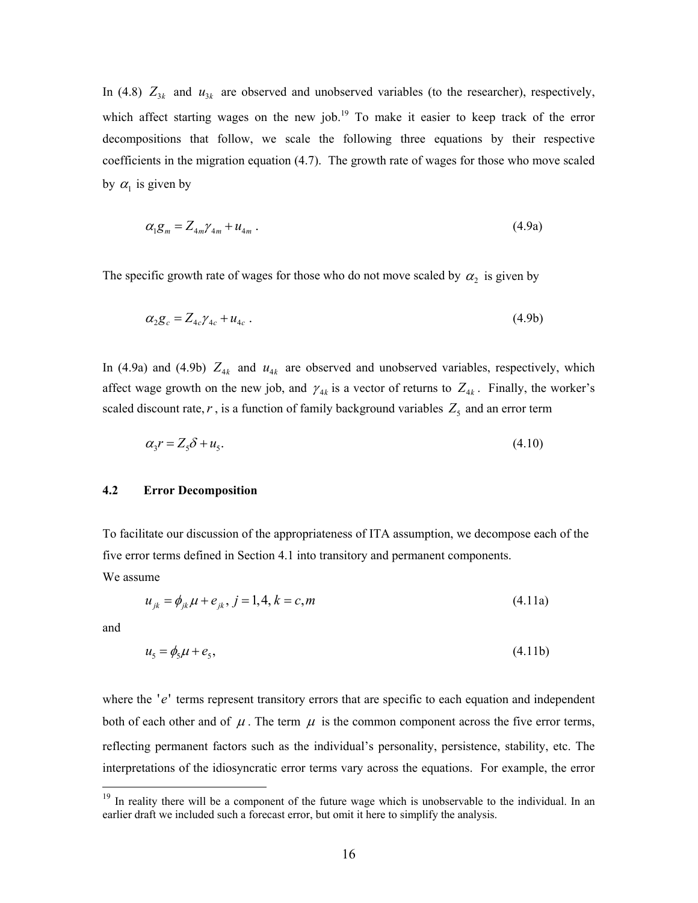In (4.8) $Z_{3k}$ and $u_{3k}$ are observed and unobserved variables (to the researcher), respectively, which affect starting wages on the new job.[19] To make it easier to keep track of the error decompositions that follow, we scale the following three equations by their respective coefficients in the migration equation (4.7). The growth rate of wages for those who move scaled by $\alpha_1$ is given by

$$\alpha_1 g_m = Z_{4m}\gamma_{4m} + u_{4m} \ . \tag{4.9a}$$

The specific growth rate of wages for those who do not move scaled by $\alpha_2$ is given by

$$\alpha_2 g_c = Z_{4c}\gamma_{4c} + u_{4c} \ . \tag{4.9b}$$

In (4.9a) and (4.9b) $Z_{4k}$ and $u_{4k}$ are observed and unobserved variables, respectively, which affect wage growth on the new job, and $\gamma_{4k}$ is a vector of returns to $Z_{4k}$. Finally, the worker's scaled discount rate, $r$, is a function of family background variables $Z_5$ and an error term

$$\alpha_3 r = Z_5\delta + u_5. \tag{4.10}$$

### 4.2 Error Decomposition

To facilitate our discussion of the appropriateness of ITA assumption, we decompose each of the five error terms defined in Section 4.1 into transitory and permanent components.

We assume

$$u_{jk} = \phi_{jk}\mu + e_{jk}, \ j = 1,4, \ k = c,m \tag{4.11a}$$

and

$$u_5 = \phi_5\mu + e_5, \tag{4.11b}$$

where the $'e'$ terms represent transitory errors that are specific to each equation and independent both of each other and of $\mu$. The term $\mu$ is the common component across the five error terms, reflecting permanent factors such as the individual's personality, persistence, stability, etc. The interpretations of the idiosyncratic error terms vary across the equations. For example, the error

[19] In reality there will be a component of the future wage which is unobservable to the individual. In an earlier draft we included such a forecast error, but omit it here to simplify the analysis.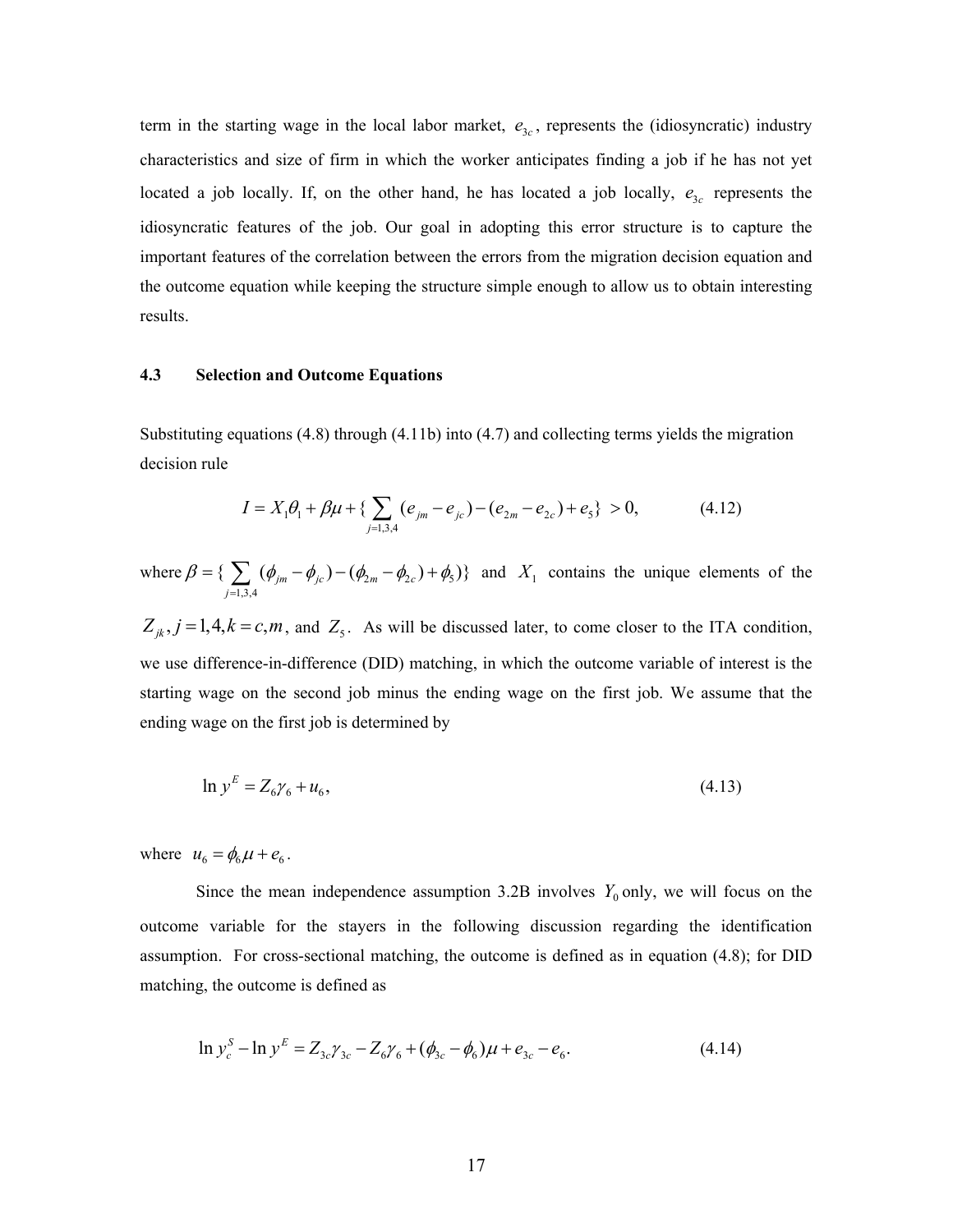term in the starting wage in the local labor market, $e_{3c}$, represents the (idiosyncratic) industry characteristics and size of firm in which the worker anticipates finding a job if he has not yet located a job locally. If, on the other hand, he has located a job locally, $e_{3c}$ represents the idiosyncratic features of the job. Our goal in adopting this error structure is to capture the important features of the correlation between the errors from the migration decision equation and the outcome equation while keeping the structure simple enough to allow us to obtain interesting results.

### 4.3 Selection and Outcome Equations

Substituting equations (4.8) through (4.11b) into (4.7) and collecting terms yields the migration decision rule

$$I = X_1\theta_1 + \beta\mu + \{\sum_{j=1,3,4}(e_{jm} - e_{jc}) - (e_{2m} - e_{2c}) + e_5\} > 0, \tag{4.12}$$

where $\beta = \{\sum_{j=1,3,4}(\phi_{jm} - \phi_{jc}) - (\phi_{2m} - \phi_{2c}) + \phi_5)\}$ and $X_1$ contains the unique elements of the $Z_{jk}, j = 1,4, k = c,m$, and $Z_5$. As will be discussed later, to come closer to the ITA condition, we use difference-in-difference (DID) matching, in which the outcome variable of interest is the starting wage on the second job minus the ending wage on the first job. We assume that the ending wage on the first job is determined by

$$\ln y^E = Z_6\gamma_6 + u_6, \tag{4.13}$$

where $u_6 = \phi_6\mu + e_6$.

Since the mean independence assumption 3.2B involves $Y_0$ only, we will focus on the outcome variable for the stayers in the following discussion regarding the identification assumption. For cross-sectional matching, the outcome is defined as in equation (4.8); for DID matching, the outcome is defined as

$$\ln y_c^S - \ln y^E = Z_{3c}\gamma_{3c} - Z_6\gamma_6 + (\phi_{3c} - \phi_6)\mu + e_{3c} - e_6. \tag{4.14}$$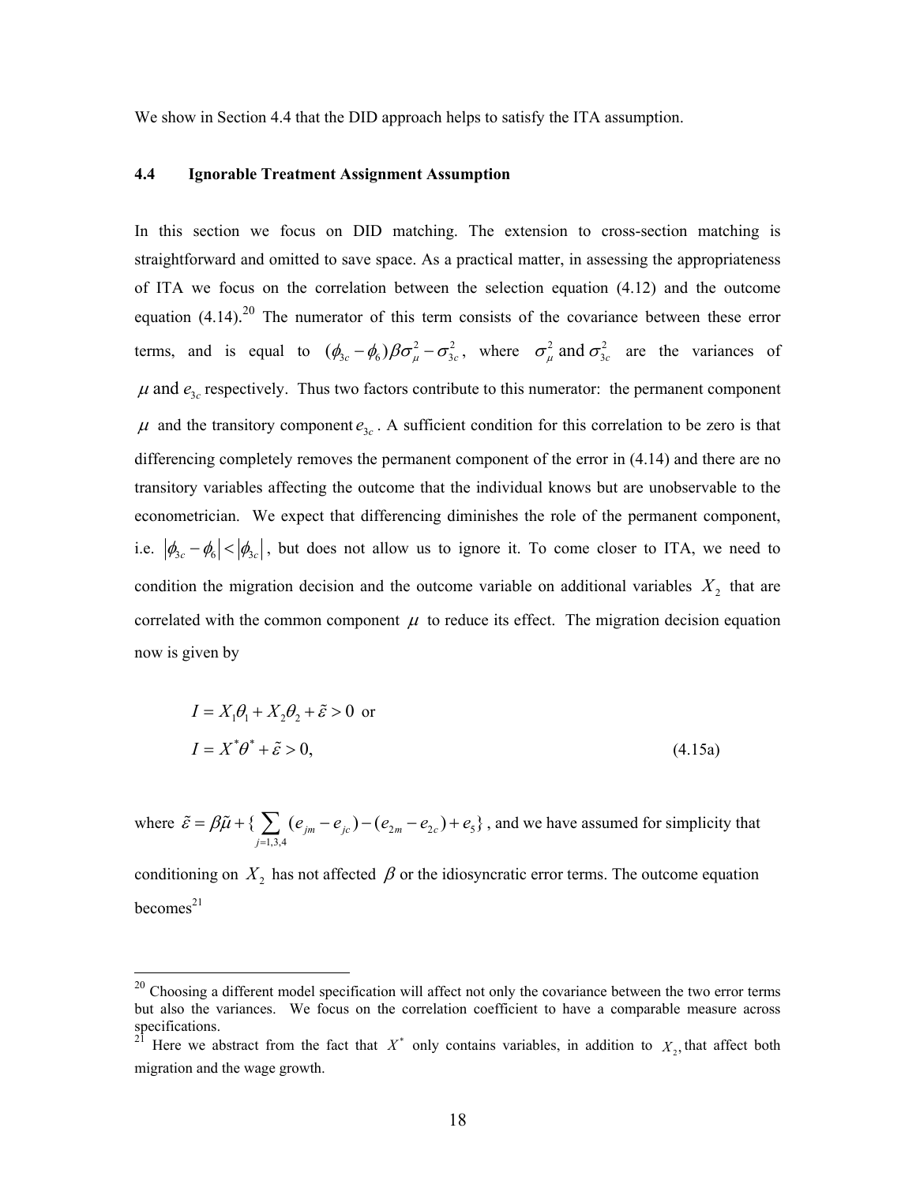We show in Section 4.4 that the DID approach helps to satisfy the ITA assumption.

### 4.4 Ignorable Treatment Assignment Assumption

In this section we focus on DID matching. The extension to cross-section matching is straightforward and omitted to save space. As a practical matter, in assessing the appropriateness of ITA we focus on the correlation between the selection equation (4.12) and the outcome equation (4.14).[20] The numerator of this term consists of the covariance between these error terms, and is equal to $(\phi_{3c} - \phi_6)\beta\sigma_\mu^2 - \sigma_{3c}^2$, where $\sigma_\mu^2$ and $\sigma_{3c}^2$ are the variances of $\mu$ and $e_{3c}$ respectively. Thus two factors contribute to this numerator: the permanent component $\mu$ and the transitory component $e_{3c}$. A sufficient condition for this correlation to be zero is that differencing completely removes the permanent component of the error in (4.14) and there are no transitory variables affecting the outcome that the individual knows but are unobservable to the econometrician. We expect that differencing diminishes the role of the permanent component, i.e. $|\phi_{3c} - \phi_6| < |\phi_{3c}|$, but does not allow us to ignore it. To come closer to ITA, we need to condition the migration decision and the outcome variable on additional variables $X_2$ that are correlated with the common component $\mu$ to reduce its effect. The migration decision equation now is given by

$$I = X_1\theta_1 + X_2\theta_2 + \tilde{\varepsilon} > 0 \text{ or}$$

$$I = X^*\theta^* + \tilde{\varepsilon} > 0, \tag{4.15a}$$

where $\tilde{\varepsilon} = \beta\tilde{\mu} + \{\sum_{j=1,3,4}(e_{jm} - e_{jc}) - (e_{2m} - e_{2c}) + e_5\}$, and we have assumed for simplicity that conditioning on $X_2$ has not affected $\beta$ or the idiosyncratic error terms. The outcome equation becomes[21]

---

[20] Choosing a different model specification will affect not only the covariance between the two error terms but also the variances. We focus on the correlation coefficient to have a comparable measure across specifications.

[21] Here we abstract from the fact that $X^*$ only contains variables, in addition to $X_2$, that affect both migration and the wage growth.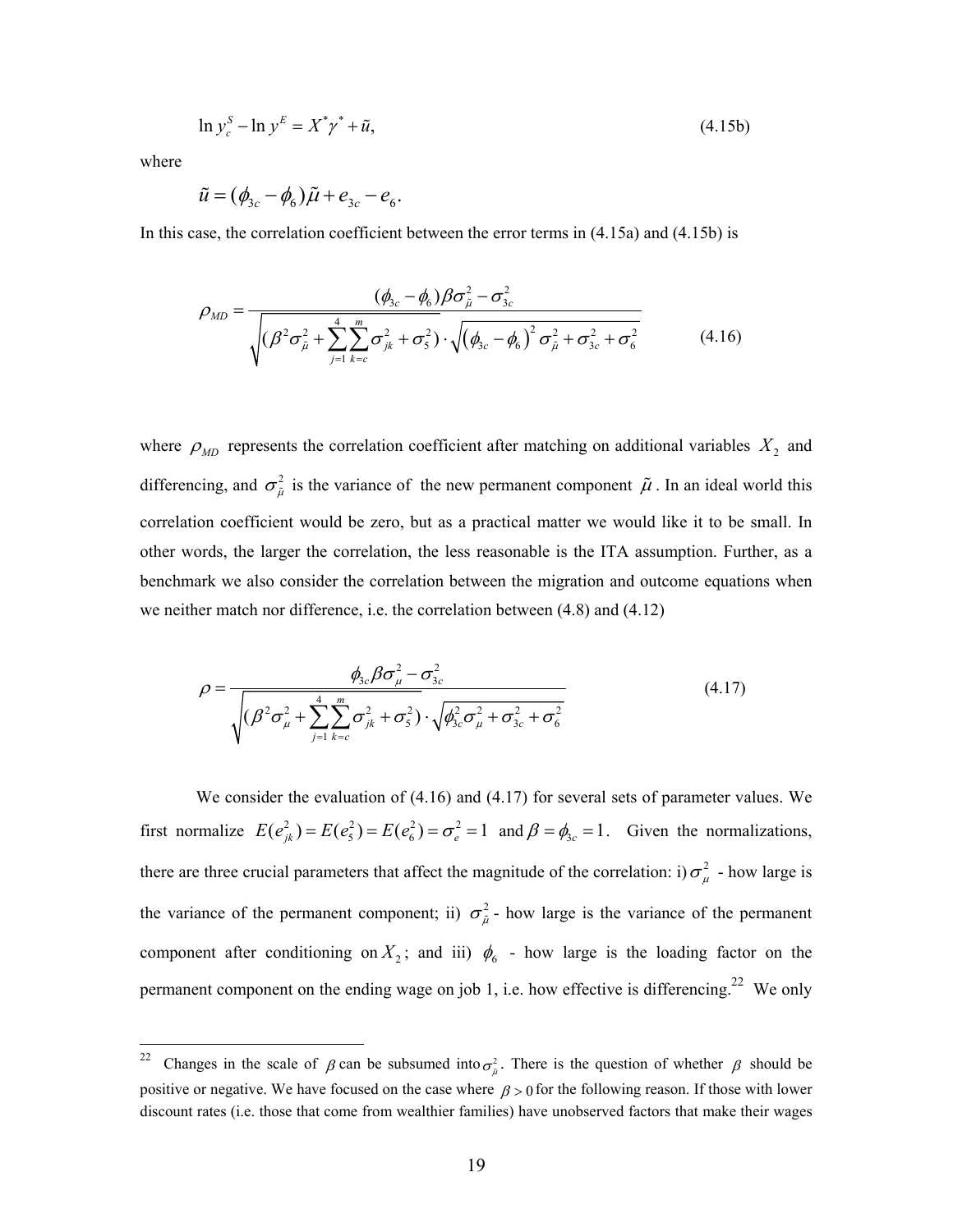$$\ln y_c^S - \ln y^E = X^* \gamma^* + \tilde{u}, \tag{4.15b}$$

where

$$\tilde{u} = (\phi_{3c} - \phi_6)\tilde{\mu} + e_{3c} - e_6.$$

In this case, the correlation coefficient between the error terms in (4.15a) and (4.15b) is

$$\rho_{MD} = \frac{(\phi_{3c} - \phi_6)\beta\sigma_{\tilde{\mu}}^2 - \sigma_{3c}^2}{\sqrt{(\beta^2\sigma_{\tilde{\mu}}^2 + \sum_{j=1}^{4}\sum_{k=c}^{m}\sigma_{jk}^2 + \sigma_5^2)} \cdot \sqrt{(\phi_{3c} - \phi_6)^2 \sigma_{\tilde{\mu}}^2 + \sigma_{3c}^2 + \sigma_6^2}} \tag{4.16}$$

where $\rho_{MD}$ represents the correlation coefficient after matching on additional variables $X_2$ and differencing, and $\sigma_{\tilde{\mu}}^2$ is the variance of the new permanent component $\tilde{\mu}$. In an ideal world this correlation coefficient would be zero, but as a practical matter we would like it to be small. In other words, the larger the correlation, the less reasonable is the ITA assumption. Further, as a benchmark we also consider the correlation between the migration and outcome equations when we neither match nor difference, i.e. the correlation between (4.8) and (4.12)

$$\rho = \frac{\phi_{3c}\beta\sigma_{\mu}^2 - \sigma_{3c}^2}{\sqrt{(\beta^2\sigma_{\mu}^2 + \sum_{j=1}^{4}\sum_{k=c}^{m}\sigma_{jk}^2 + \sigma_5^2)} \cdot \sqrt{\phi_{3c}^2\sigma_{\mu}^2 + \sigma_{3c}^2 + \sigma_6^2}} \tag{4.17}$$

We consider the evaluation of (4.16) and (4.17) for several sets of parameter values. We first normalize $E(e_{jk}^2) = E(e_5^2) = E(e_6^2) = \sigma_e^2 = 1$ and $\beta = \phi_{3c} = 1$. Given the normalizations, there are three crucial parameters that affect the magnitude of the correlation: i) $\sigma_{\mu}^2$ - how large is the variance of the permanent component; ii) $\sigma_{\tilde{\mu}}^2$ - how large is the variance of the permanent component after conditioning on $X_2$; and iii) $\phi_6$ - how large is the loading factor on the permanent component on the ending wage on job 1, i.e. how effective is differencing.[22] We only

---

[22] Changes in the scale of $\beta$ can be subsumed into $\sigma_{\tilde{\mu}}^2$. There is the question of whether $\beta$ should be positive or negative. We have focused on the case where $\beta > 0$ for the following reason. If those with lower discount rates (i.e. those that come from wealthier families) have unobserved factors that make their wages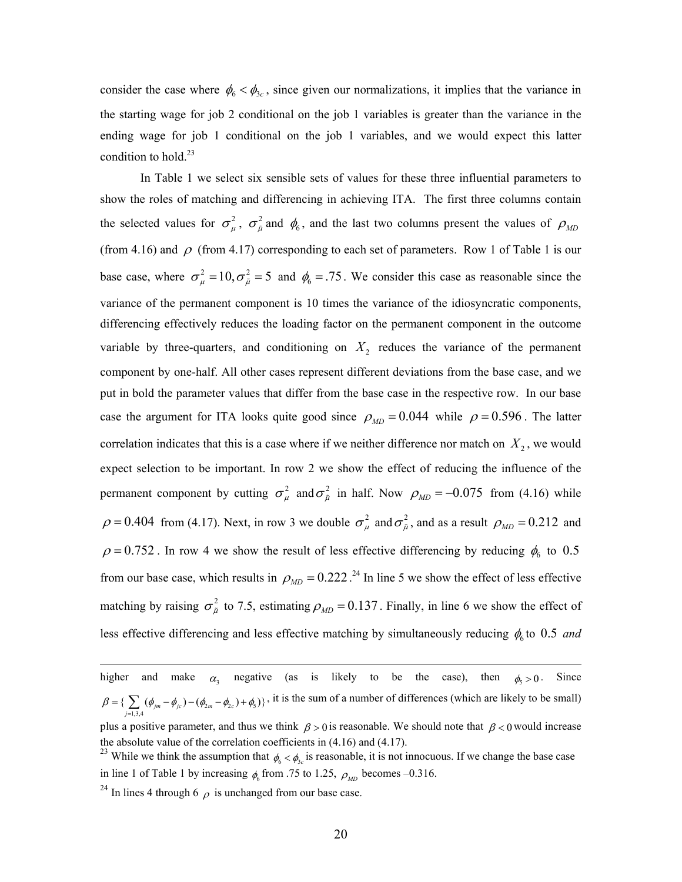consider the case where $\phi_6 < \phi_{3c}$, since given our normalizations, it implies that the variance in the starting wage for job 2 conditional on the job 1 variables is greater than the variance in the ending wage for job 1 conditional on the job 1 variables, and we would expect this latter condition to hold.[23]

In Table 1 we select six sensible sets of values for these three influential parameters to show the roles of matching and differencing in achieving ITA. The first three columns contain the selected values for $\sigma^2_{\mu}$, $\sigma^2_{\tilde{\mu}}$ and $\phi_6$, and the last two columns present the values of $\rho_{MD}$ (from 4.16) and $\rho$ (from 4.17) corresponding to each set of parameters. Row 1 of Table 1 is our base case, where $\sigma^2_{\mu} = 10, \sigma^2_{\tilde{\mu}} = 5$ and $\phi_6 = .75$. We consider this case as reasonable since the variance of the permanent component is 10 times the variance of the idiosyncratic components, differencing effectively reduces the loading factor on the permanent component in the outcome variable by three-quarters, and conditioning on $X_2$ reduces the variance of the permanent component by one-half. All other cases represent different deviations from the base case, and we put in bold the parameter values that differ from the base case in the respective row. In our base case the argument for ITA looks quite good since $\rho_{MD} = 0.044$ while $\rho = 0.596$. The latter correlation indicates that this is a case where if we neither difference nor match on $X_2$, we would expect selection to be important. In row 2 we show the effect of reducing the influence of the permanent component by cutting $\sigma^2_{\mu}$ and $\sigma^2_{\tilde{\mu}}$ in half. Now $\rho_{MD} = -0.075$ from (4.16) while $\rho = 0.404$ from (4.17). Next, in row 3 we double $\sigma^2_{\mu}$ and $\sigma^2_{\tilde{\mu}}$, and as a result $\rho_{MD} = 0.212$ and $\rho = 0.752$. In row 4 we show the result of less effective differencing by reducing $\phi_6$ to $0.5$ from our base case, which results in $\rho_{MD} = 0.222$.[24] In line 5 we show the effect of less effective matching by raising $\sigma^2_{\tilde{\mu}}$ to 7.5, estimating $\rho_{MD} = 0.137$. Finally, in line 6 we show the effect of less effective differencing and less effective matching by simultaneously reducing $\phi_6$ to $0.5$ *and*

---

higher and make $\alpha_3$ negative (as is likely to be the case), then $\phi_5 > 0$. Since $\beta = \{\sum_{j=1,3,4} (\phi_{jm} - \phi_{jc}) - (\phi_{2m} - \phi_{2c}) + \phi_5)\}$, it is the sum of a number of differences (which are likely to be small) plus a positive parameter, and thus we think $\beta > 0$ is reasonable. We should note that $\beta < 0$ would increase the absolute value of the correlation coefficients in (4.16) and (4.17).

[23] While we think the assumption that $\phi_6 < \phi_{3c}$ is reasonable, it is not innocuous. If we change the base case in line 1 of Table 1 by increasing $\phi_6$ from .75 to 1.25, $\rho_{MD}$ becomes –0.316.

[24] In lines 4 through 6 $\rho$ is unchanged from our base case.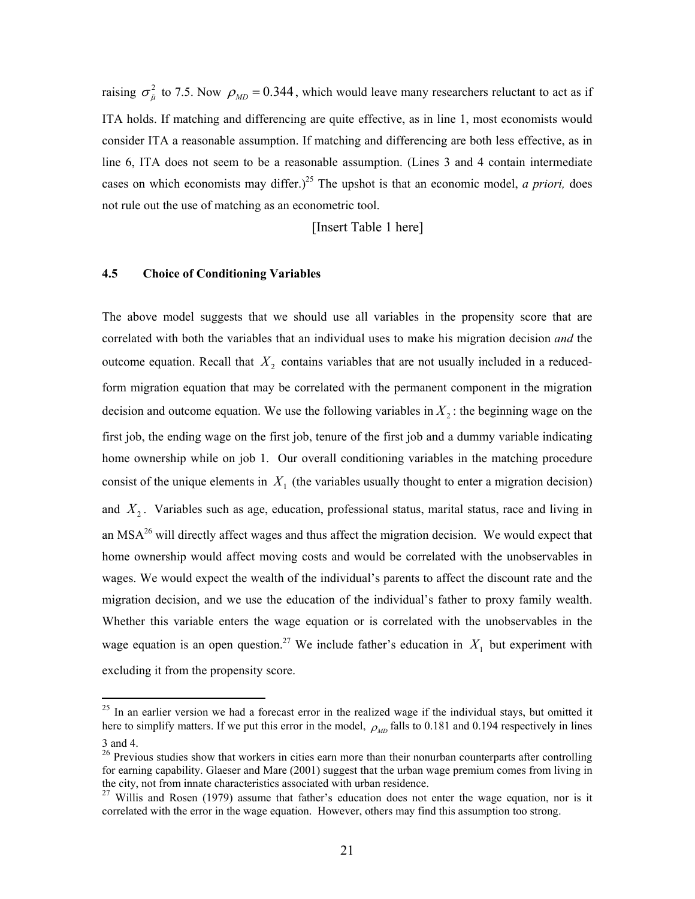raising $\sigma^2_{\tilde{\mu}}$ to 7.5. Now $\rho_{MD} = 0.344$, which would leave many researchers reluctant to act as if ITA holds. If matching and differencing are quite effective, as in line 1, most economists would consider ITA a reasonable assumption. If matching and differencing are both less effective, as in line 6, ITA does not seem to be a reasonable assumption. (Lines 3 and 4 contain intermediate cases on which economists may differ.)[25] The upshot is that an economic model, *a priori,* does not rule out the use of matching as an econometric tool.

[Insert Table 1 here]

### 4.5 Choice of Conditioning Variables

The above model suggests that we should use all variables in the propensity score that are correlated with both the variables that an individual uses to make his migration decision *and* the outcome equation. Recall that $X_2$ contains variables that are not usually included in a reduced-form migration equation that may be correlated with the permanent component in the migration decision and outcome equation. We use the following variables in $X_2$: the beginning wage on the first job, the ending wage on the first job, tenure of the first job and a dummy variable indicating home ownership while on job 1. Our overall conditioning variables in the matching procedure consist of the unique elements in $X_1$ (the variables usually thought to enter a migration decision) and $X_2$. Variables such as age, education, professional status, marital status, race and living in an MSA[26] will directly affect wages and thus affect the migration decision. We would expect that home ownership would affect moving costs and would be correlated with the unobservables in wages. We would expect the wealth of the individual's parents to affect the discount rate and the migration decision, and we use the education of the individual's father to proxy family wealth. Whether this variable enters the wage equation or is correlated with the unobservables in the wage equation is an open question.[27] We include father's education in $X_1$ but experiment with excluding it from the propensity score.

---

[25] In an earlier version we had a forecast error in the realized wage if the individual stays, but omitted it here to simplify matters. If we put this error in the model, $\rho_{MD}$ falls to 0.181 and 0.194 respectively in lines 3 and 4.

[26] Previous studies show that workers in cities earn more than their nonurban counterparts after controlling for earning capability. Glaeser and Mare (2001) suggest that the urban wage premium comes from living in the city, not from innate characteristics associated with urban residence.

[27] Willis and Rosen (1979) assume that father's education does not enter the wage equation, nor is it correlated with the error in the wage equation. However, others may find this assumption too strong.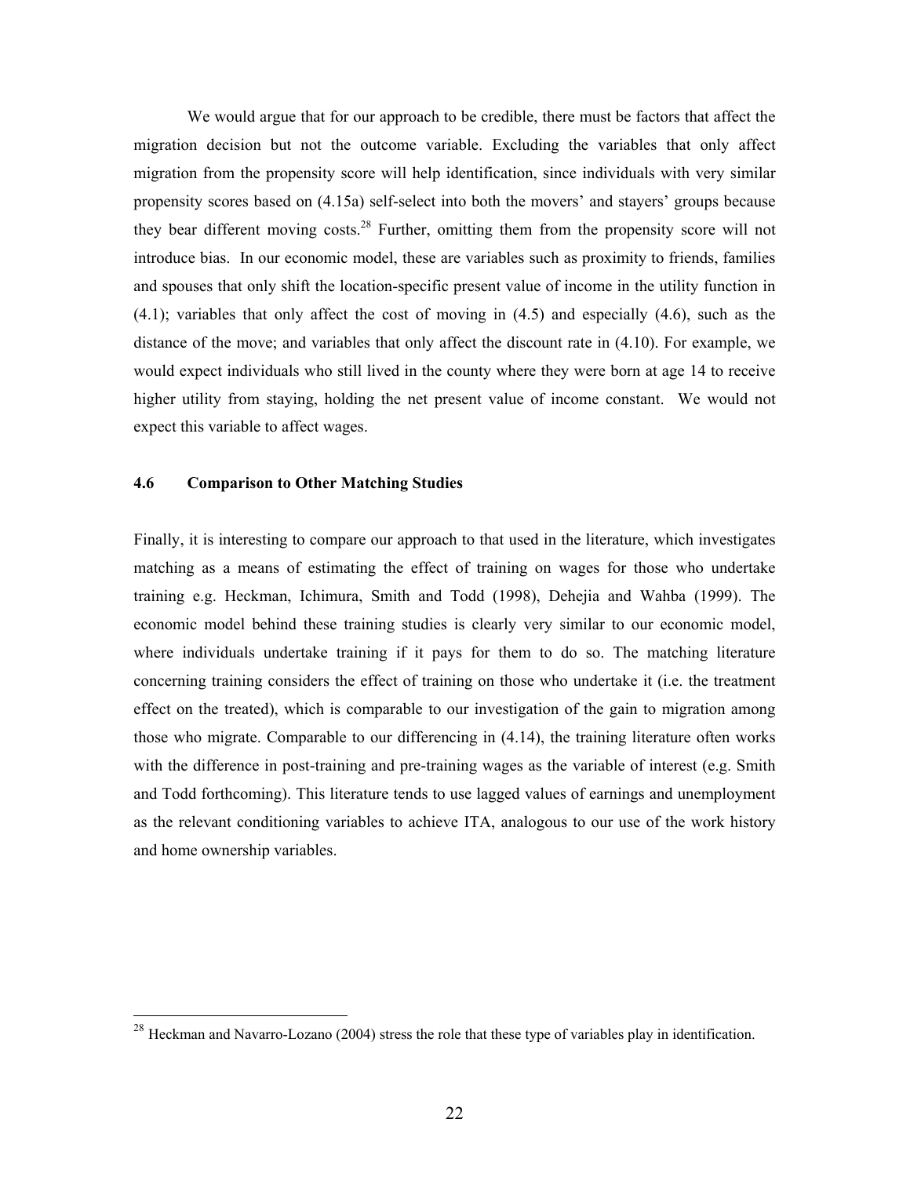We would argue that for our approach to be credible, there must be factors that affect the migration decision but not the outcome variable. Excluding the variables that only affect migration from the propensity score will help identification, since individuals with very similar propensity scores based on (4.15a) self-select into both the movers' and stayers' groups because they bear different moving costs.[28] Further, omitting them from the propensity score will not introduce bias. In our economic model, these are variables such as proximity to friends, families and spouses that only shift the location-specific present value of income in the utility function in (4.1); variables that only affect the cost of moving in (4.5) and especially (4.6), such as the distance of the move; and variables that only affect the discount rate in (4.10). For example, we would expect individuals who still lived in the county where they were born at age 14 to receive higher utility from staying, holding the net present value of income constant. We would not expect this variable to affect wages.

### 4.6 Comparison to Other Matching Studies

Finally, it is interesting to compare our approach to that used in the literature, which investigates matching as a means of estimating the effect of training on wages for those who undertake training e.g. Heckman, Ichimura, Smith and Todd (1998), Dehejia and Wahba (1999). The economic model behind these training studies is clearly very similar to our economic model, where individuals undertake training if it pays for them to do so. The matching literature concerning training considers the effect of training on those who undertake it (i.e. the treatment effect on the treated), which is comparable to our investigation of the gain to migration among those who migrate. Comparable to our differencing in (4.14), the training literature often works with the difference in post-training and pre-training wages as the variable of interest (e.g. Smith and Todd forthcoming). This literature tends to use lagged values of earnings and unemployment as the relevant conditioning variables to achieve ITA, analogous to our use of the work history and home ownership variables.

[28] Heckman and Navarro-Lozano (2004) stress the role that these type of variables play in identification.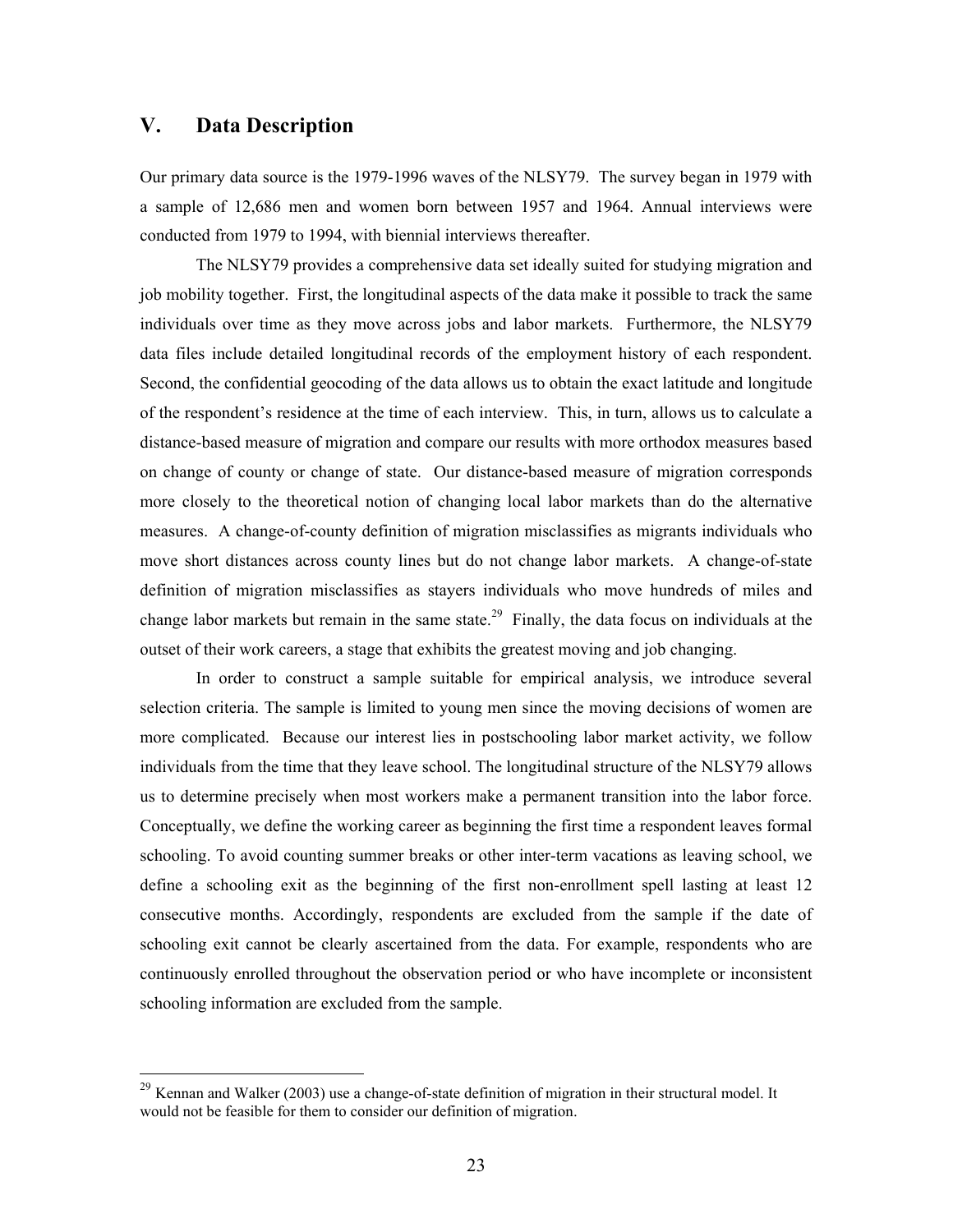## V. Data Description

Our primary data source is the 1979-1996 waves of the NLSY79. The survey began in 1979 with a sample of 12,686 men and women born between 1957 and 1964. Annual interviews were conducted from 1979 to 1994, with biennial interviews thereafter.

The NLSY79 provides a comprehensive data set ideally suited for studying migration and job mobility together. First, the longitudinal aspects of the data make it possible to track the same individuals over time as they move across jobs and labor markets. Furthermore, the NLSY79 data files include detailed longitudinal records of the employment history of each respondent. Second, the confidential geocoding of the data allows us to obtain the exact latitude and longitude of the respondent's residence at the time of each interview. This, in turn, allows us to calculate a distance-based measure of migration and compare our results with more orthodox measures based on change of county or change of state. Our distance-based measure of migration corresponds more closely to the theoretical notion of changing local labor markets than do the alternative measures. A change-of-county definition of migration misclassifies as migrants individuals who move short distances across county lines but do not change labor markets. A change-of-state definition of migration misclassifies as stayers individuals who move hundreds of miles and change labor markets but remain in the same state.[29] Finally, the data focus on individuals at the outset of their work careers, a stage that exhibits the greatest moving and job changing.

In order to construct a sample suitable for empirical analysis, we introduce several selection criteria. The sample is limited to young men since the moving decisions of women are more complicated. Because our interest lies in postschooling labor market activity, we follow individuals from the time that they leave school. The longitudinal structure of the NLSY79 allows us to determine precisely when most workers make a permanent transition into the labor force. Conceptually, we define the working career as beginning the first time a respondent leaves formal schooling. To avoid counting summer breaks or other inter-term vacations as leaving school, we define a schooling exit as the beginning of the first non-enrollment spell lasting at least 12 consecutive months. Accordingly, respondents are excluded from the sample if the date of schooling exit cannot be clearly ascertained from the data. For example, respondents who are continuously enrolled throughout the observation period or who have incomplete or inconsistent schooling information are excluded from the sample.

[29] Kennan and Walker (2003) use a change-of-state definition of migration in their structural model. It would not be feasible for them to consider our definition of migration.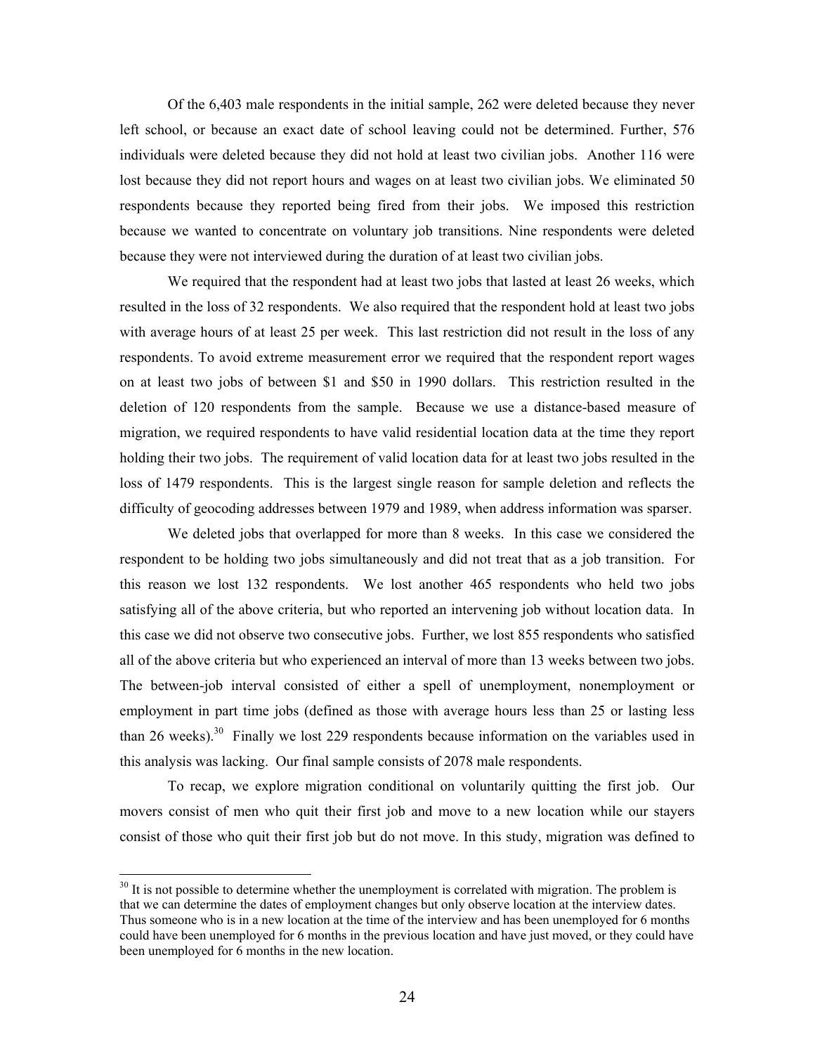Of the 6,403 male respondents in the initial sample, 262 were deleted because they never left school, or because an exact date of school leaving could not be determined. Further, 576 individuals were deleted because they did not hold at least two civilian jobs. Another 116 were lost because they did not report hours and wages on at least two civilian jobs. We eliminated 50 respondents because they reported being fired from their jobs. We imposed this restriction because we wanted to concentrate on voluntary job transitions. Nine respondents were deleted because they were not interviewed during the duration of at least two civilian jobs.

We required that the respondent had at least two jobs that lasted at least 26 weeks, which resulted in the loss of 32 respondents. We also required that the respondent hold at least two jobs with average hours of at least 25 per week. This last restriction did not result in the loss of any respondents. To avoid extreme measurement error we required that the respondent report wages on at least two jobs of between $1 and $50 in 1990 dollars. This restriction resulted in the deletion of 120 respondents from the sample. Because we use a distance-based measure of migration, we required respondents to have valid residential location data at the time they report holding their two jobs. The requirement of valid location data for at least two jobs resulted in the loss of 1479 respondents. This is the largest single reason for sample deletion and reflects the difficulty of geocoding addresses between 1979 and 1989, when address information was sparser.

We deleted jobs that overlapped for more than 8 weeks. In this case we considered the respondent to be holding two jobs simultaneously and did not treat that as a job transition. For this reason we lost 132 respondents. We lost another 465 respondents who held two jobs satisfying all of the above criteria, but who reported an intervening job without location data. In this case we did not observe two consecutive jobs. Further, we lost 855 respondents who satisfied all of the above criteria but who experienced an interval of more than 13 weeks between two jobs. The between-job interval consisted of either a spell of unemployment, nonemployment or employment in part time jobs (defined as those with average hours less than 25 or lasting less than 26 weeks).[30] Finally we lost 229 respondents because information on the variables used in this analysis was lacking. Our final sample consists of 2078 male respondents.

To recap, we explore migration conditional on voluntarily quitting the first job. Our movers consist of men who quit their first job and move to a new location while our stayers consist of those who quit their first job but do not move. In this study, migration was defined to

[30] It is not possible to determine whether the unemployment is correlated with migration. The problem is that we can determine the dates of employment changes but only observe location at the interview dates. Thus someone who is in a new location at the time of the interview and has been unemployed for 6 months could have been unemployed for 6 months in the previous location and have just moved, or they could have been unemployed for 6 months in the new location.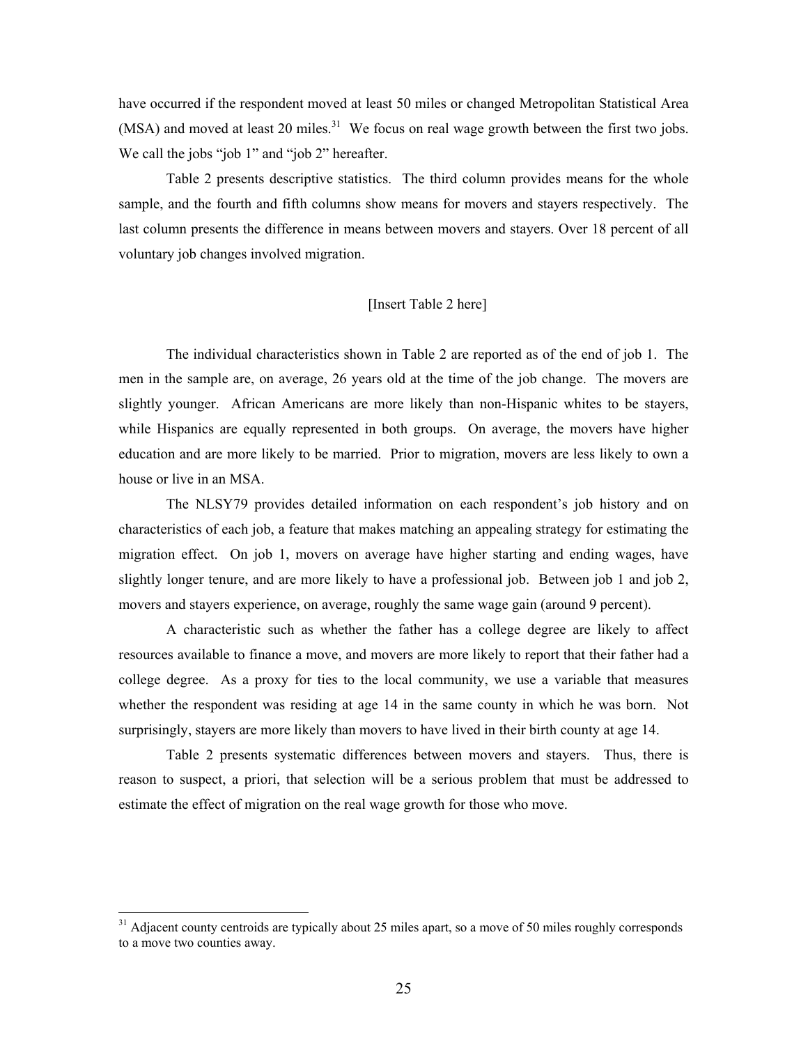have occurred if the respondent moved at least 50 miles or changed Metropolitan Statistical Area (MSA) and moved at least 20 miles.[31] We focus on real wage growth between the first two jobs. We call the jobs "job 1" and "job 2" hereafter.

Table 2 presents descriptive statistics. The third column provides means for the whole sample, and the fourth and fifth columns show means for movers and stayers respectively. The last column presents the difference in means between movers and stayers. Over 18 percent of all voluntary job changes involved migration.

[Insert Table 2 here]

The individual characteristics shown in Table 2 are reported as of the end of job 1. The men in the sample are, on average, 26 years old at the time of the job change. The movers are slightly younger. African Americans are more likely than non-Hispanic whites to be stayers, while Hispanics are equally represented in both groups. On average, the movers have higher education and are more likely to be married. Prior to migration, movers are less likely to own a house or live in an MSA.

The NLSY79 provides detailed information on each respondent's job history and on characteristics of each job, a feature that makes matching an appealing strategy for estimating the migration effect. On job 1, movers on average have higher starting and ending wages, have slightly longer tenure, and are more likely to have a professional job. Between job 1 and job 2, movers and stayers experience, on average, roughly the same wage gain (around 9 percent).

A characteristic such as whether the father has a college degree are likely to affect resources available to finance a move, and movers are more likely to report that their father had a college degree. As a proxy for ties to the local community, we use a variable that measures whether the respondent was residing at age 14 in the same county in which he was born. Not surprisingly, stayers are more likely than movers to have lived in their birth county at age 14.

Table 2 presents systematic differences between movers and stayers. Thus, there is reason to suspect, a priori, that selection will be a serious problem that must be addressed to estimate the effect of migration on the real wage growth for those who move.

---

[31] Adjacent county centroids are typically about 25 miles apart, so a move of 50 miles roughly corresponds to a move two counties away.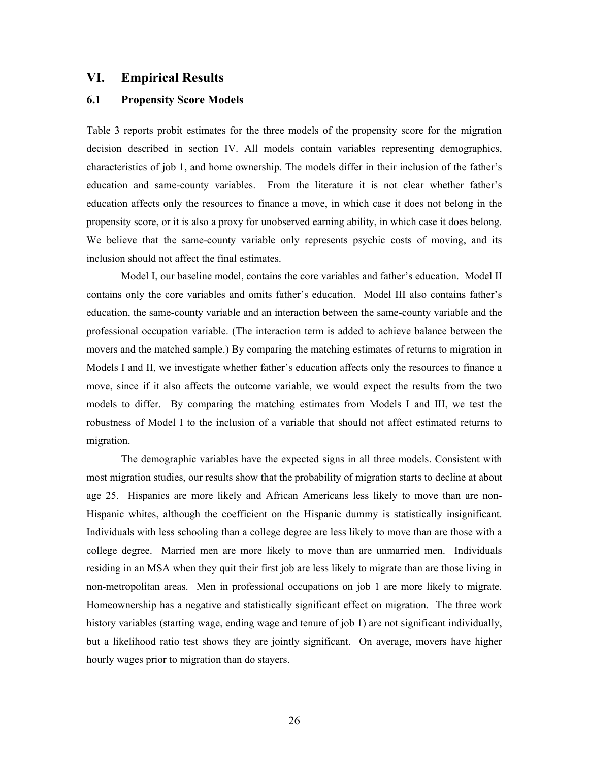## VI. Empirical Results

### 6.1 Propensity Score Models

Table 3 reports probit estimates for the three models of the propensity score for the migration decision described in section IV. All models contain variables representing demographics, characteristics of job 1, and home ownership. The models differ in their inclusion of the father's education and same-county variables. From the literature it is not clear whether father's education affects only the resources to finance a move, in which case it does not belong in the propensity score, or it is also a proxy for unobserved earning ability, in which case it does belong. We believe that the same-county variable only represents psychic costs of moving, and its inclusion should not affect the final estimates.

Model I, our baseline model, contains the core variables and father's education. Model II contains only the core variables and omits father's education. Model III also contains father's education, the same-county variable and an interaction between the same-county variable and the professional occupation variable. (The interaction term is added to achieve balance between the movers and the matched sample.) By comparing the matching estimates of returns to migration in Models I and II, we investigate whether father's education affects only the resources to finance a move, since if it also affects the outcome variable, we would expect the results from the two models to differ. By comparing the matching estimates from Models I and III, we test the robustness of Model I to the inclusion of a variable that should not affect estimated returns to migration.

The demographic variables have the expected signs in all three models. Consistent with most migration studies, our results show that the probability of migration starts to decline at about age 25. Hispanics are more likely and African Americans less likely to move than are non-Hispanic whites, although the coefficient on the Hispanic dummy is statistically insignificant. Individuals with less schooling than a college degree are less likely to move than are those with a college degree. Married men are more likely to move than are unmarried men. Individuals residing in an MSA when they quit their first job are less likely to migrate than are those living in non-metropolitan areas. Men in professional occupations on job 1 are more likely to migrate. Homeownership has a negative and statistically significant effect on migration. The three work history variables (starting wage, ending wage and tenure of job 1) are not significant individually, but a likelihood ratio test shows they are jointly significant. On average, movers have higher hourly wages prior to migration than do stayers.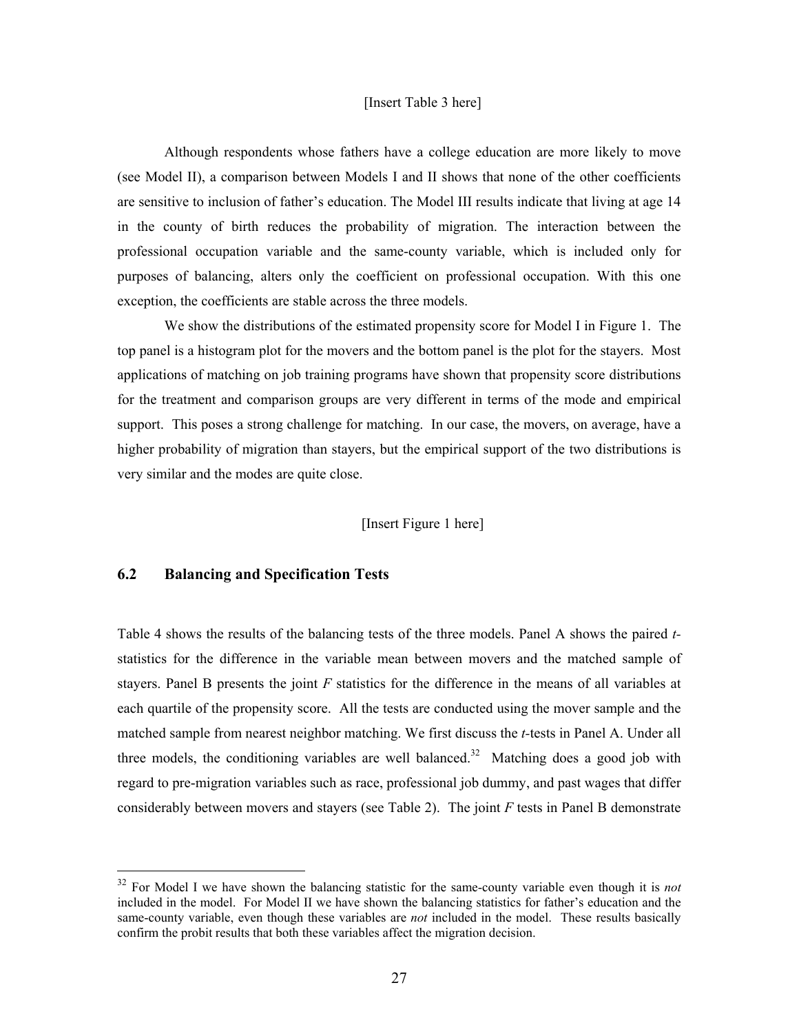[Insert Table 3 here]

Although respondents whose fathers have a college education are more likely to move (see Model II), a comparison between Models I and II shows that none of the other coefficients are sensitive to inclusion of father's education. The Model III results indicate that living at age 14 in the county of birth reduces the probability of migration. The interaction between the professional occupation variable and the same-county variable, which is included only for purposes of balancing, alters only the coefficient on professional occupation. With this one exception, the coefficients are stable across the three models.

We show the distributions of the estimated propensity score for Model I in Figure 1. The top panel is a histogram plot for the movers and the bottom panel is the plot for the stayers. Most applications of matching on job training programs have shown that propensity score distributions for the treatment and comparison groups are very different in terms of the mode and empirical support. This poses a strong challenge for matching. In our case, the movers, on average, have a higher probability of migration than stayers, but the empirical support of the two distributions is very similar and the modes are quite close.

[Insert Figure 1 here]

### 6.2 Balancing and Specification Tests

Table 4 shows the results of the balancing tests of the three models. Panel A shows the paired *t*-statistics for the difference in the variable mean between movers and the matched sample of stayers. Panel B presents the joint *F* statistics for the difference in the means of all variables at each quartile of the propensity score. All the tests are conducted using the mover sample and the matched sample from nearest neighbor matching. We first discuss the *t*-tests in Panel A. Under all three models, the conditioning variables are well balanced.[32] Matching does a good job with regard to pre-migration variables such as race, professional job dummy, and past wages that differ considerably between movers and stayers (see Table 2). The joint *F* tests in Panel B demonstrate

[32] For Model I we have shown the balancing statistic for the same-county variable even though it is *not* included in the model. For Model II we have shown the balancing statistics for father's education and the same-county variable, even though these variables are *not* included in the model. These results basically confirm the probit results that both these variables affect the migration decision.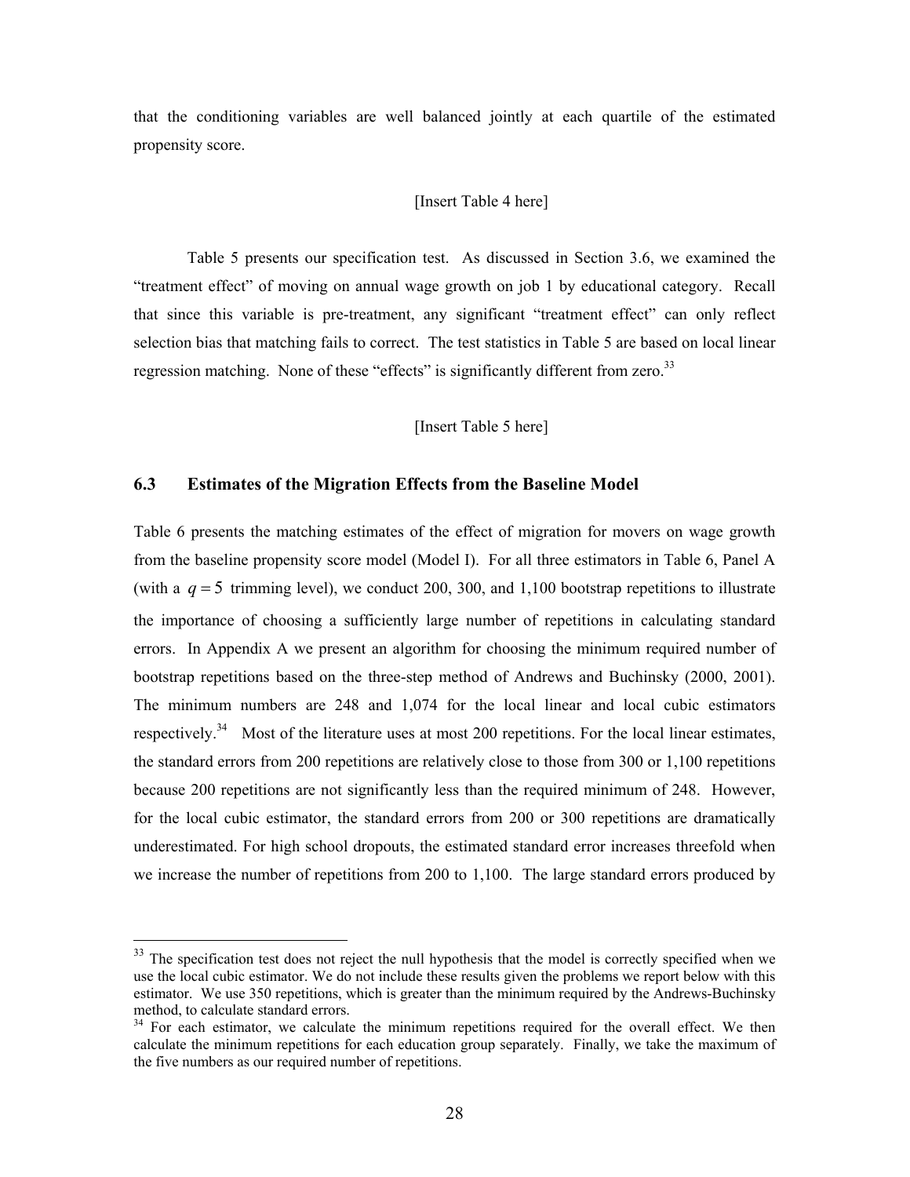that the conditioning variables are well balanced jointly at each quartile of the estimated propensity score.

[Insert Table 4 here]

Table 5 presents our specification test. As discussed in Section 3.6, we examined the "treatment effect" of moving on annual wage growth on job 1 by educational category. Recall that since this variable is pre-treatment, any significant "treatment effect" can only reflect selection bias that matching fails to correct. The test statistics in Table 5 are based on local linear regression matching. None of these "effects" is significantly different from zero.[33]

[Insert Table 5 here]

### 6.3 Estimates of the Migration Effects from the Baseline Model

Table 6 presents the matching estimates of the effect of migration for movers on wage growth from the baseline propensity score model (Model I). For all three estimators in Table 6, Panel A (with a $q = 5$ trimming level), we conduct 200, 300, and 1,100 bootstrap repetitions to illustrate the importance of choosing a sufficiently large number of repetitions in calculating standard errors. In Appendix A we present an algorithm for choosing the minimum required number of bootstrap repetitions based on the three-step method of Andrews and Buchinsky (2000, 2001). The minimum numbers are 248 and 1,074 for the local linear and local cubic estimators respectively.[34] Most of the literature uses at most 200 repetitions. For the local linear estimates, the standard errors from 200 repetitions are relatively close to those from 300 or 1,100 repetitions because 200 repetitions are not significantly less than the required minimum of 248. However, for the local cubic estimator, the standard errors from 200 or 300 repetitions are dramatically underestimated. For high school dropouts, the estimated standard error increases threefold when we increase the number of repetitions from 200 to 1,100. The large standard errors produced by

---

[33] The specification test does not reject the null hypothesis that the model is correctly specified when we use the local cubic estimator. We do not include these results given the problems we report below with this estimator. We use 350 repetitions, which is greater than the minimum required by the Andrews-Buchinsky method, to calculate standard errors.

[34] For each estimator, we calculate the minimum repetitions required for the overall effect. We then calculate the minimum repetitions for each education group separately. Finally, we take the maximum of the five numbers as our required number of repetitions.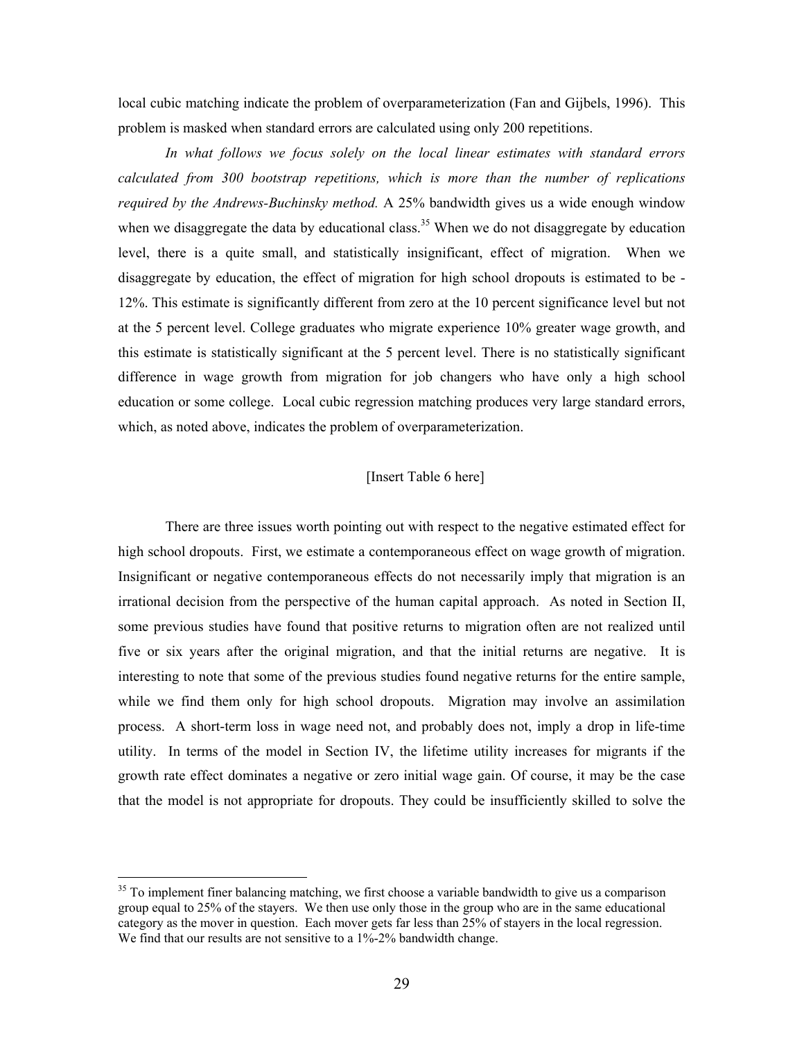local cubic matching indicate the problem of overparameterization (Fan and Gijbels, 1996). This problem is masked when standard errors are calculated using only 200 repetitions.

*In what follows we focus solely on the local linear estimates with standard errors calculated from 300 bootstrap repetitions, which is more than the number of replications required by the Andrews-Buchinsky method.* A 25% bandwidth gives us a wide enough window when we disaggregate the data by educational class.[35] When we do not disaggregate by education level, there is a quite small, and statistically insignificant, effect of migration. When we disaggregate by education, the effect of migration for high school dropouts is estimated to be -12%. This estimate is significantly different from zero at the 10 percent significance level but not at the 5 percent level. College graduates who migrate experience 10% greater wage growth, and this estimate is statistically significant at the 5 percent level. There is no statistically significant difference in wage growth from migration for job changers who have only a high school education or some college. Local cubic regression matching produces very large standard errors, which, as noted above, indicates the problem of overparameterization.

[Insert Table 6 here]

There are three issues worth pointing out with respect to the negative estimated effect for high school dropouts. First, we estimate a contemporaneous effect on wage growth of migration. Insignificant or negative contemporaneous effects do not necessarily imply that migration is an irrational decision from the perspective of the human capital approach. As noted in Section II, some previous studies have found that positive returns to migration often are not realized until five or six years after the original migration, and that the initial returns are negative. It is interesting to note that some of the previous studies found negative returns for the entire sample, while we find them only for high school dropouts. Migration may involve an assimilation process. A short-term loss in wage need not, and probably does not, imply a drop in life-time utility. In terms of the model in Section IV, the lifetime utility increases for migrants if the growth rate effect dominates a negative or zero initial wage gain. Of course, it may be the case that the model is not appropriate for dropouts. They could be insufficiently skilled to solve the

[35] To implement finer balancing matching, we first choose a variable bandwidth to give us a comparison group equal to 25% of the stayers. We then use only those in the group who are in the same educational category as the mover in question. Each mover gets far less than 25% of stayers in the local regression. We find that our results are not sensitive to a 1%-2% bandwidth change.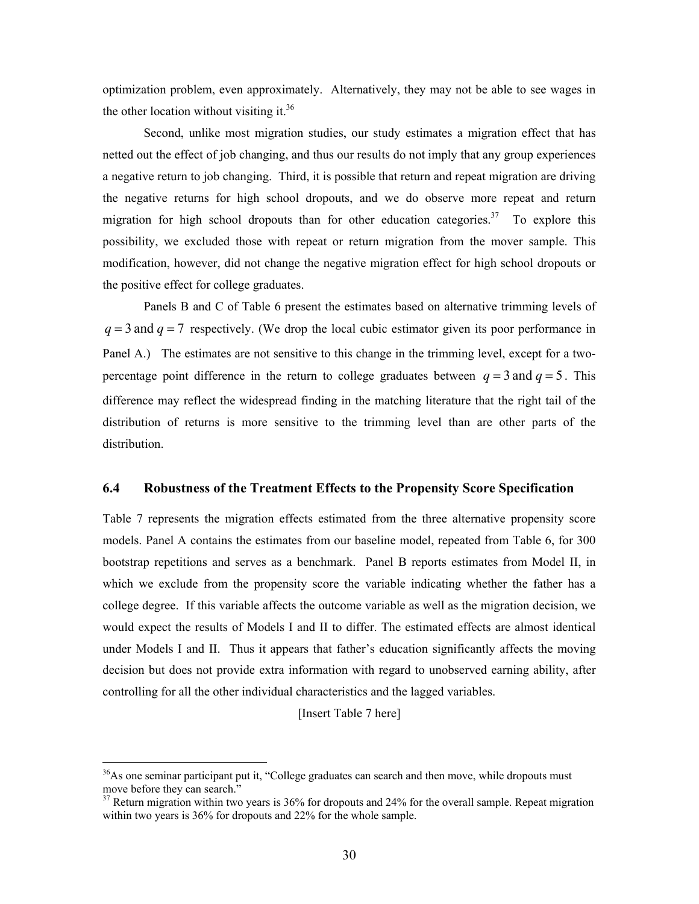optimization problem, even approximately. Alternatively, they may not be able to see wages in the other location without visiting it.[36]

Second, unlike most migration studies, our study estimates a migration effect that has netted out the effect of job changing, and thus our results do not imply that any group experiences a negative return to job changing. Third, it is possible that return and repeat migration are driving the negative returns for high school dropouts, and we do observe more repeat and return migration for high school dropouts than for other education categories.[37] To explore this possibility, we excluded those with repeat or return migration from the mover sample. This modification, however, did not change the negative migration effect for high school dropouts or the positive effect for college graduates.

Panels B and C of Table 6 present the estimates based on alternative trimming levels of $q = 3$ and $q = 7$ respectively. (We drop the local cubic estimator given its poor performance in Panel A.) The estimates are not sensitive to this change in the trimming level, except for a two-percentage point difference in the return to college graduates between $q = 3$ and $q = 5$. This difference may reflect the widespread finding in the matching literature that the right tail of the distribution of returns is more sensitive to the trimming level than are other parts of the distribution.

### 6.4 Robustness of the Treatment Effects to the Propensity Score Specification

Table 7 represents the migration effects estimated from the three alternative propensity score models. Panel A contains the estimates from our baseline model, repeated from Table 6, for 300 bootstrap repetitions and serves as a benchmark. Panel B reports estimates from Model II, in which we exclude from the propensity score the variable indicating whether the father has a college degree. If this variable affects the outcome variable as well as the migration decision, we would expect the results of Models I and II to differ. The estimated effects are almost identical under Models I and II. Thus it appears that father's education significantly affects the moving decision but does not provide extra information with regard to unobserved earning ability, after controlling for all the other individual characteristics and the lagged variables.

[Insert Table 7 here]

---

[36] As one seminar participant put it, "College graduates can search and then move, while dropouts must move before they can search."

[37] Return migration within two years is 36% for dropouts and 24% for the overall sample. Repeat migration within two years is 36% for dropouts and 22% for the whole sample.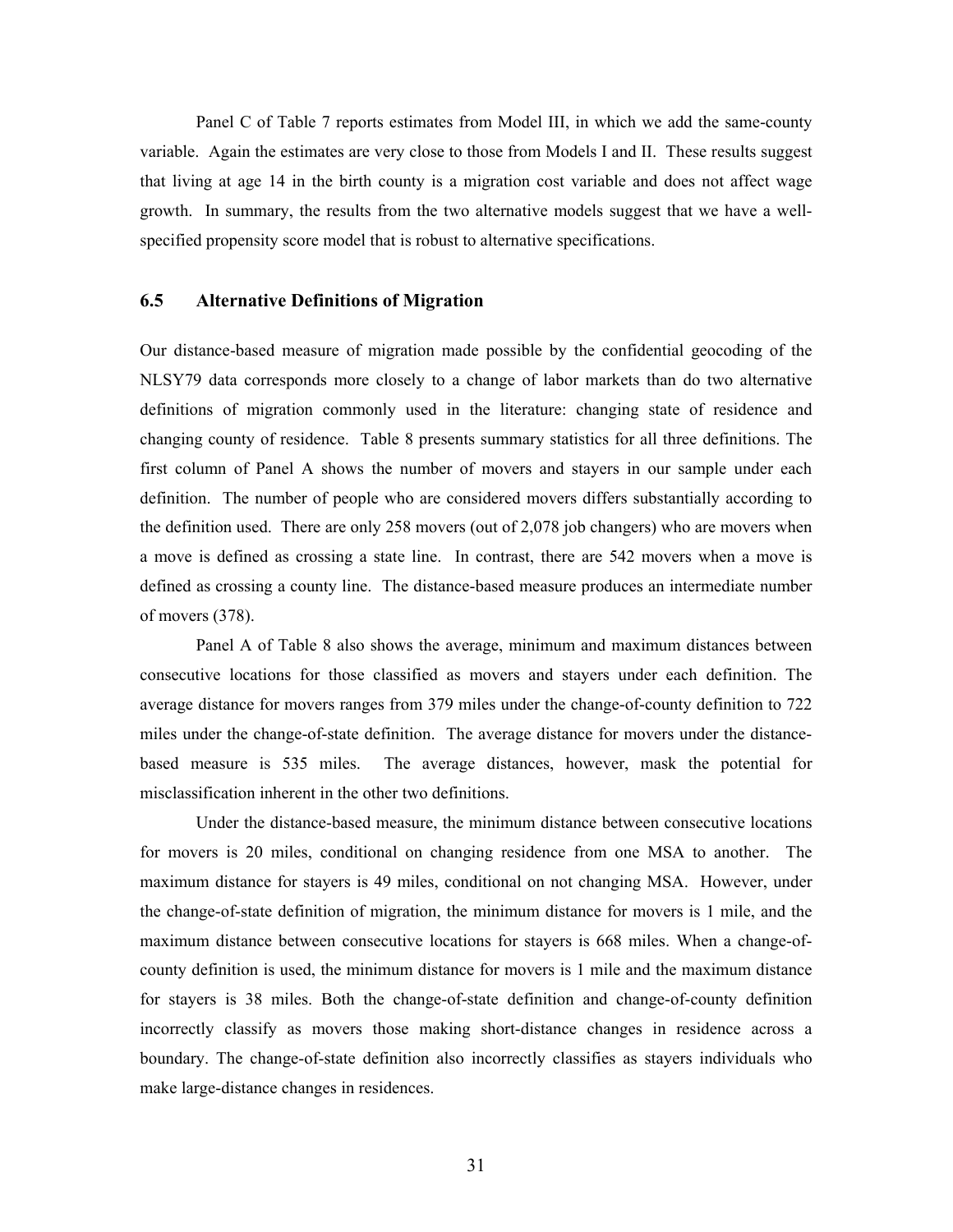Panel C of Table 7 reports estimates from Model III, in which we add the same-county variable. Again the estimates are very close to those from Models I and II. These results suggest that living at age 14 in the birth county is a migration cost variable and does not affect wage growth. In summary, the results from the two alternative models suggest that we have a well-specified propensity score model that is robust to alternative specifications.

### 6.5 Alternative Definitions of Migration

Our distance-based measure of migration made possible by the confidential geocoding of the NLSY79 data corresponds more closely to a change of labor markets than do two alternative definitions of migration commonly used in the literature: changing state of residence and changing county of residence. Table 8 presents summary statistics for all three definitions. The first column of Panel A shows the number of movers and stayers in our sample under each definition. The number of people who are considered movers differs substantially according to the definition used. There are only 258 movers (out of 2,078 job changers) who are movers when a move is defined as crossing a state line. In contrast, there are 542 movers when a move is defined as crossing a county line. The distance-based measure produces an intermediate number of movers (378).

Panel A of Table 8 also shows the average, minimum and maximum distances between consecutive locations for those classified as movers and stayers under each definition. The average distance for movers ranges from 379 miles under the change-of-county definition to 722 miles under the change-of-state definition. The average distance for movers under the distance-based measure is 535 miles. The average distances, however, mask the potential for misclassification inherent in the other two definitions.

Under the distance-based measure, the minimum distance between consecutive locations for movers is 20 miles, conditional on changing residence from one MSA to another. The maximum distance for stayers is 49 miles, conditional on not changing MSA. However, under the change-of-state definition of migration, the minimum distance for movers is 1 mile, and the maximum distance between consecutive locations for stayers is 668 miles. When a change-of-county definition is used, the minimum distance for movers is 1 mile and the maximum distance for stayers is 38 miles. Both the change-of-state definition and change-of-county definition incorrectly classify as movers those making short-distance changes in residence across a boundary. The change-of-state definition also incorrectly classifies as stayers individuals who make large-distance changes in residences.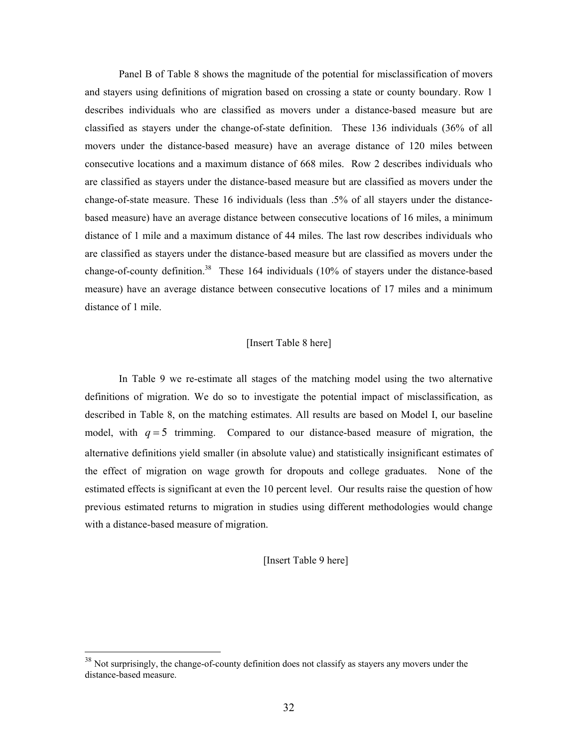Panel B of Table 8 shows the magnitude of the potential for misclassification of movers and stayers using definitions of migration based on crossing a state or county boundary. Row 1 describes individuals who are classified as movers under a distance-based measure but are classified as stayers under the change-of-state definition. These 136 individuals (36% of all movers under the distance-based measure) have an average distance of 120 miles between consecutive locations and a maximum distance of 668 miles. Row 2 describes individuals who are classified as stayers under the distance-based measure but are classified as movers under the change-of-state measure. These 16 individuals (less than .5% of all stayers under the distance-based measure) have an average distance between consecutive locations of 16 miles, a minimum distance of 1 mile and a maximum distance of 44 miles. The last row describes individuals who are classified as stayers under the distance-based measure but are classified as movers under the change-of-county definition.[38] These 164 individuals (10% of stayers under the distance-based measure) have an average distance between consecutive locations of 17 miles and a minimum distance of 1 mile.

[Insert Table 8 here]

In Table 9 we re-estimate all stages of the matching model using the two alternative definitions of migration. We do so to investigate the potential impact of misclassification, as described in Table 8, on the matching estimates. All results are based on Model I, our baseline model, with $q = 5$ trimming. Compared to our distance-based measure of migration, the alternative definitions yield smaller (in absolute value) and statistically insignificant estimates of the effect of migration on wage growth for dropouts and college graduates. None of the estimated effects is significant at even the 10 percent level. Our results raise the question of how previous estimated returns to migration in studies using different methodologies would change with a distance-based measure of migration.

[Insert Table 9 here]

[38] Not surprisingly, the change-of-county definition does not classify as stayers any movers under the distance-based measure.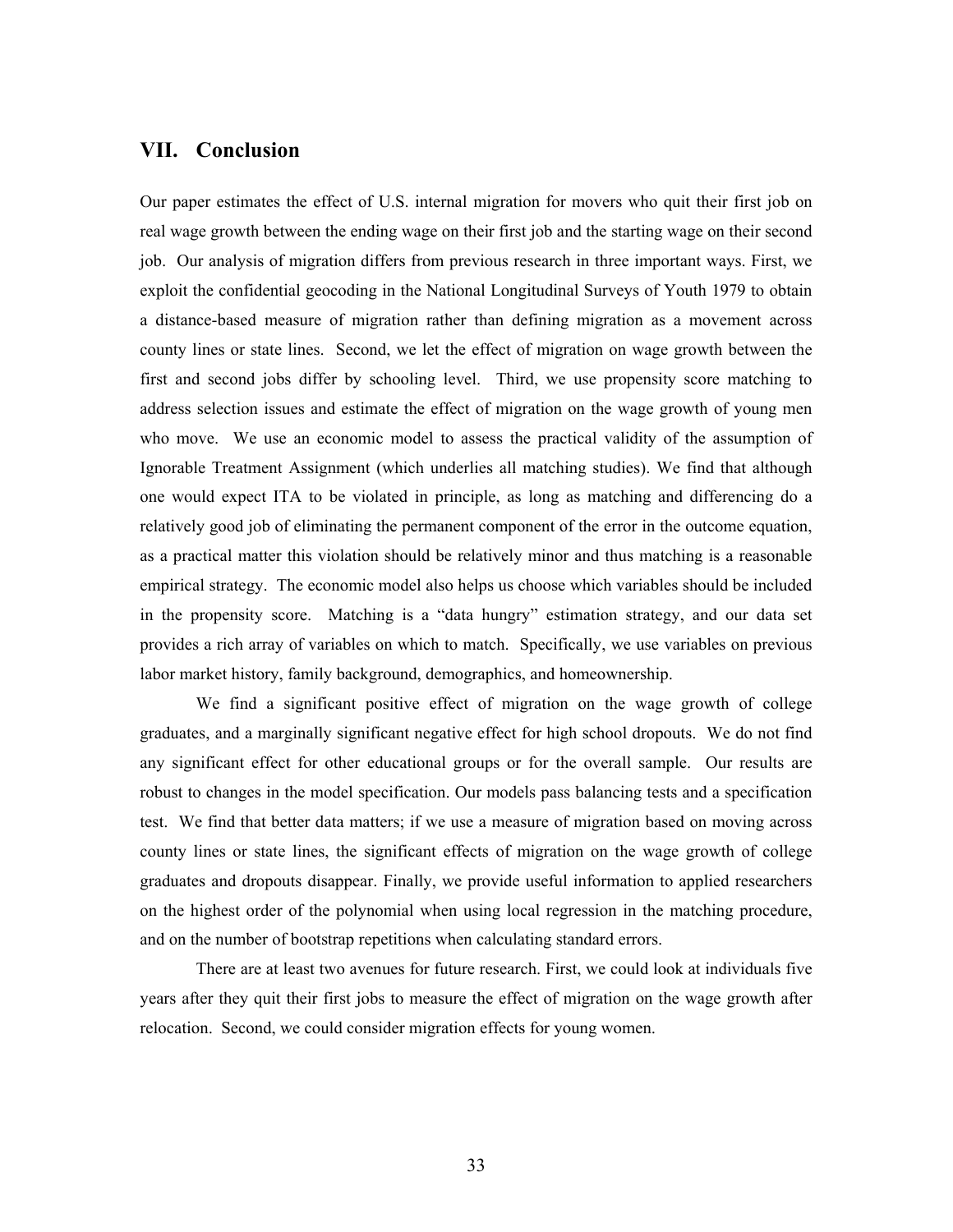## VII. Conclusion

Our paper estimates the effect of U.S. internal migration for movers who quit their first job on real wage growth between the ending wage on their first job and the starting wage on their second job. Our analysis of migration differs from previous research in three important ways. First, we exploit the confidential geocoding in the National Longitudinal Surveys of Youth 1979 to obtain a distance-based measure of migration rather than defining migration as a movement across county lines or state lines. Second, we let the effect of migration on wage growth between the first and second jobs differ by schooling level. Third, we use propensity score matching to address selection issues and estimate the effect of migration on the wage growth of young men who move. We use an economic model to assess the practical validity of the assumption of Ignorable Treatment Assignment (which underlies all matching studies). We find that although one would expect ITA to be violated in principle, as long as matching and differencing do a relatively good job of eliminating the permanent component of the error in the outcome equation, as a practical matter this violation should be relatively minor and thus matching is a reasonable empirical strategy. The economic model also helps us choose which variables should be included in the propensity score. Matching is a "data hungry" estimation strategy, and our data set provides a rich array of variables on which to match. Specifically, we use variables on previous labor market history, family background, demographics, and homeownership.

We find a significant positive effect of migration on the wage growth of college graduates, and a marginally significant negative effect for high school dropouts. We do not find any significant effect for other educational groups or for the overall sample. Our results are robust to changes in the model specification. Our models pass balancing tests and a specification test. We find that better data matters; if we use a measure of migration based on moving across county lines or state lines, the significant effects of migration on the wage growth of college graduates and dropouts disappear. Finally, we provide useful information to applied researchers on the highest order of the polynomial when using local regression in the matching procedure, and on the number of bootstrap repetitions when calculating standard errors.

There are at least two avenues for future research. First, we could look at individuals five years after they quit their first jobs to measure the effect of migration on the wage growth after relocation. Second, we could consider migration effects for young women.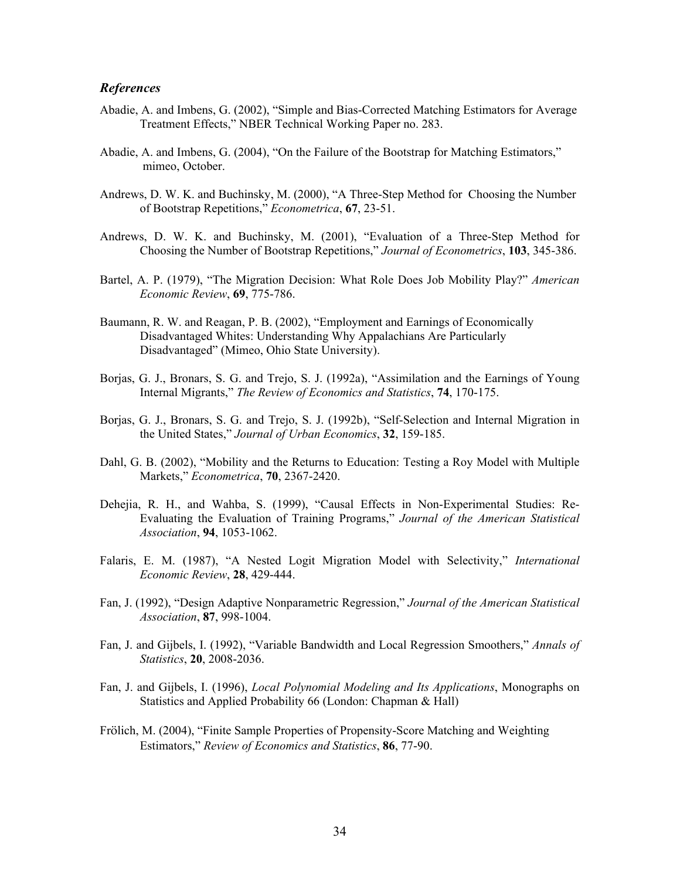### *References*

Abadie, A. and Imbens, G. (2002), "Simple and Bias-Corrected Matching Estimators for Average Treatment Effects," NBER Technical Working Paper no. 283.

Abadie, A. and Imbens, G. (2004), "On the Failure of the Bootstrap for Matching Estimators," mimeo, October.

Andrews, D. W. K. and Buchinsky, M. (2000), "A Three-Step Method for Choosing the Number of Bootstrap Repetitions," *Econometrica*, **67**, 23-51.

Andrews, D. W. K. and Buchinsky, M. (2001), "Evaluation of a Three-Step Method for Choosing the Number of Bootstrap Repetitions," *Journal of Econometrics*, **103**, 345-386.

Bartel, A. P. (1979), "The Migration Decision: What Role Does Job Mobility Play?" *American Economic Review*, **69**, 775-786.

Baumann, R. W. and Reagan, P. B. (2002), "Employment and Earnings of Economically Disadvantaged Whites: Understanding Why Appalachians Are Particularly Disadvantaged" (Mimeo, Ohio State University).

Borjas, G. J., Bronars, S. G. and Trejo, S. J. (1992a), "Assimilation and the Earnings of Young Internal Migrants," *The Review of Economics and Statistics*, **74**, 170-175.

Borjas, G. J., Bronars, S. G. and Trejo, S. J. (1992b), "Self-Selection and Internal Migration in the United States," *Journal of Urban Economics*, **32**, 159-185.

Dahl, G. B. (2002), "Mobility and the Returns to Education: Testing a Roy Model with Multiple Markets," *Econometrica*, **70**, 2367-2420.

Dehejia, R. H., and Wahba, S. (1999), "Causal Effects in Non-Experimental Studies: Re-Evaluating the Evaluation of Training Programs," *Journal of the American Statistical Association*, **94**, 1053-1062.

Falaris, E. M. (1987), "A Nested Logit Migration Model with Selectivity," *International Economic Review*, **28**, 429-444.

Fan, J. (1992), "Design Adaptive Nonparametric Regression," *Journal of the American Statistical Association*, **87**, 998-1004.

Fan, J. and Gijbels, I. (1992), "Variable Bandwidth and Local Regression Smoothers," *Annals of Statistics*, **20**, 2008-2036.

Fan, J. and Gijbels, I. (1996), *Local Polynomial Modeling and Its Applications*, Monographs on Statistics and Applied Probability 66 (London: Chapman & Hall)

Frölich, M. (2004), "Finite Sample Properties of Propensity-Score Matching and Weighting Estimators," *Review of Economics and Statistics*, **86**, 77-90.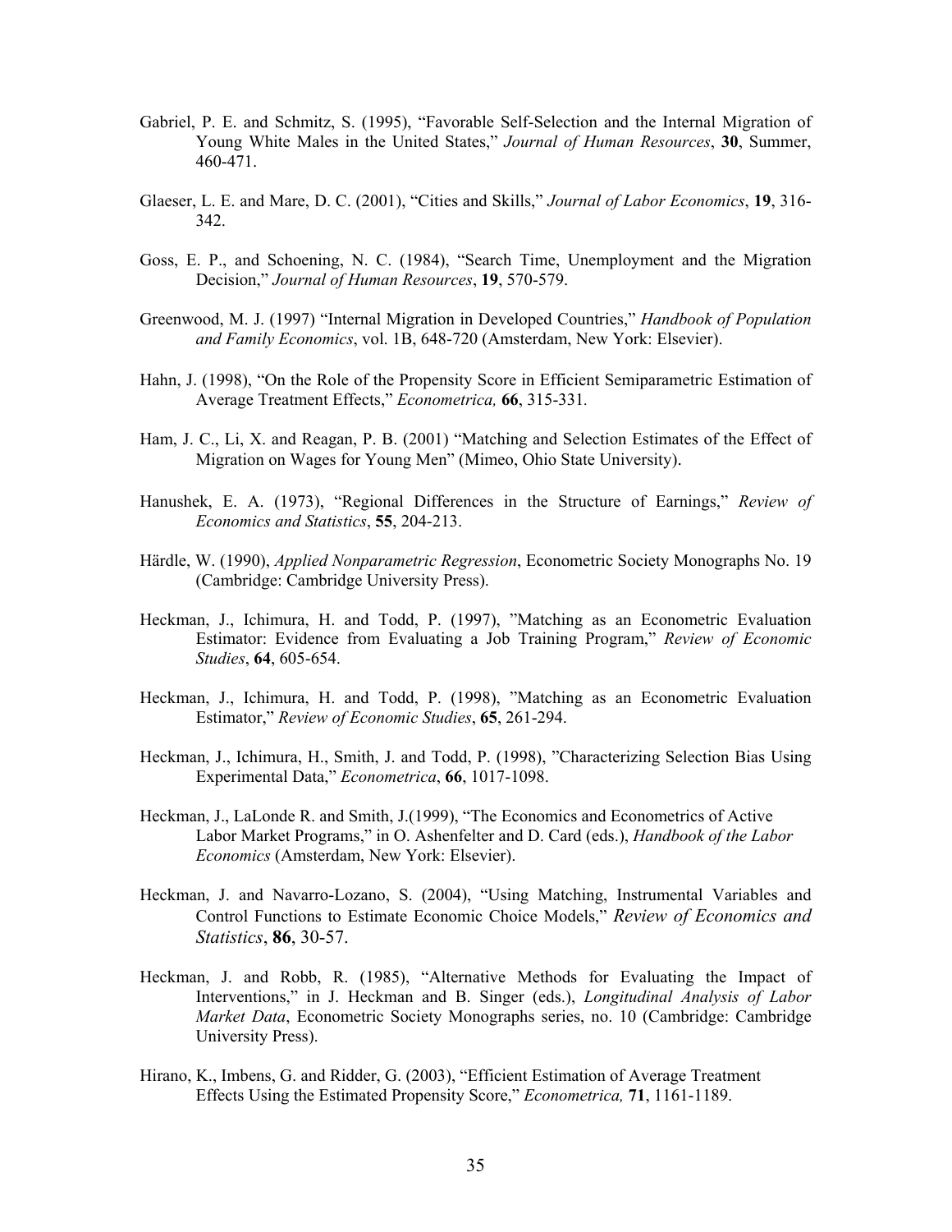Gabriel, P. E. and Schmitz, S. (1995), "Favorable Self-Selection and the Internal Migration of Young White Males in the United States," *Journal of Human Resources*, **30**, Summer, 460-471.

Glaeser, L. E. and Mare, D. C. (2001), "Cities and Skills," *Journal of Labor Economics*, **19**, 316-342.

Goss, E. P., and Schoening, N. C. (1984), "Search Time, Unemployment and the Migration Decision," *Journal of Human Resources*, **19**, 570-579.

Greenwood, M. J. (1997) "Internal Migration in Developed Countries," *Handbook of Population and Family Economics*, vol. 1B, 648-720 (Amsterdam, New York: Elsevier).

Hahn, J. (1998), "On the Role of the Propensity Score in Efficient Semiparametric Estimation of Average Treatment Effects," *Econometrica,* **66**, 315-331.

Ham, J. C., Li, X. and Reagan, P. B. (2001) "Matching and Selection Estimates of the Effect of Migration on Wages for Young Men" (Mimeo, Ohio State University).

Hanushek, E. A. (1973), "Regional Differences in the Structure of Earnings," *Review of Economics and Statistics*, **55**, 204-213.

Härdle, W. (1990), *Applied Nonparametric Regression*, Econometric Society Monographs No. 19 (Cambridge: Cambridge University Press).

Heckman, J., Ichimura, H. and Todd, P. (1997), "Matching as an Econometric Evaluation Estimator: Evidence from Evaluating a Job Training Program," *Review of Economic Studies*, **64**, 605-654.

Heckman, J., Ichimura, H. and Todd, P. (1998), "Matching as an Econometric Evaluation Estimator," *Review of Economic Studies*, **65**, 261-294.

Heckman, J., Ichimura, H., Smith, J. and Todd, P. (1998), "Characterizing Selection Bias Using Experimental Data," *Econometrica*, **66**, 1017-1098.

Heckman, J., LaLonde R. and Smith, J.(1999), "The Economics and Econometrics of Active Labor Market Programs," in O. Ashenfelter and D. Card (eds.), *Handbook of the Labor Economics* (Amsterdam, New York: Elsevier).

Heckman, J. and Navarro-Lozano, S. (2004), "Using Matching, Instrumental Variables and Control Functions to Estimate Economic Choice Models," *Review of Economics and Statistics*, **86**, 30-57.

Heckman, J. and Robb, R. (1985), "Alternative Methods for Evaluating the Impact of Interventions," in J. Heckman and B. Singer (eds.), *Longitudinal Analysis of Labor Market Data*, Econometric Society Monographs series, no. 10 (Cambridge: Cambridge University Press).

Hirano, K., Imbens, G. and Ridder, G. (2003), "Efficient Estimation of Average Treatment Effects Using the Estimated Propensity Score," *Econometrica,* **71**, 1161-1189.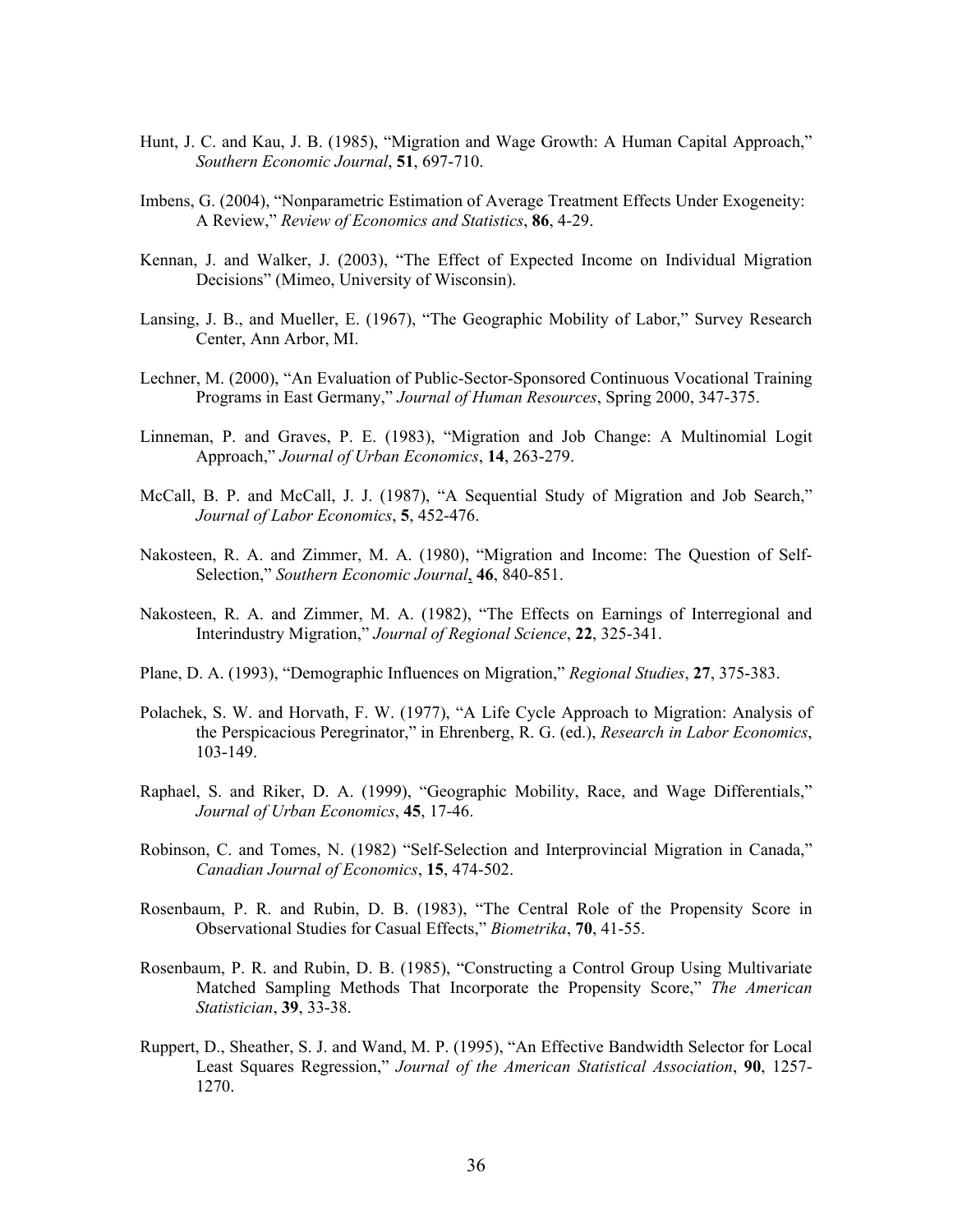Hunt, J. C. and Kau, J. B. (1985), "Migration and Wage Growth: A Human Capital Approach," *Southern Economic Journal*, **51**, 697-710.

Imbens, G. (2004), "Nonparametric Estimation of Average Treatment Effects Under Exogeneity: A Review," *Review of Economics and Statistics*, **86**, 4-29.

Kennan, J. and Walker, J. (2003), "The Effect of Expected Income on Individual Migration Decisions" (Mimeo, University of Wisconsin).

Lansing, J. B., and Mueller, E. (1967), "The Geographic Mobility of Labor," Survey Research Center, Ann Arbor, MI.

Lechner, M. (2000), "An Evaluation of Public-Sector-Sponsored Continuous Vocational Training Programs in East Germany," *Journal of Human Resources*, Spring 2000, 347-375.

Linneman, P. and Graves, P. E. (1983), "Migration and Job Change: A Multinomial Logit Approach," *Journal of Urban Economics*, **14**, 263-279.

McCall, B. P. and McCall, J. J. (1987), "A Sequential Study of Migration and Job Search," *Journal of Labor Economics*, **5**, 452-476.

Nakosteen, R. A. and Zimmer, M. A. (1980), "Migration and Income: The Question of Self-Selection," *Southern Economic Journal*, **46**, 840-851.

Nakosteen, R. A. and Zimmer, M. A. (1982), "The Effects on Earnings of Interregional and Interindustry Migration," *Journal of Regional Science*, **22**, 325-341.

Plane, D. A. (1993), "Demographic Influences on Migration," *Regional Studies*, **27**, 375-383.

Polachek, S. W. and Horvath, F. W. (1977), "A Life Cycle Approach to Migration: Analysis of the Perspicacious Peregrinator," in Ehrenberg, R. G. (ed.), *Research in Labor Economics*, 103-149.

Raphael, S. and Riker, D. A. (1999), "Geographic Mobility, Race, and Wage Differentials," *Journal of Urban Economics*, **45**, 17-46.

Robinson, C. and Tomes, N. (1982) "Self-Selection and Interprovincial Migration in Canada," *Canadian Journal of Economics*, **15**, 474-502.

Rosenbaum, P. R. and Rubin, D. B. (1983), "The Central Role of the Propensity Score in Observational Studies for Casual Effects," *Biometrika*, **70**, 41-55.

Rosenbaum, P. R. and Rubin, D. B. (1985), "Constructing a Control Group Using Multivariate Matched Sampling Methods That Incorporate the Propensity Score," *The American Statistician*, **39**, 33-38.

Ruppert, D., Sheather, S. J. and Wand, M. P. (1995), "An Effective Bandwidth Selector for Local Least Squares Regression," *Journal of the American Statistical Association*, **90**, 1257-1270.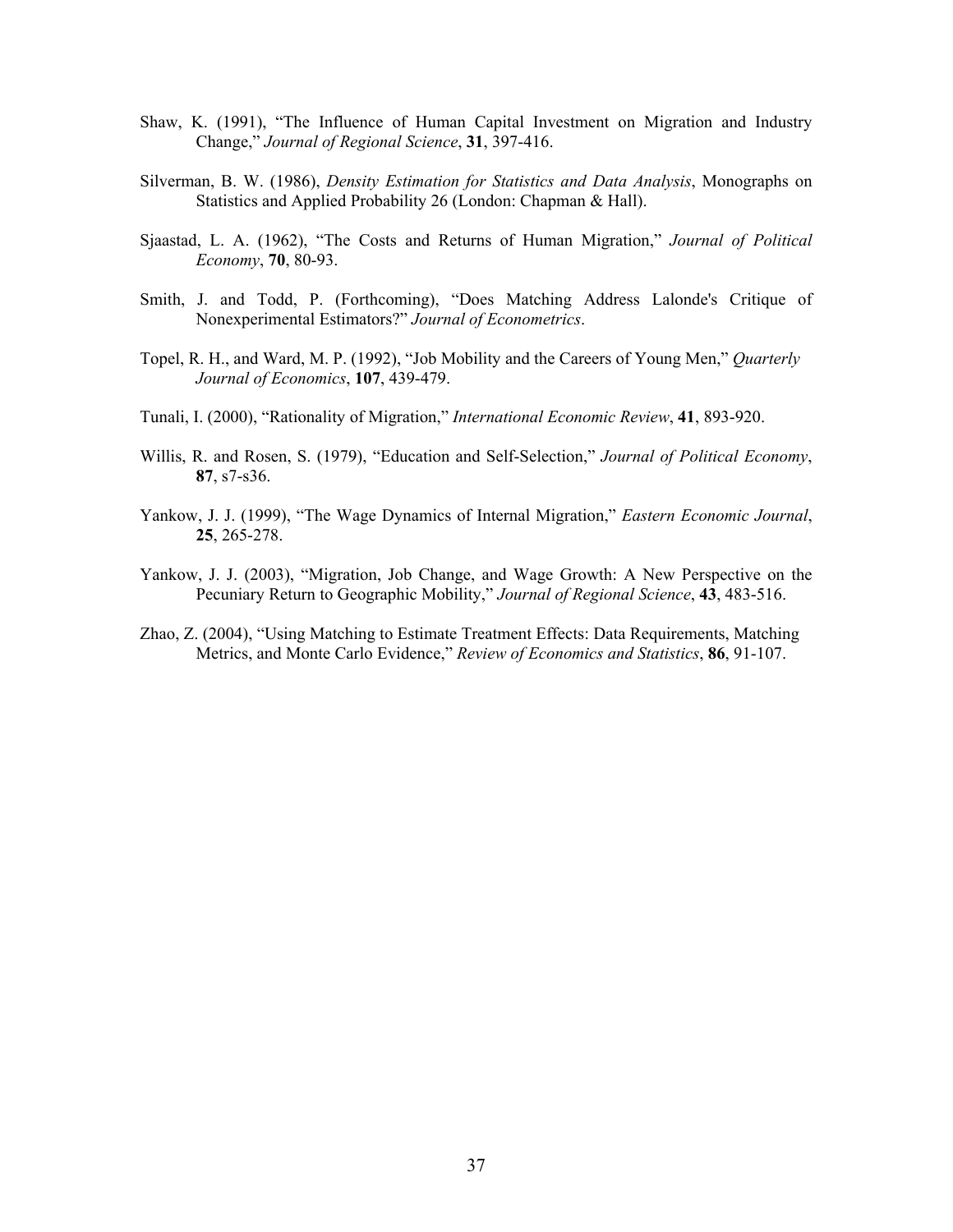Shaw, K. (1991), "The Influence of Human Capital Investment on Migration and Industry Change," *Journal of Regional Science*, **31**, 397-416.

Silverman, B. W. (1986), *Density Estimation for Statistics and Data Analysis*, Monographs on Statistics and Applied Probability 26 (London: Chapman & Hall).

Sjaastad, L. A. (1962), "The Costs and Returns of Human Migration," *Journal of Political Economy*, **70**, 80-93.

Smith, J. and Todd, P. (Forthcoming), "Does Matching Address Lalonde's Critique of Nonexperimental Estimators?" *Journal of Econometrics*.

Topel, R. H., and Ward, M. P. (1992), "Job Mobility and the Careers of Young Men," *Quarterly Journal of Economics*, **107**, 439-479.

Tunali, I. (2000), "Rationality of Migration," *International Economic Review*, **41**, 893-920.

Willis, R. and Rosen, S. (1979), "Education and Self-Selection," *Journal of Political Economy*, **87**, s7-s36.

Yankow, J. J. (1999), "The Wage Dynamics of Internal Migration," *Eastern Economic Journal*, **25**, 265-278.

Yankow, J. J. (2003), "Migration, Job Change, and Wage Growth: A New Perspective on the Pecuniary Return to Geographic Mobility," *Journal of Regional Science*, **43**, 483-516.

Zhao, Z. (2004), "Using Matching to Estimate Treatment Effects: Data Requirements, Matching Metrics, and Monte Carlo Evidence," *Review of Economics and Statistics*, **86**, 91-107.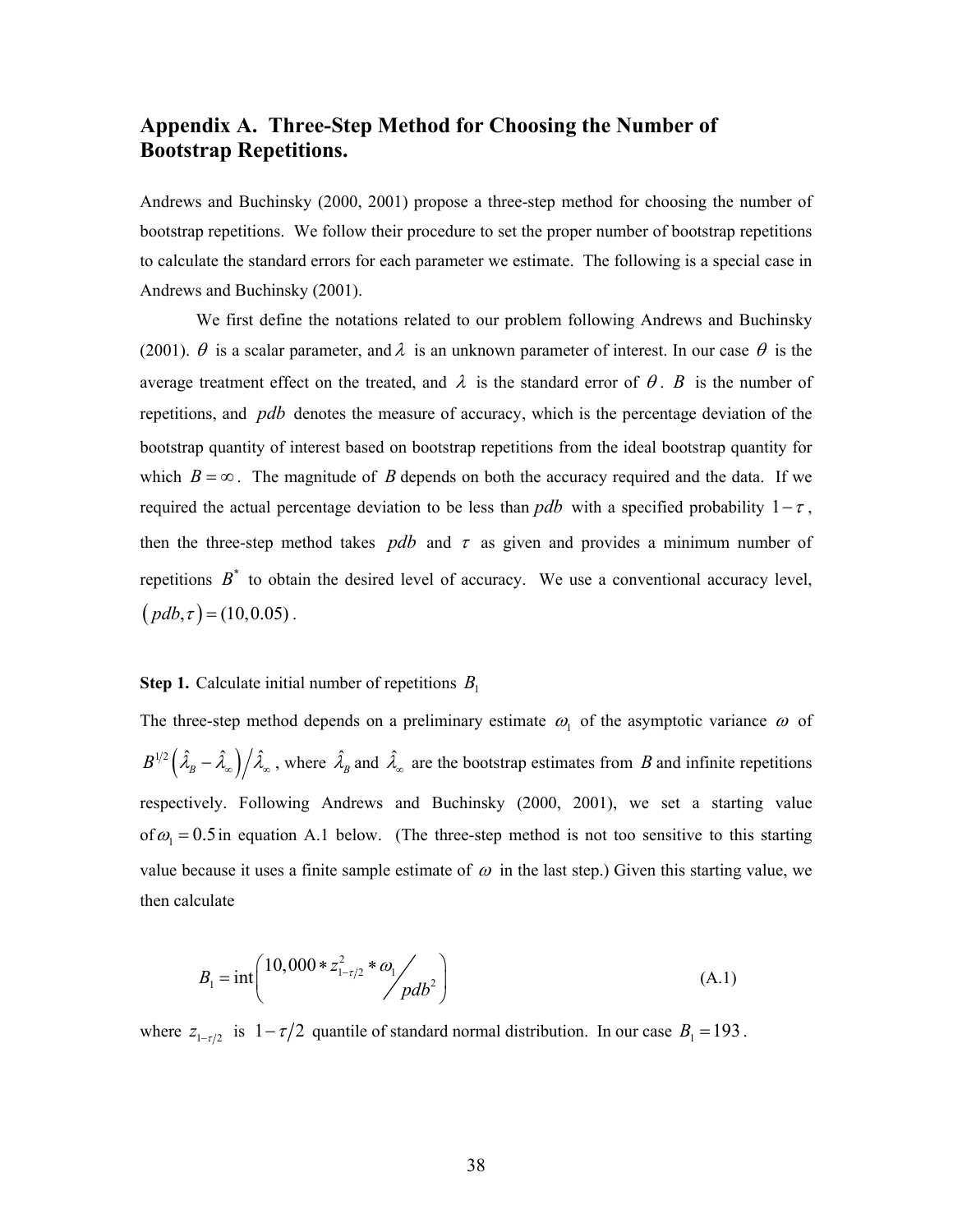## Appendix A. Three-Step Method for Choosing the Number of Bootstrap Repetitions.

Andrews and Buchinsky (2000, 2001) propose a three-step method for choosing the number of bootstrap repetitions. We follow their procedure to set the proper number of bootstrap repetitions to calculate the standard errors for each parameter we estimate. The following is a special case in Andrews and Buchinsky (2001).

We first define the notations related to our problem following Andrews and Buchinsky (2001). $\theta$ is a scalar parameter, and $\lambda$ is an unknown parameter of interest. In our case $\theta$ is the average treatment effect on the treated, and $\lambda$ is the standard error of $\theta$. $B$ is the number of repetitions, and $pdb$ denotes the measure of accuracy, which is the percentage deviation of the bootstrap quantity of interest based on bootstrap repetitions from the ideal bootstrap quantity for which $B = \infty$. The magnitude of $B$ depends on both the accuracy required and the data. If we required the actual percentage deviation to be less than $pdb$ with a specified probability $1-\tau$, then the three-step method takes $pdb$ and $\tau$ as given and provides a minimum number of repetitions $B^*$ to obtain the desired level of accuracy. We use a conventional accuracy level, $(pdb, \tau) = (10, 0.05)$.

**Step 1.** Calculate initial number of repetitions $B_1$

The three-step method depends on a preliminary estimate $\omega_1$ of the asymptotic variance $\omega$ of $B^{1/2}\left(\hat{\lambda}_B - \hat{\lambda}_\infty\right)/\hat{\lambda}_\infty$, where $\hat{\lambda}_B$ and $\hat{\lambda}_\infty$ are the bootstrap estimates from $B$ and infinite repetitions respectively. Following Andrews and Buchinsky (2000, 2001), we set a starting value of $\omega_1 = 0.5$ in equation A.1 below. (The three-step method is not too sensitive to this starting value because it uses a finite sample estimate of $\omega$ in the last step.) Given this starting value, we then calculate

$$B_1 = \text{int}\left(10{,}000 * z^2_{1-\tau/2} * \omega_1 \Big/ pdb^2\right) \tag{A.1}$$

where $z_{1-\tau/2}$ is $1-\tau/2$ quantile of standard normal distribution. In our case $B_1 = 193$.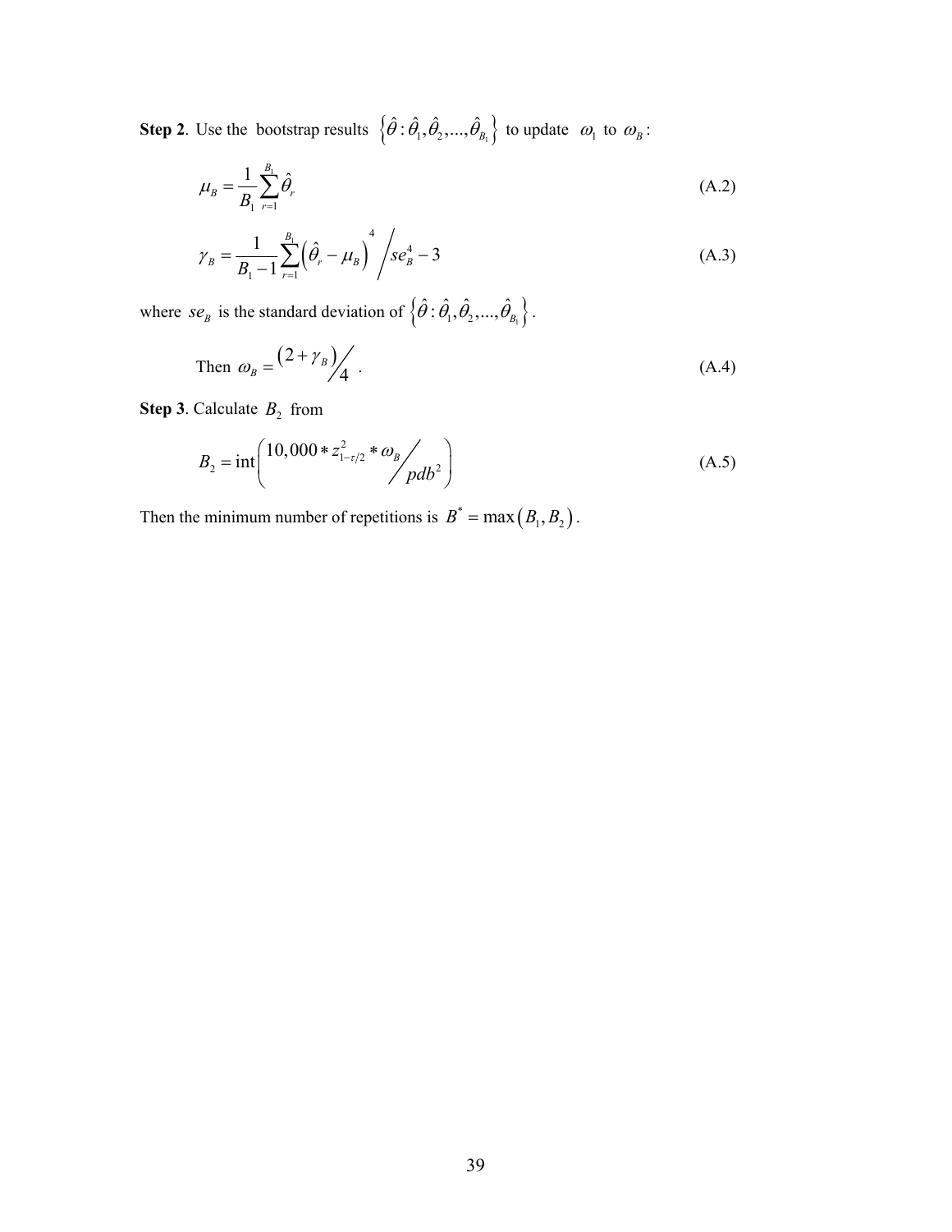**Step 2**. Use the bootstrap results $\left\{\hat{\theta}:\hat{\theta}_1,\hat{\theta}_2,...,\hat{\theta}_{B_1}\right\}$ to update $\omega_1$ to $\omega_B$:

$$\mu_B = \frac{1}{B_1}\sum_{r=1}^{B_1}\hat{\theta}_r \tag{A.2}$$

$$\gamma_B = \frac{1}{B_1-1}\sum_{r=1}^{B_1}\left(\hat{\theta}_r - \mu_B\right)^4 \Big/ se_B^4 - 3 \tag{A.3}$$

where $se_B$ is the standard deviation of $\left\{\hat{\theta}:\hat{\theta}_1,\hat{\theta}_2,...,\hat{\theta}_{B_1}\right\}$.

Then $\omega_B = \left(2+\gamma_B\right)\big/4$. (A.4)

**Step 3**. Calculate $B_2$ from

$$B_2 = \text{int}\left(10,000 * z_{1-\tau/2}^2 * \omega_B \Big/ pdb^2\right) \tag{A.5}$$

Then the minimum number of repetitions is $B^* = \max\left(B_1, B_2\right)$.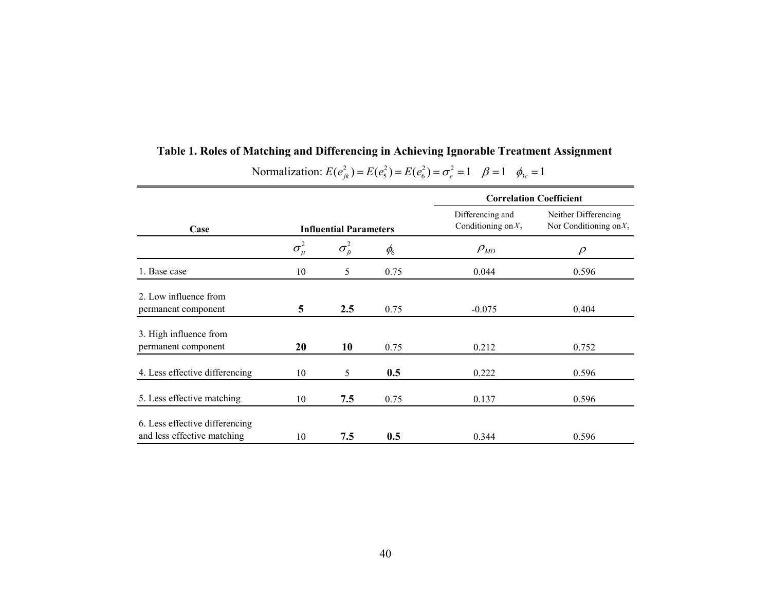**Table 1. Roles of Matching and Differencing in Achieving Ignorable Treatment Assignment**

Normalization: $E(e_{jk}^2) = E(e_5^2) = E(e_6^2) = \sigma_e^2 = 1 \quad \beta = 1 \quad \phi_{3c} = 1$

| Case | Influential Parameters | | | Correlation Coefficient | |
|---|---|---|---|---|---|
| | | | | Differencing and Conditioning on $X_2$ | Neither Differencing Nor Conditioning on $X_2$ |
| | $\sigma_{\mu}^2$ | $\sigma_{\tilde{\mu}}^2$ | $\phi_6$ | $\rho_{MD}$ | $\rho$ |
| 1. Base case | 10 | 5 | 0.75 | 0.044 | 0.596 |
| 2. Low influence from permanent component | **5** | **2.5** | 0.75 | -0.075 | 0.404 |
| 3. High influence from permanent component | **20** | **10** | 0.75 | 0.212 | 0.752 |
| 4. Less effective differencing | 10 | 5 | **0.5** | 0.222 | 0.596 |
| 5. Less effective matching | 10 | **7.5** | 0.75 | 0.137 | 0.596 |
| 6. Less effective differencing and less effective matching | 10 | **7.5** | **0.5** | 0.344 | 0.596 |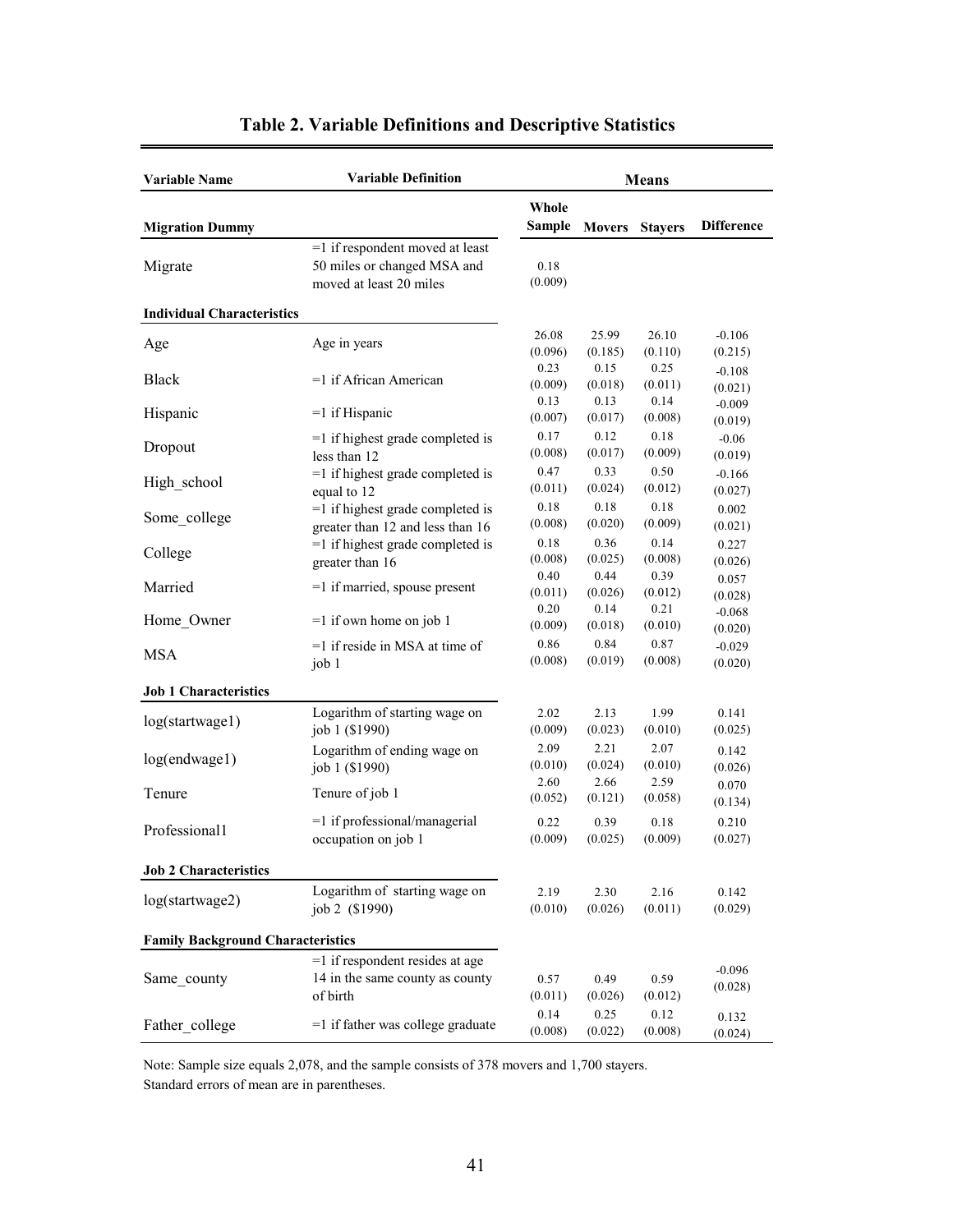# Table 2. Variable Definitions and Descriptive Statistics

| Variable Name | Variable Definition | Means | | | |
|---|---|---|---|---|---|
| **Migration Dummy** | | **Whole Sample** | **Movers** | **Stayers** | **Difference** |
| Migrate | =1 if respondent moved at least 50 miles or changed MSA and moved at least 20 miles | 0.18 (0.009) | | | |
| **Individual Characteristics** | | | | | |
| Age | Age in years | 26.08 (0.096) | 25.99 (0.185) | 26.10 (0.110) | -0.106 (0.215) |
| Black | =1 if African American | 0.23 (0.009) | 0.15 (0.018) | 0.25 (0.011) | -0.108 (0.021) |
| Hispanic | =1 if Hispanic | 0.13 (0.007) | 0.13 (0.017) | 0.14 (0.008) | -0.009 (0.019) |
| Dropout | =1 if highest grade completed is less than 12 | 0.17 (0.008) | 0.12 (0.017) | 0.18 (0.009) | -0.06 (0.019) |
| High_school | =1 if highest grade completed is equal to 12 | 0.47 (0.011) | 0.33 (0.024) | 0.50 (0.012) | -0.166 (0.027) |
| Some_college | =1 if highest grade completed is greater than 12 and less than 16 | 0.18 (0.008) | 0.18 (0.020) | 0.18 (0.009) | 0.002 (0.021) |
| College | =1 if highest grade completed is greater than 16 | 0.18 (0.008) | 0.36 (0.025) | 0.14 (0.008) | 0.227 (0.026) |
| Married | =1 if married, spouse present | 0.40 (0.011) | 0.44 (0.026) | 0.39 (0.012) | 0.057 (0.028) |
| Home_Owner | =1 if own home on job 1 | 0.20 (0.009) | 0.14 (0.018) | 0.21 (0.010) | -0.068 (0.020) |
| MSA | =1 if reside in MSA at time of job 1 | 0.86 (0.008) | 0.84 (0.019) | 0.87 (0.008) | -0.029 (0.020) |
| **Job 1 Characteristics** | | | | | |
| log(startwage1) | Logarithm of starting wage on job 1 ($1990) | 2.02 (0.009) | 2.13 (0.023) | 1.99 (0.010) | 0.141 (0.025) |
| log(endwage1) | Logarithm of ending wage on job 1 ($1990) | 2.09 (0.010) | 2.21 (0.024) | 2.07 (0.010) | 0.142 (0.026) |
| Tenure | Tenure of job 1 | 2.60 (0.052) | 2.66 (0.121) | 2.59 (0.058) | 0.070 (0.134) |
| Professional1 | =1 if professional/managerial occupation on job 1 | 0.22 (0.009) | 0.39 (0.025) | 0.18 (0.009) | 0.210 (0.027) |
| **Job 2 Characteristics** | | | | | |
| log(startwage2) | Logarithm of starting wage on job 2 ($1990) | 2.19 (0.010) | 2.30 (0.026) | 2.16 (0.011) | 0.142 (0.029) |
| **Family Background Characteristics** | | | | | |
| Same_county | =1 if respondent resides at age 14 in the same county as county of birth | 0.57 (0.011) | 0.49 (0.026) | 0.59 (0.012) | -0.096 (0.028) |
| Father_college | =1 if father was college graduate | 0.14 (0.008) | 0.25 (0.022) | 0.12 (0.008) | 0.132 (0.024) |

Note: Sample size equals 2,078, and the sample consists of 378 movers and 1,700 stayers.
Standard errors of mean are in parentheses.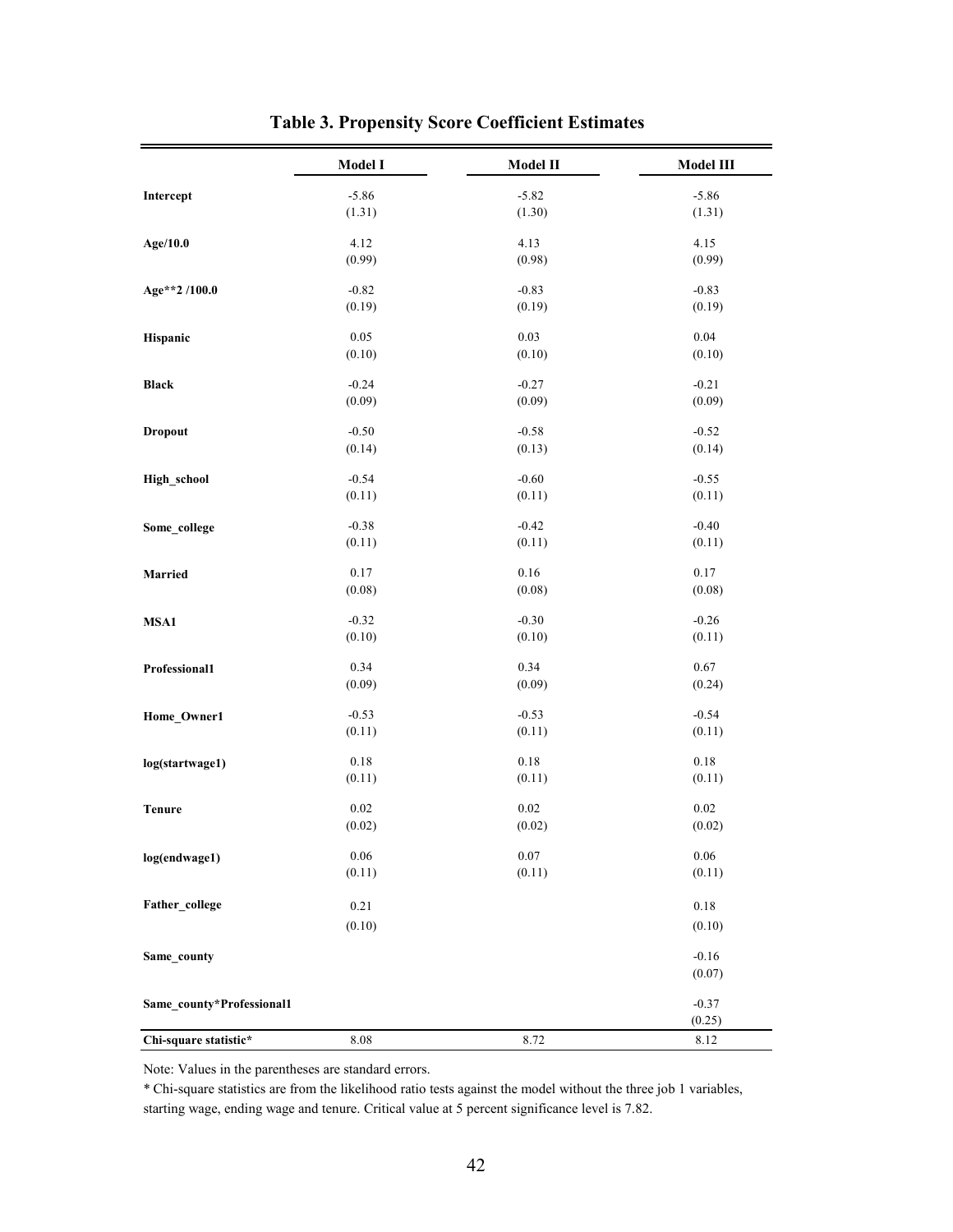**Table 3. Propensity Score Coefficient Estimates**

| | Model I | Model II | Model III |
|---|---|---|---|
| **Intercept** | -5.86<br>(1.31) | -5.82<br>(1.30) | -5.86<br>(1.31) |
| **Age/10.0** | 4.12<br>(0.99) | 4.13<br>(0.98) | 4.15<br>(0.99) |
| **Age**2 /100.0** | -0.82<br>(0.19) | -0.83<br>(0.19) | -0.83<br>(0.19) |
| **Hispanic** | 0.05<br>(0.10) | 0.03<br>(0.10) | 0.04<br>(0.10) |
| **Black** | -0.24<br>(0.09) | -0.27<br>(0.09) | -0.21<br>(0.09) |
| **Dropout** | -0.50<br>(0.14) | -0.58<br>(0.13) | -0.52<br>(0.14) |
| **High_school** | -0.54<br>(0.11) | -0.60<br>(0.11) | -0.55<br>(0.11) |
| **Some_college** | -0.38<br>(0.11) | -0.42<br>(0.11) | -0.40<br>(0.11) |
| **Married** | 0.17<br>(0.08) | 0.16<br>(0.08) | 0.17<br>(0.08) |
| **MSA1** | -0.32<br>(0.10) | -0.30<br>(0.10) | -0.26<br>(0.11) |
| **Professional1** | 0.34<br>(0.09) | 0.34<br>(0.09) | 0.67<br>(0.24) |
| **Home_Owner1** | -0.53<br>(0.11) | -0.53<br>(0.11) | -0.54<br>(0.11) |
| **log(startwage1)** | 0.18<br>(0.11) | 0.18<br>(0.11) | 0.18<br>(0.11) |
| **Tenure** | 0.02<br>(0.02) | 0.02<br>(0.02) | 0.02<br>(0.02) |
| **log(endwage1)** | 0.06<br>(0.11) | 0.07<br>(0.11) | 0.06<br>(0.11) |
| **Father_college** | 0.21<br>(0.10) | | 0.18<br>(0.10) |
| **Same_county** | | | -0.16<br>(0.07) |
| **Same_county*Professional1** | | | -0.37<br>(0.25) |
| **Chi-square statistic*** | 8.08 | 8.72 | 8.12 |

Note: Values in the parentheses are standard errors.

* Chi-square statistics are from the likelihood ratio tests against the model without the three job 1 variables, starting wage, ending wage and tenure. Critical value at 5 percent significance level is 7.82.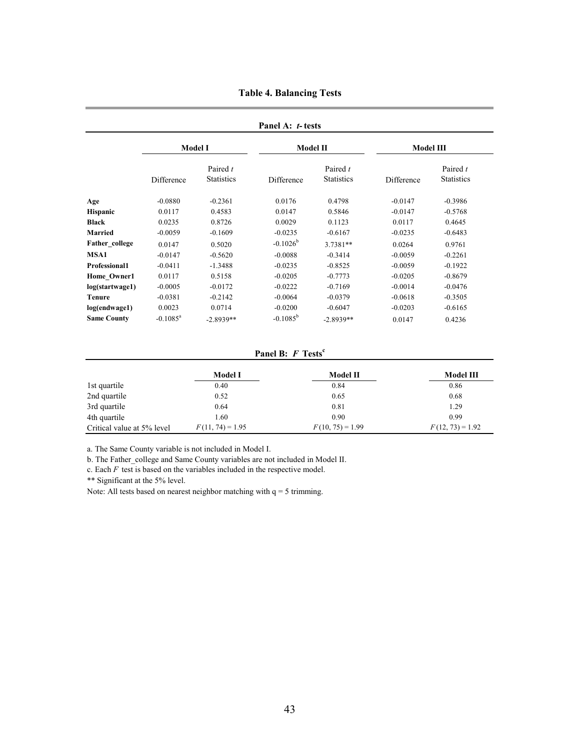### Table 4. Balancing Tests

**Panel A: *t*- tests**

| | Model I | | Model II | | Model III | |
|---|---|---|---|---|---|---|
| | Difference | Paired *t* Statistics | Difference | Paired *t* Statistics | Difference | Paired *t* Statistics |
| **Age** | -0.0880 | -0.2361 | 0.0176 | 0.4798 | -0.0147 | -0.3986 |
| **Hispanic** | 0.0117 | 0.4583 | 0.0147 | 0.5846 | -0.0147 | -0.5768 |
| **Black** | 0.0235 | 0.8726 | 0.0029 | 0.1123 | 0.0117 | 0.4645 |
| **Married** | -0.0059 | -0.1609 | -0.0235 | -0.6167 | -0.0235 | -0.6483 |
| **Father_college** | 0.0147 | 0.5020 | -0.1026[b] | 3.7381** | 0.0264 | 0.9761 |
| **MSA1** | -0.0147 | -0.5620 | -0.0088 | -0.3414 | -0.0059 | -0.2261 |
| **Professional1** | -0.0411 | -1.3488 | -0.0235 | -0.8525 | -0.0059 | -0.1922 |
| **Home_Owner1** | 0.0117 | 0.5158 | -0.0205 | -0.7773 | -0.0205 | -0.8679 |
| **log(startwage1)** | -0.0005 | -0.0172 | -0.0222 | -0.7169 | -0.0014 | -0.0476 |
| **Tenure** | -0.0381 | -0.2142 | -0.0064 | -0.0379 | -0.0618 | -0.3505 |
| **log(endwage1)** | 0.0023 | 0.0714 | -0.0200 | -0.6047 | -0.0203 | -0.6165 |
| **Same County** | -0.1085[a] | -2.8939** | -0.1085[b] | -2.8939** | 0.0147 | 0.4236 |

**Panel B: *F* Tests[c]**

| | Model I | Model II | Model III |
|---|---|---|---|
| 1st quartile | 0.40 | 0.84 | 0.86 |
| 2nd quartile | 0.52 | 0.65 | 0.68 |
| 3rd quartile | 0.64 | 0.81 | 1.29 |
| 4th quartile | 1.60 | 0.90 | 0.99 |
| Critical value at 5% level | $F(11, 74) = 1.95$ | $F(10, 75) = 1.99$ | $F(12, 73) = 1.92$ |

a. The Same County variable is not included in Model I.

b. The Father_college and Same County variables are not included in Model II.

c. Each *F* test is based on the variables included in the respective model.

** Significant at the 5% level.

Note: All tests based on nearest neighbor matching with q = 5 trimming.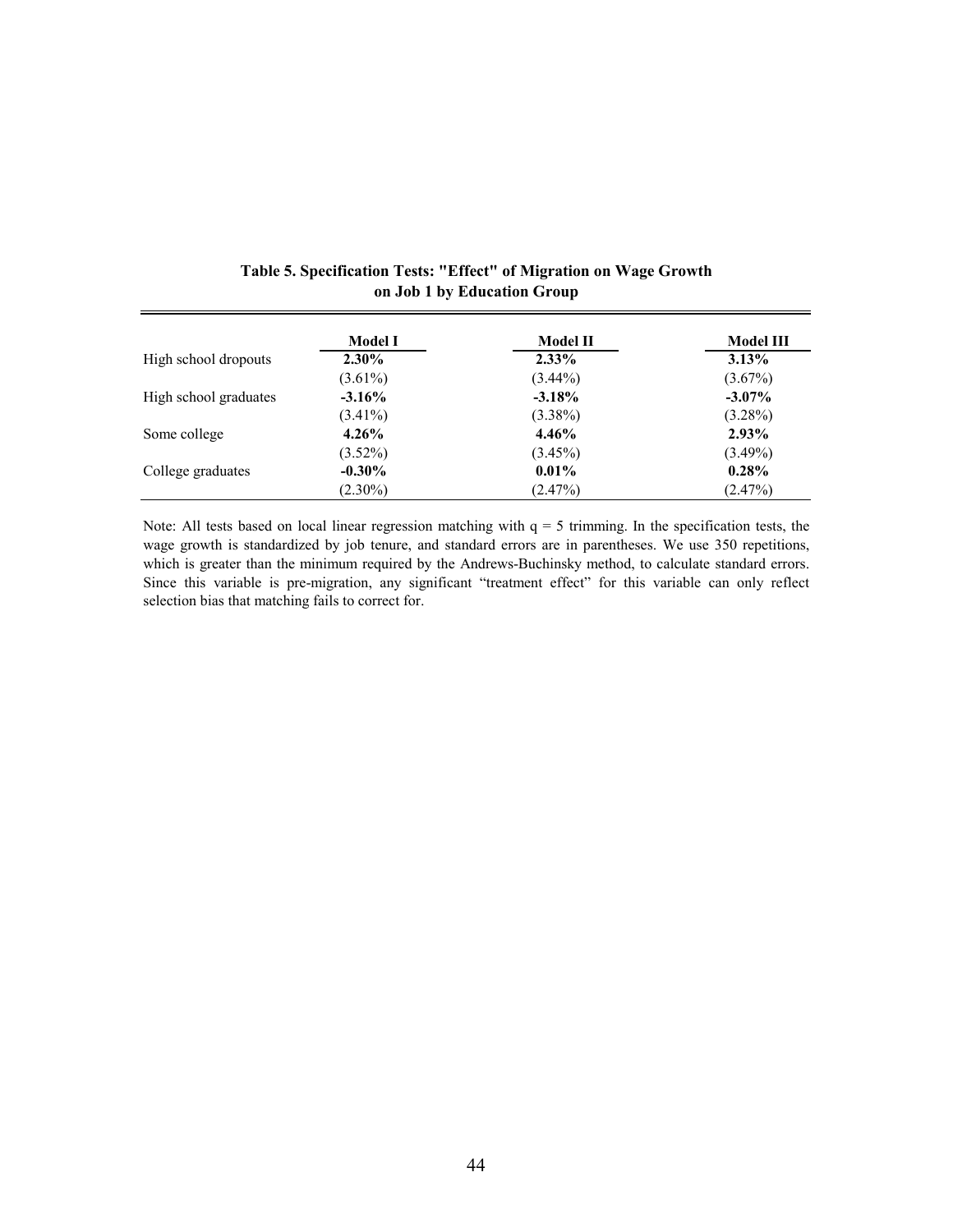**Table 5. Specification Tests: "Effect" of Migration on Wage Growth on Job 1 by Education Group**

| | Model I | Model II | Model III |
|---|---|---|---|
| High school dropouts | **2.30%** | **2.33%** | **3.13%** |
| | (3.61%) | (3.44%) | (3.67%) |
| High school graduates | **-3.16%** | **-3.18%** | **-3.07%** |
| | (3.41%) | (3.38%) | (3.28%) |
| Some college | **4.26%** | **4.46%** | **2.93%** |
| | (3.52%) | (3.45%) | (3.49%) |
| College graduates | **-0.30%** | **0.01%** | **0.28%** |
| | (2.30%) | (2.47%) | (2.47%) |

Note: All tests based on local linear regression matching with $q = 5$ trimming. In the specification tests, the wage growth is standardized by job tenure, and standard errors are in parentheses. We use 350 repetitions, which is greater than the minimum required by the Andrews-Buchinsky method, to calculate standard errors. Since this variable is pre-migration, any significant "treatment effect" for this variable can only reflect selection bias that matching fails to correct for.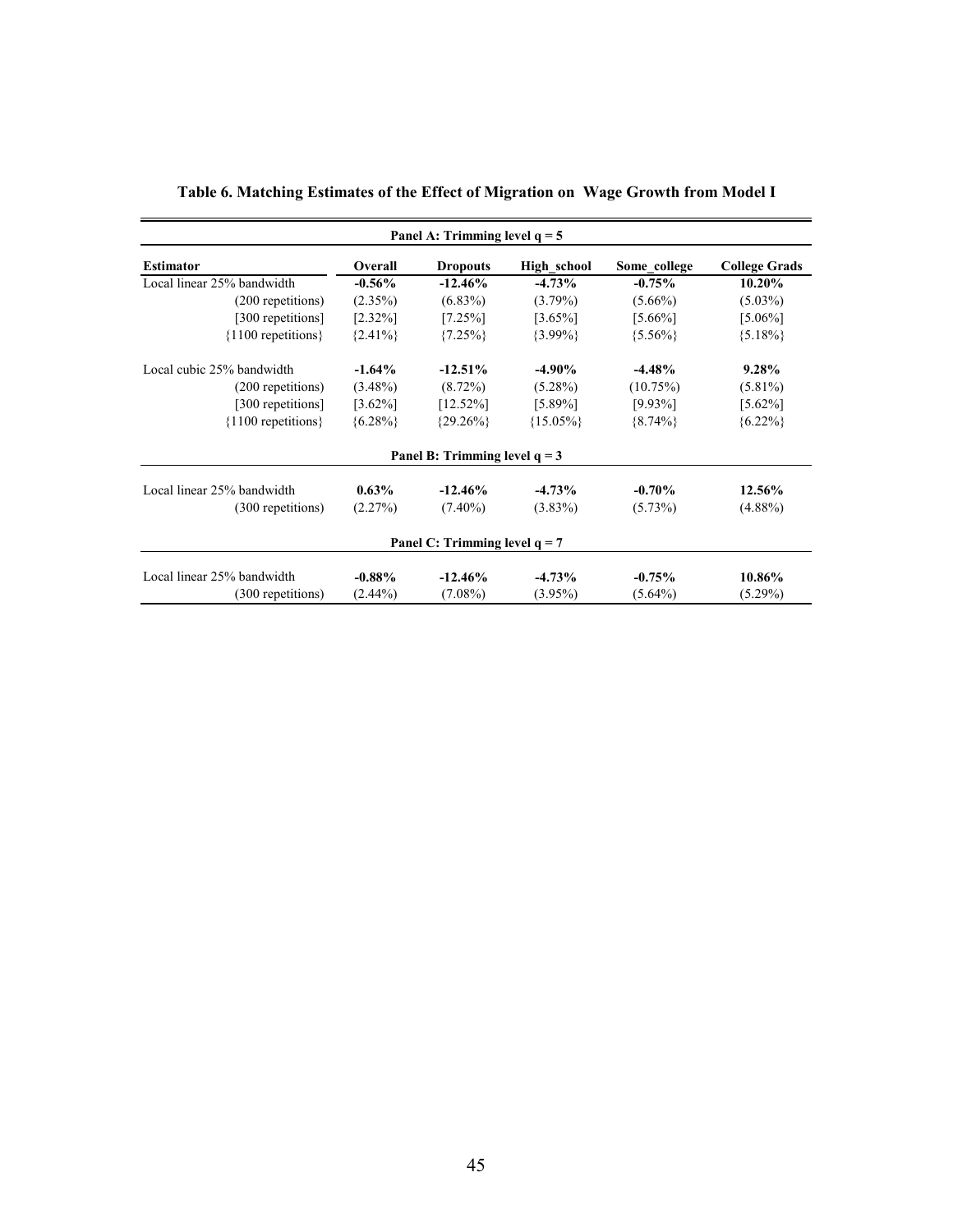**Table 6. Matching Estimates of the Effect of Migration on Wage Growth from Model I**

| Panel A: Trimming level q = 5 | | | | | |
|---|---|---|---|---|---|
| **Estimator** | **Overall** | **Dropouts** | **High_school** | **Some_college** | **College Grads** |
| Local linear 25% bandwidth | **-0.56%** | **-12.46%** | **-4.73%** | **-0.75%** | **10.20%** |
| (200 repetitions) | (2.35%) | (6.83%) | (3.79%) | (5.66%) | (5.03%) |
| [300 repetitions] | [2.32%] | [7.25%] | [3.65%] | [5.66%] | [5.06%] |
| {1100 repetitions} | {2.41%} | {7.25%} | {3.99%} | {5.56%} | {5.18%} |
| Local cubic 25% bandwidth | **-1.64%** | **-12.51%** | **-4.90%** | **-4.48%** | **9.28%** |
| (200 repetitions) | (3.48%) | (8.72%) | (5.28%) | (10.75%) | (5.81%) |
| [300 repetitions] | [3.62%] | [12.52%] | [5.89%] | [9.93%] | [5.62%] |
| {1100 repetitions} | {6.28%} | {29.26%} | {15.05%} | {8.74%} | {6.22%} |
| **Panel B: Trimming level q = 3** | | | | | |
| Local linear 25% bandwidth | **0.63%** | **-12.46%** | **-4.73%** | **-0.70%** | **12.56%** |
| (300 repetitions) | (2.27%) | (7.40%) | (3.83%) | (5.73%) | (4.88%) |
| **Panel C: Trimming level q = 7** | | | | | |
| Local linear 25% bandwidth | **-0.88%** | **-12.46%** | **-4.73%** | **-0.75%** | **10.86%** |
| (300 repetitions) | (2.44%) | (7.08%) | (3.95%) | (5.64%) | (5.29%) |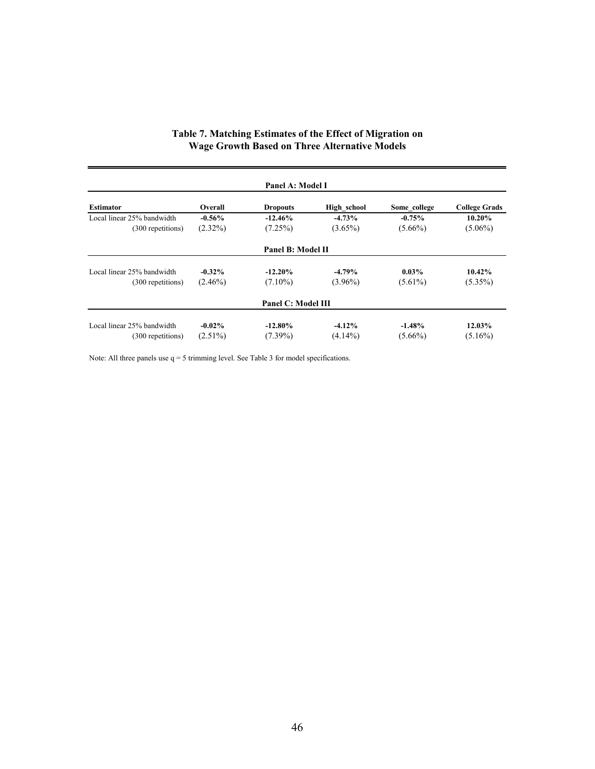**Table 7. Matching Estimates of the Effect of Migration on Wage Growth Based on Three Alternative Models**

| Estimator | Overall | Dropouts | High_school | Some_college | College Grads |
|---|---|---|---|---|---|
| **Panel A: Model I** | | | | | |
| Local linear 25% bandwidth | **-0.56%** | **-12.46%** | **-4.73%** | **-0.75%** | **10.20%** |
| (300 repetitions) | (2.32%) | (7.25%) | (3.65%) | (5.66%) | (5.06%) |
| **Panel B: Model II** | | | | | |
| Local linear 25% bandwidth | **-0.32%** | **-12.20%** | **-4.79%** | **0.03%** | **10.42%** |
| (300 repetitions) | (2.46%) | (7.10%) | (3.96%) | (5.61%) | (5.35%) |
| **Panel C: Model III** | | | | | |
| Local linear 25% bandwidth | **-0.02%** | **-12.80%** | **-4.12%** | **-1.48%** | **12.03%** |
| (300 repetitions) | (2.51%) | (7.39%) | (4.14%) | (5.66%) | (5.16%) |

Note: All three panels use q = 5 trimming level. See Table 3 for model specifications.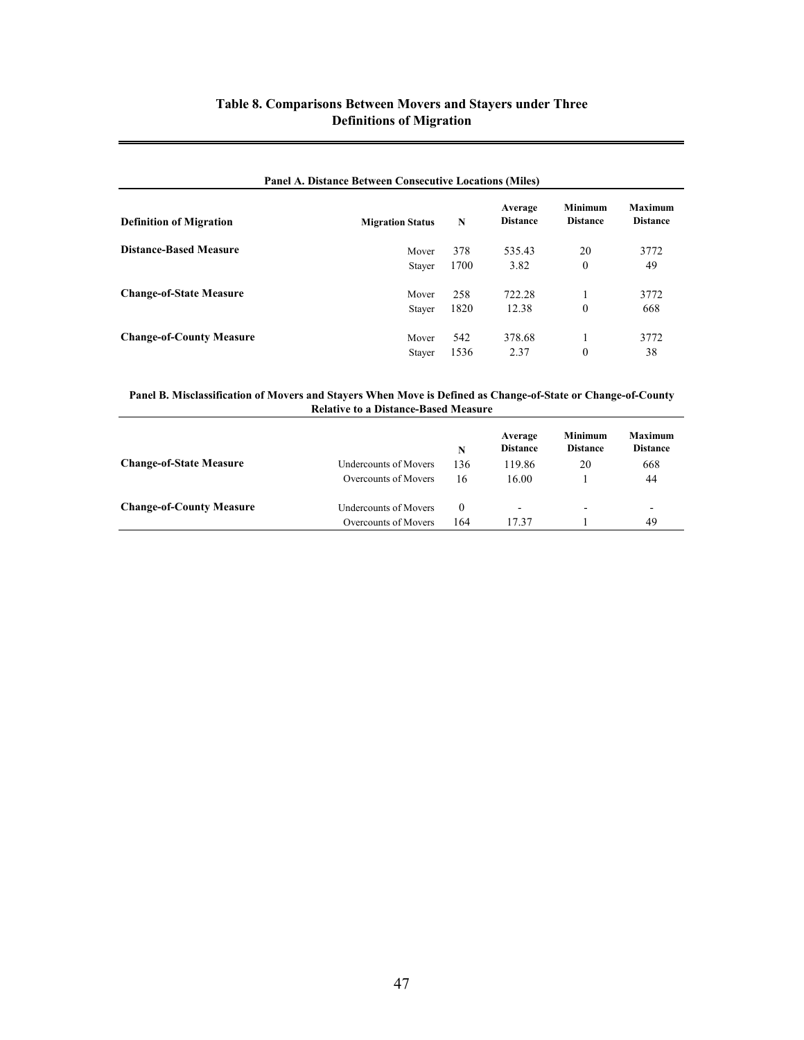## Table 8. Comparisons Between Movers and Stayers under Three Definitions of Migration

**Panel A. Distance Between Consecutive Locations (Miles)**

| Definition of Migration | Migration Status | N | Average Distance | Minimum Distance | Maximum Distance |
|---|---|---|---|---|---|
| **Distance-Based Measure** | Mover | 378 | 535.43 | 20 | 3772 |
| | Stayer | 1700 | 3.82 | 0 | 49 |
| **Change-of-State Measure** | Mover | 258 | 722.28 | 1 | 3772 |
| | Stayer | 1820 | 12.38 | 0 | 668 |
| **Change-of-County Measure** | Mover | 542 | 378.68 | 1 | 3772 |
| | Stayer | 1536 | 2.37 | 0 | 38 |

**Panel B. Misclassification of Movers and Stayers When Move is Defined as Change-of-State or Change-of-County Relative to a Distance-Based Measure**

| | | N | Average Distance | Minimum Distance | Maximum Distance |
|---|---|---|---|---|---|
| **Change-of-State Measure** | Undercounts of Movers | 136 | 119.86 | 20 | 668 |
| | Overcounts of Movers | 16 | 16.00 | 1 | 44 |
| **Change-of-County Measure** | Undercounts of Movers | 0 | - | - | - |
| | Overcounts of Movers | 164 | 17.37 | 1 | 49 |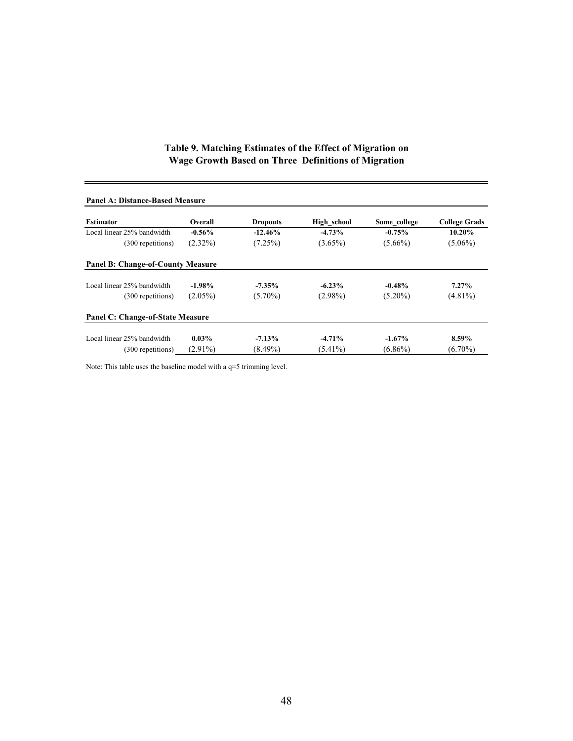**Table 9. Matching Estimates of the Effect of Migration on Wage Growth Based on Three Definitions of Migration**

| Estimator | Overall | Dropouts | High_school | Some_college | College Grads |
|---|---|---|---|---|---|
| **Panel A: Distance-Based Measure** | | | | | |
| Local linear 25% bandwidth | **-0.56%** | **-12.46%** | **-4.73%** | **-0.75%** | **10.20%** |
| (300 repetitions) | (2.32%) | (7.25%) | (3.65%) | (5.66%) | (5.06%) |
| **Panel B: Change-of-County Measure** | | | | | |
| Local linear 25% bandwidth | **-1.98%** | **-7.35%** | **-6.23%** | **-0.48%** | **7.27%** |
| (300 repetitions) | (2.05%) | (5.70%) | (2.98%) | (5.20%) | (4.81%) |
| **Panel C: Change-of-State Measure** | | | | | |
| Local linear 25% bandwidth | **0.03%** | **-7.13%** | **-4.71%** | **-1.67%** | **8.59%** |
| (300 repetitions) | (2.91%) | (8.49%) | (5.41%) | (6.86%) | (6.70%) |

Note: This table uses the baseline model with a q=5 trimming level.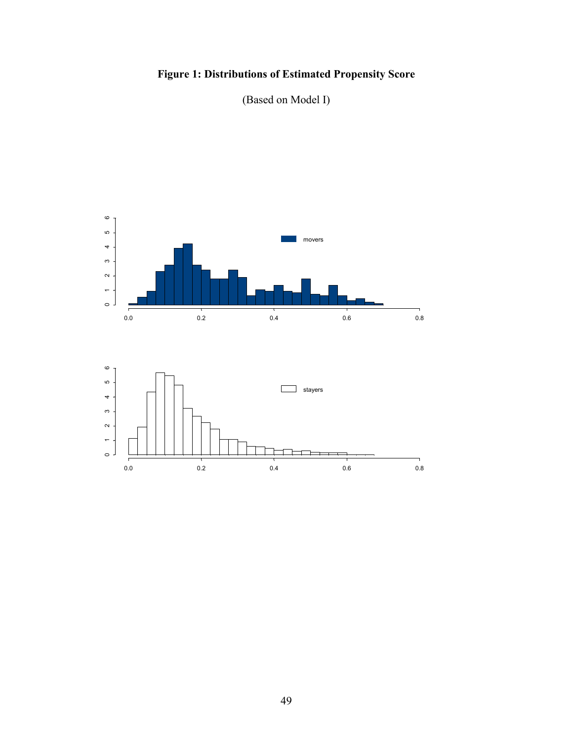**Figure 1: Distributions of Estimated Propensity Score**

(Based on Model I)

6
5
4
3
2
1
0

movers

0.0
0.2
0.4
0.6
0.8

6
5
4
3
2
1
0

stayers

0.0
0.2
0.4
0.6
0.8